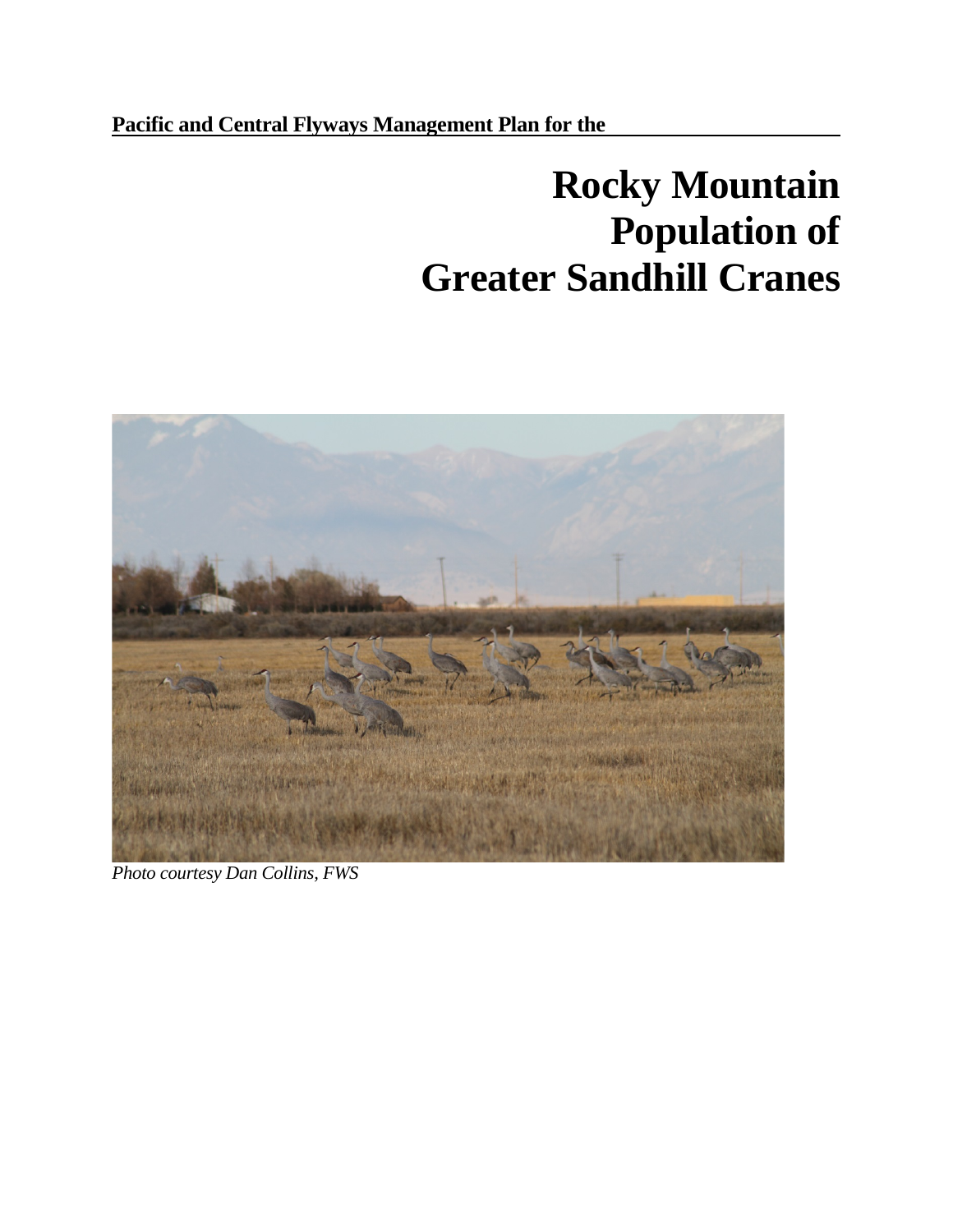**Pacific and Central Flyways Management Plan for the**

# Rocky Mountain Population of Greater Sandhill Cranes

*Photo courtesy Dan Collins, FWS*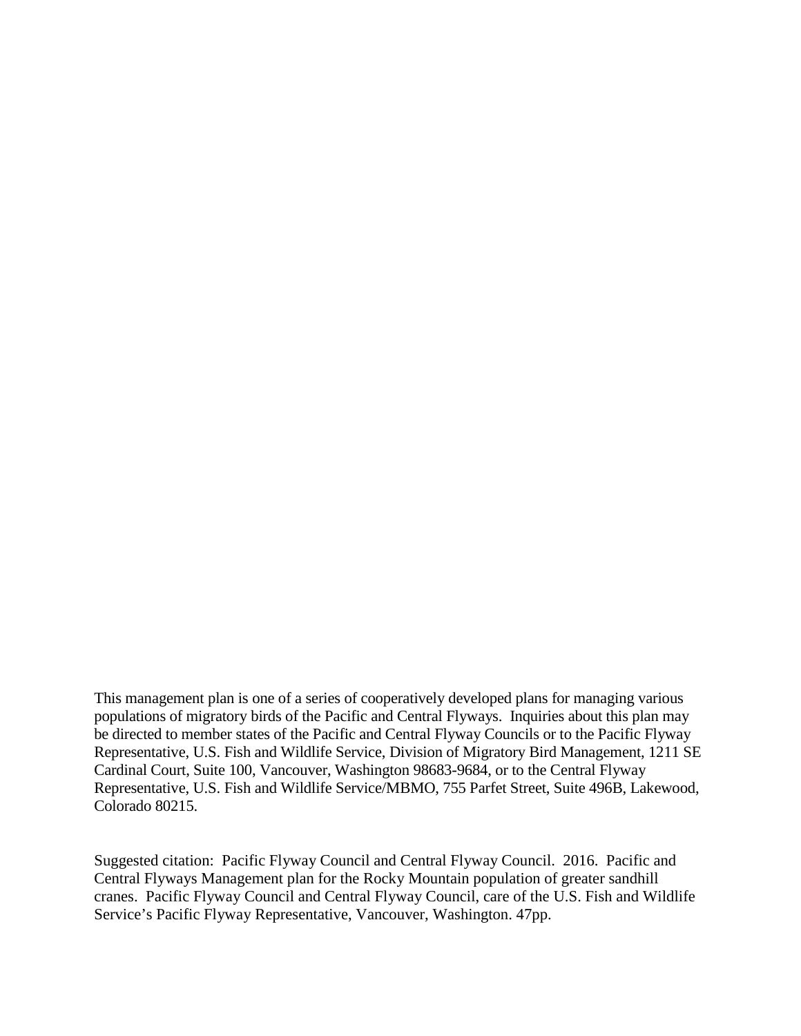This management plan is one of a series of cooperatively developed plans for managing various populations of migratory birds of the Pacific and Central Flyways. Inquiries about this plan may be directed to member states of the Pacific and Central Flyway Councils or to the Pacific Flyway Representative, U.S. Fish and Wildlife Service, Division of Migratory Bird Management, 1211 SE Cardinal Court, Suite 100, Vancouver, Washington 98683-9684, or to the Central Flyway Representative, U.S. Fish and Wildlife Service/MBMO, 755 Parfet Street, Suite 496B, Lakewood, Colorado 80215.

Suggested citation: Pacific Flyway Council and Central Flyway Council. 2016. Pacific and Central Flyways Management plan for the Rocky Mountain population of greater sandhill cranes. Pacific Flyway Council and Central Flyway Council, care of the U.S. Fish and Wildlife Service's Pacific Flyway Representative, Vancouver, Washington. 47pp.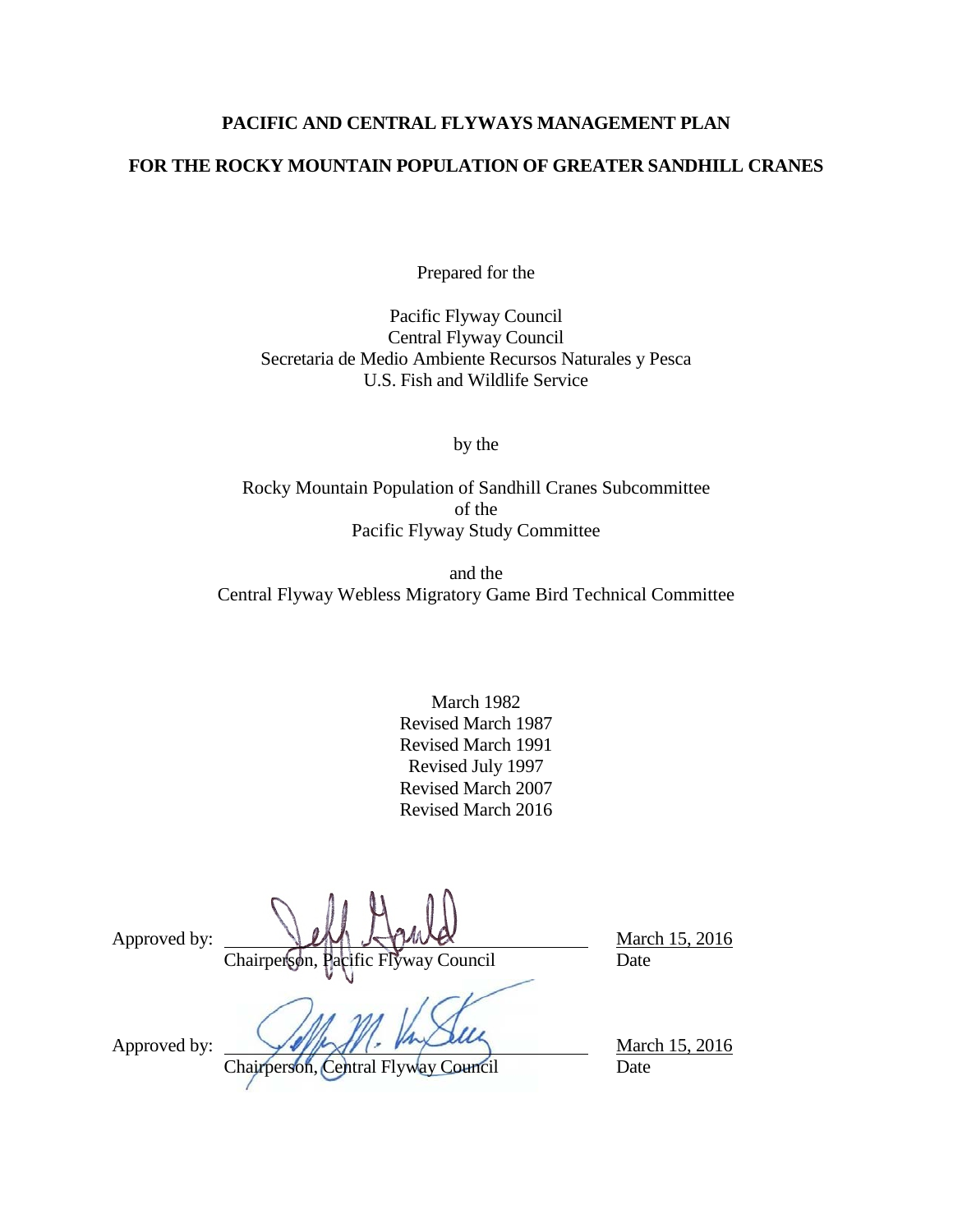**PACIFIC AND CENTRAL FLYWAYS MANAGEMENT PLAN**

**FOR THE ROCKY MOUNTAIN POPULATION OF GREATER SANDHILL CRANES**

Prepared for the

Pacific Flyway Council
Central Flyway Council
Secretaria de Medio Ambiente Recursos Naturales y Pesca
U.S. Fish and Wildlife Service

by the

Rocky Mountain Population of Sandhill Cranes Subcommittee
of the
Pacific Flyway Study Committee

and the
Central Flyway Webless Migratory Game Bird Technical Committee

March 1982
Revised March 1987
Revised March 1991
Revised July 1997
Revised March 2007
Revised March 2016

Approved by: ______________________________ March 15, 2016
Chairperson, Pacific Flyway Council Date

Approved by: ______________________________ March 15, 2016
Chairperson, Central Flyway Council Date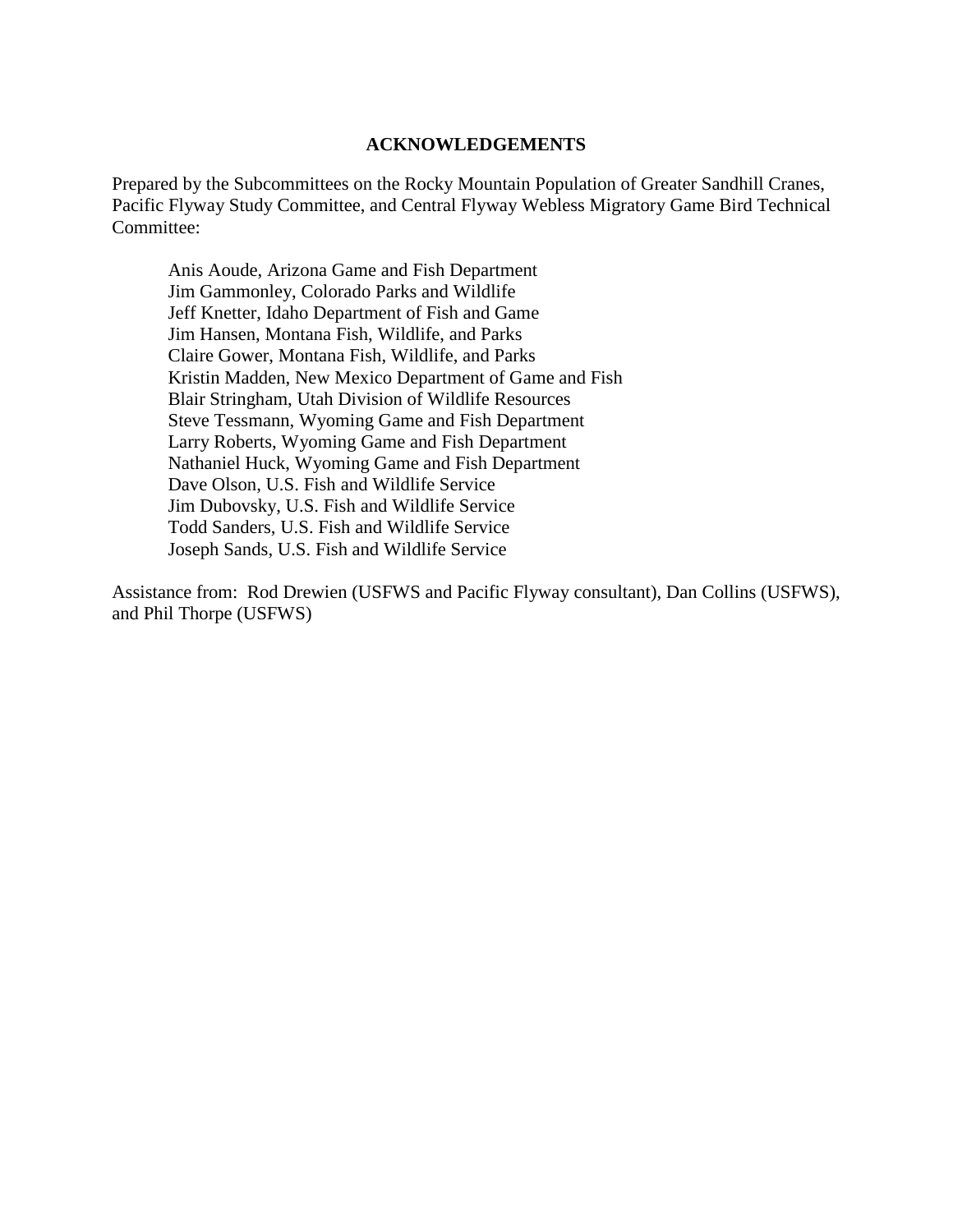## ACKNOWLEDGEMENTS

Prepared by the Subcommittees on the Rocky Mountain Population of Greater Sandhill Cranes, Pacific Flyway Study Committee, and Central Flyway Webless Migratory Game Bird Technical Committee:

Anis Aoude, Arizona Game and Fish Department
Jim Gammonley, Colorado Parks and Wildlife
Jeff Knetter, Idaho Department of Fish and Game
Jim Hansen, Montana Fish, Wildlife, and Parks
Claire Gower, Montana Fish, Wildlife, and Parks
Kristin Madden, New Mexico Department of Game and Fish
Blair Stringham, Utah Division of Wildlife Resources
Steve Tessmann, Wyoming Game and Fish Department
Larry Roberts, Wyoming Game and Fish Department
Nathaniel Huck, Wyoming Game and Fish Department
Dave Olson, U.S. Fish and Wildlife Service
Jim Dubovsky, U.S. Fish and Wildlife Service
Todd Sanders, U.S. Fish and Wildlife Service
Joseph Sands, U.S. Fish and Wildlife Service

Assistance from: Rod Drewien (USFWS and Pacific Flyway consultant), Dan Collins (USFWS), and Phil Thorpe (USFWS)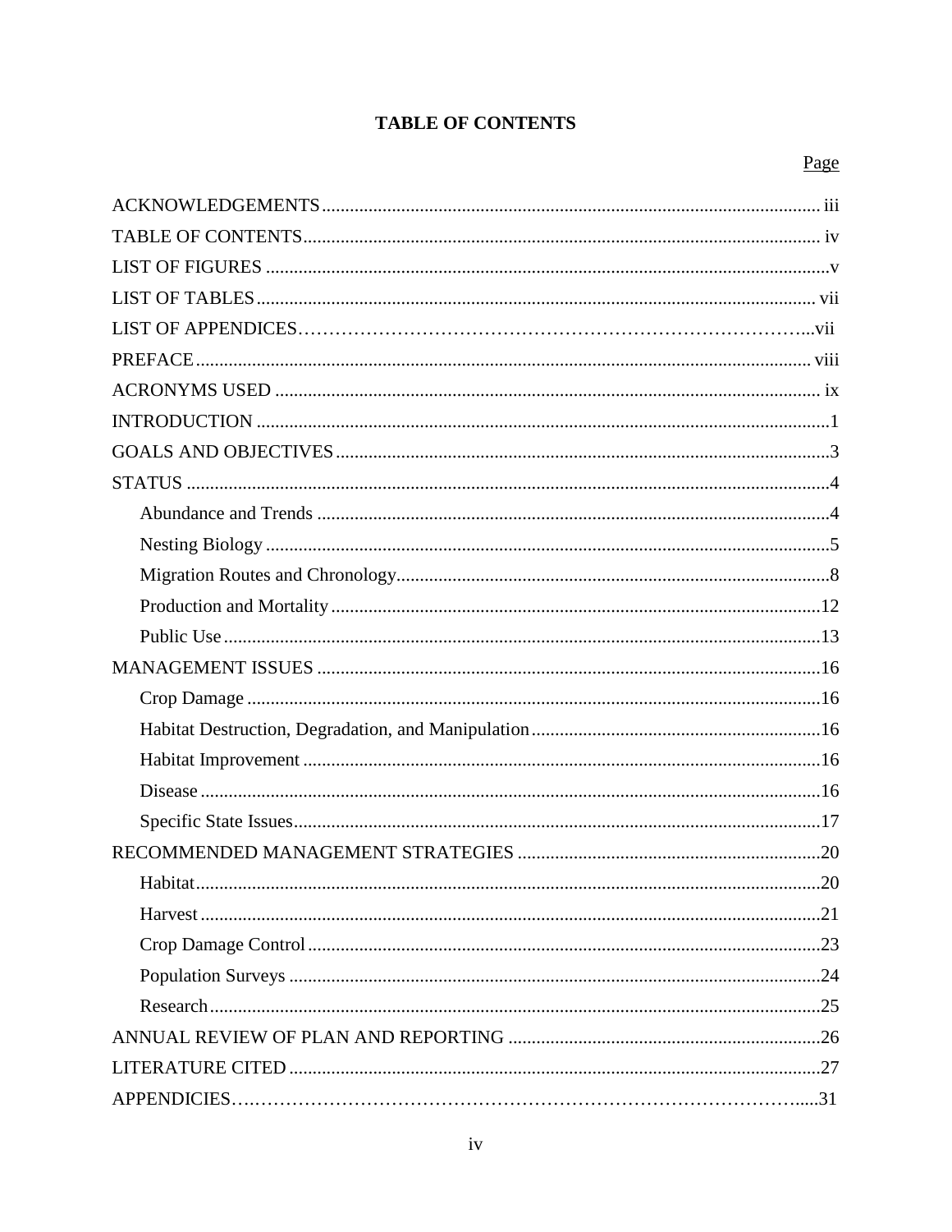# TABLE OF CONTENTS

| | Page |
|---|---|
| ACKNOWLEDGEMENTS | iii |
| TABLE OF CONTENTS | iv |
| LIST OF FIGURES | v |
| LIST OF TABLES | vii |
| LIST OF APPENDICES | vii |
| PREFACE | viii |
| ACRONYMS USED | ix |
| INTRODUCTION | 1 |
| GOALS AND OBJECTIVES | 3 |
| STATUS | 4 |
| Abundance and Trends | 4 |
| Nesting Biology | 5 |
| Migration Routes and Chronology | 8 |
| Production and Mortality | 12 |
| Public Use | 13 |
| MANAGEMENT ISSUES | 16 |
| Crop Damage | 16 |
| Habitat Destruction, Degradation, and Manipulation | 16 |
| Habitat Improvement | 16 |
| Disease | 16 |
| Specific State Issues | 17 |
| RECOMMENDED MANAGEMENT STRATEGIES | 20 |
| Habitat | 20 |
| Harvest | 21 |
| Crop Damage Control | 23 |
| Population Surveys | 24 |
| Research | 25 |
| ANNUAL REVIEW OF PLAN AND REPORTING | 26 |
| LITERATURE CITED | 27 |
| APPENDICIES | 31 |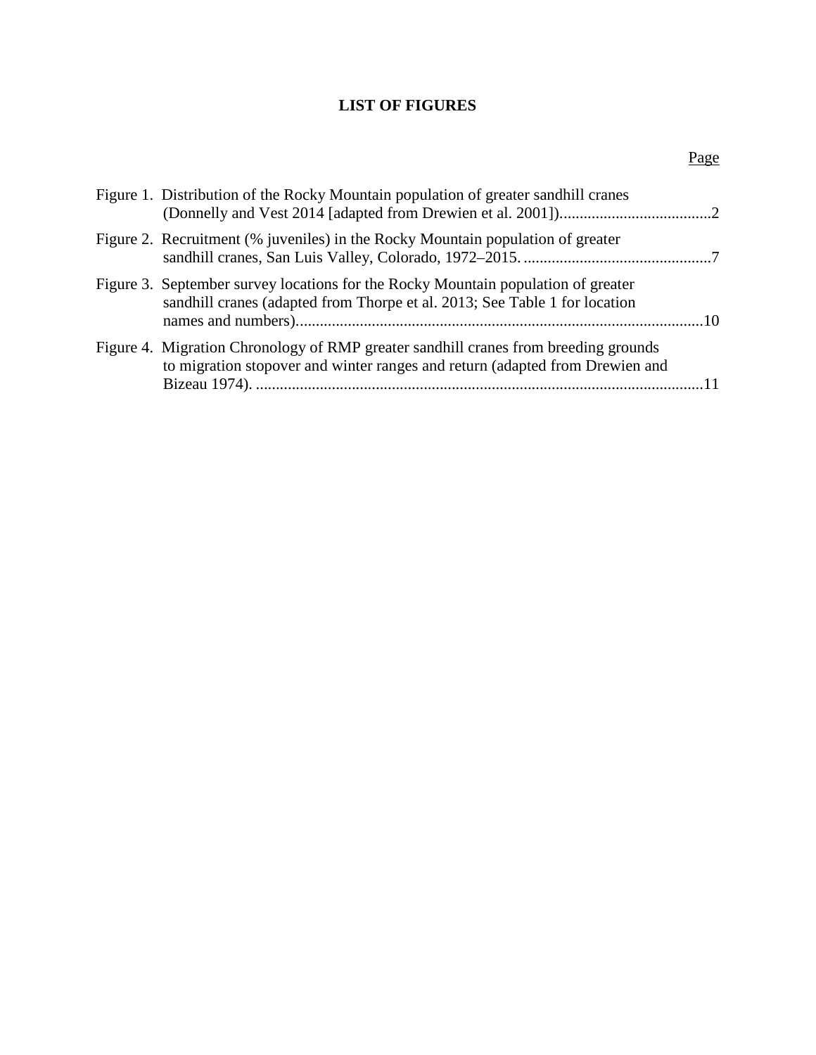# LIST OF FIGURES

Page

Figure 1. Distribution of the Rocky Mountain population of greater sandhill cranes (Donnelly and Vest 2014 [adapted from Drewien et al. 2001]).......................................2

Figure 2. Recruitment (% juveniles) in the Rocky Mountain population of greater sandhill cranes, San Luis Valley, Colorado, 1972–2015. ...............................................7

Figure 3. September survey locations for the Rocky Mountain population of greater sandhill cranes (adapted from Thorpe et al. 2013; See Table 1 for location names and numbers).....................................................................................................10

Figure 4. Migration Chronology of RMP greater sandhill cranes from breeding grounds to migration stopover and winter ranges and return (adapted from Drewien and Bizeau 1974). ................................................................................................................11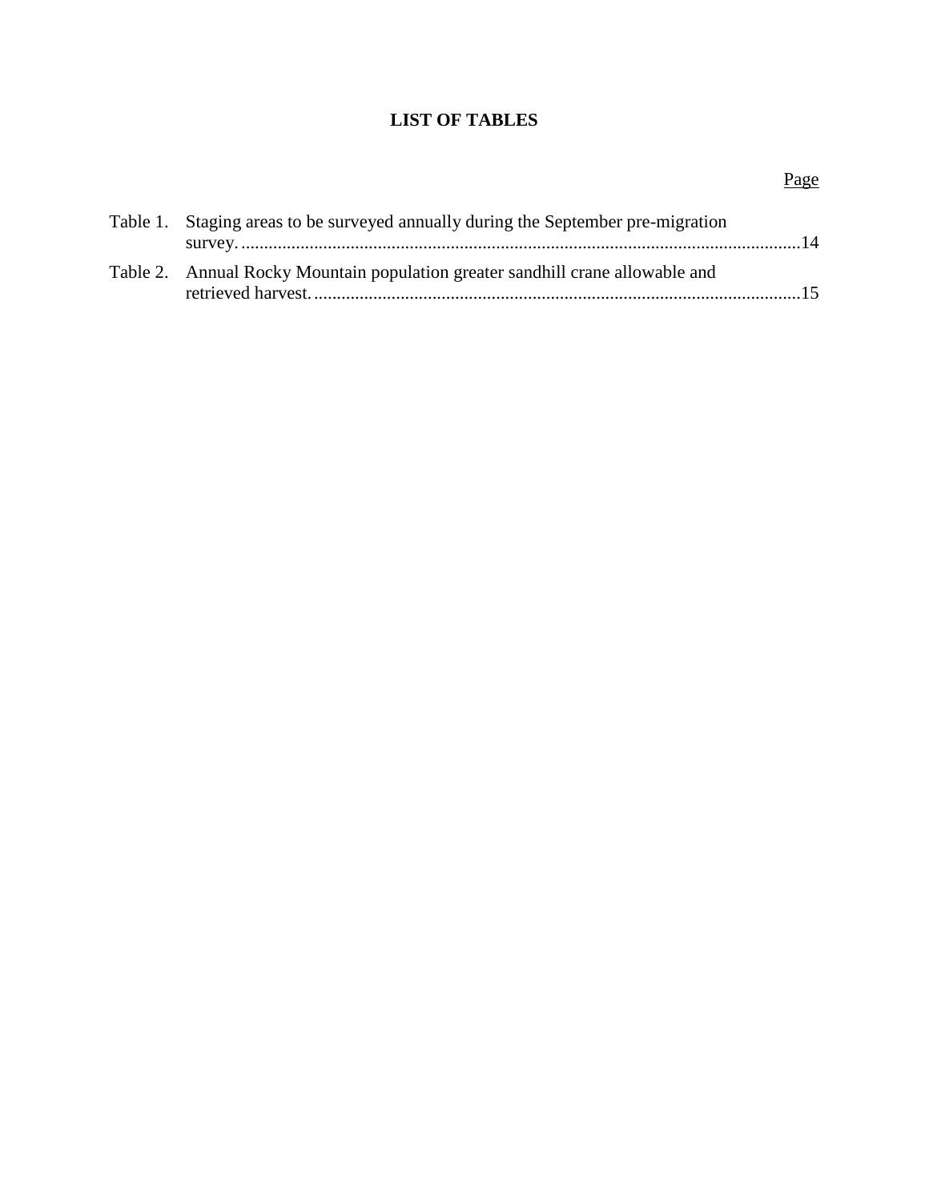# LIST OF TABLES

| | | Page |
|---|---|---|
| Table 1. | Staging areas to be surveyed annually during the September pre-migration survey. | 14 |
| Table 2. | Annual Rocky Mountain population greater sandhill crane allowable and retrieved harvest. | 15 |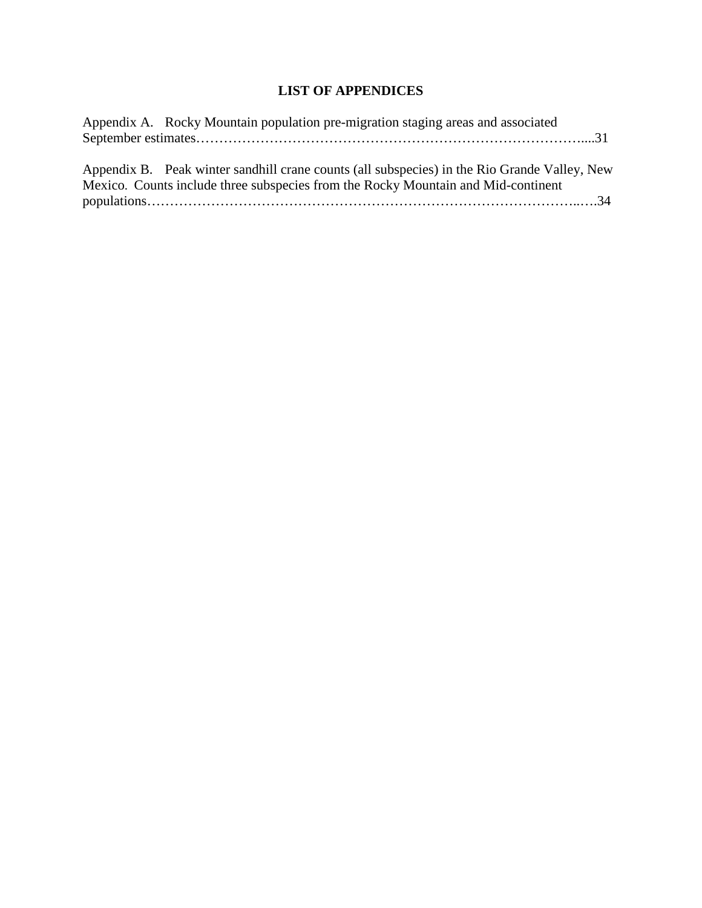# LIST OF APPENDICES

Appendix A. Rocky Mountain population pre-migration staging areas and associated September estimates……………………………………………………………………………....31

Appendix B. Peak winter sandhill crane counts (all subspecies) in the Rio Grande Valley, New Mexico. Counts include three subspecies from the Rocky Mountain and Mid-continent populations…………………………………………………………………………………..….34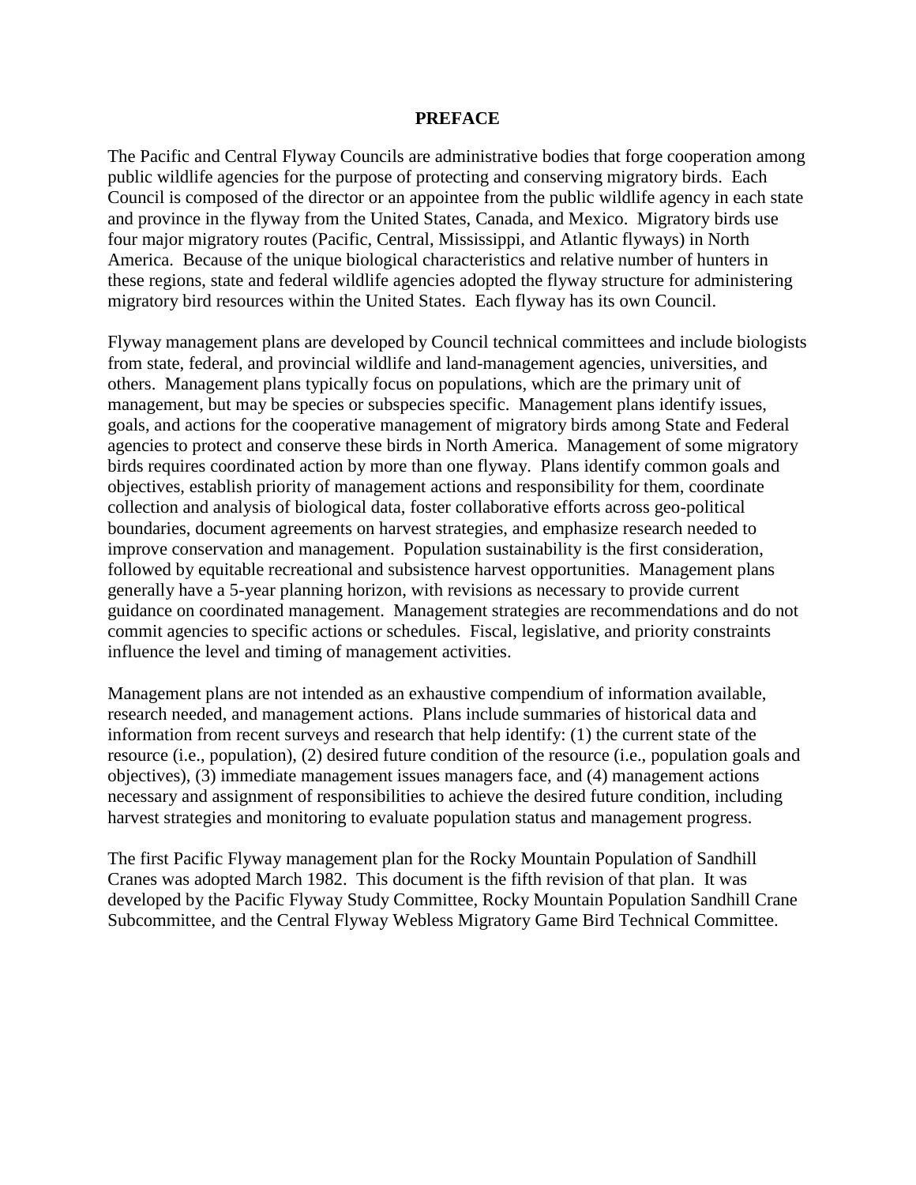# PREFACE

The Pacific and Central Flyway Councils are administrative bodies that forge cooperation among public wildlife agencies for the purpose of protecting and conserving migratory birds. Each Council is composed of the director or an appointee from the public wildlife agency in each state and province in the flyway from the United States, Canada, and Mexico. Migratory birds use four major migratory routes (Pacific, Central, Mississippi, and Atlantic flyways) in North America. Because of the unique biological characteristics and relative number of hunters in these regions, state and federal wildlife agencies adopted the flyway structure for administering migratory bird resources within the United States. Each flyway has its own Council.

Flyway management plans are developed by Council technical committees and include biologists from state, federal, and provincial wildlife and land-management agencies, universities, and others. Management plans typically focus on populations, which are the primary unit of management, but may be species or subspecies specific. Management plans identify issues, goals, and actions for the cooperative management of migratory birds among State and Federal agencies to protect and conserve these birds in North America. Management of some migratory birds requires coordinated action by more than one flyway. Plans identify common goals and objectives, establish priority of management actions and responsibility for them, coordinate collection and analysis of biological data, foster collaborative efforts across geo-political boundaries, document agreements on harvest strategies, and emphasize research needed to improve conservation and management. Population sustainability is the first consideration, followed by equitable recreational and subsistence harvest opportunities. Management plans generally have a 5-year planning horizon, with revisions as necessary to provide current guidance on coordinated management. Management strategies are recommendations and do not commit agencies to specific actions or schedules. Fiscal, legislative, and priority constraints influence the level and timing of management activities.

Management plans are not intended as an exhaustive compendium of information available, research needed, and management actions. Plans include summaries of historical data and information from recent surveys and research that help identify: (1) the current state of the resource (i.e., population), (2) desired future condition of the resource (i.e., population goals and objectives), (3) immediate management issues managers face, and (4) management actions necessary and assignment of responsibilities to achieve the desired future condition, including harvest strategies and monitoring to evaluate population status and management progress.

The first Pacific Flyway management plan for the Rocky Mountain Population of Sandhill Cranes was adopted March 1982. This document is the fifth revision of that plan. It was developed by the Pacific Flyway Study Committee, Rocky Mountain Population Sandhill Crane Subcommittee, and the Central Flyway Webless Migratory Game Bird Technical Committee.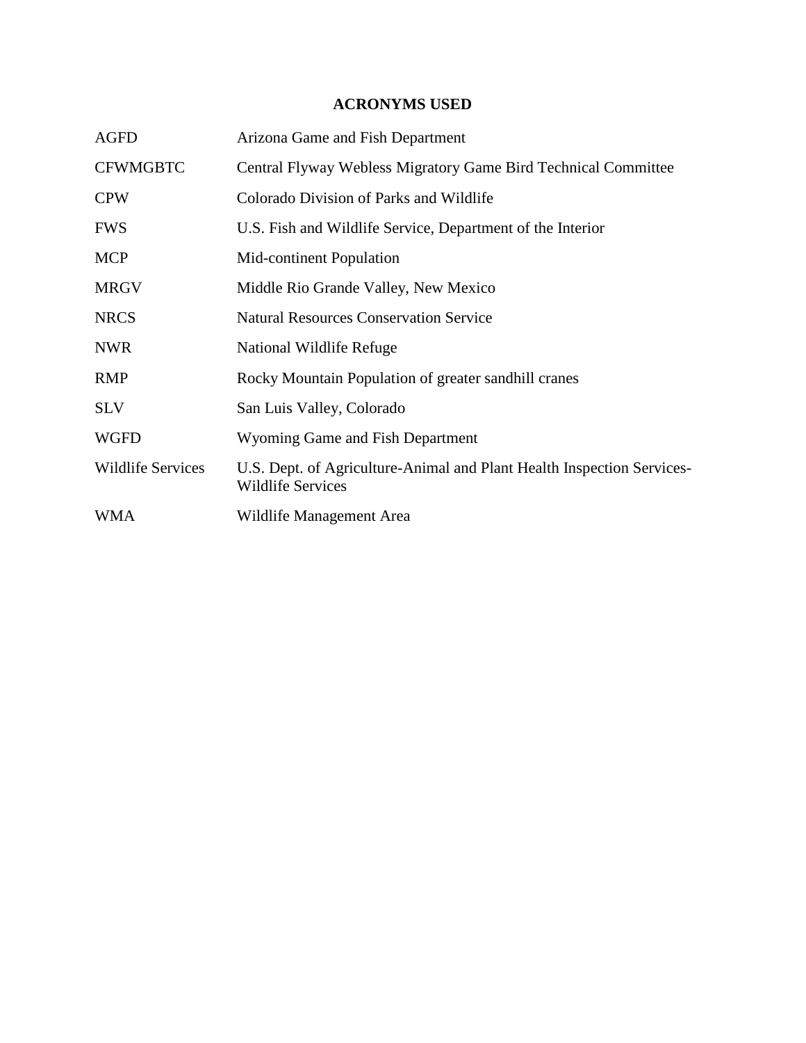## ACRONYMS USED

| | |
|---|---|
| AGFD | Arizona Game and Fish Department |
| CFWMGBTC | Central Flyway Webless Migratory Game Bird Technical Committee |
| CPW | Colorado Division of Parks and Wildlife |
| FWS | U.S. Fish and Wildlife Service, Department of the Interior |
| MCP | Mid-continent Population |
| MRGV | Middle Rio Grande Valley, New Mexico |
| NRCS | Natural Resources Conservation Service |
| NWR | National Wildlife Refuge |
| RMP | Rocky Mountain Population of greater sandhill cranes |
| SLV | San Luis Valley, Colorado |
| WGFD | Wyoming Game and Fish Department |
| Wildlife Services | U.S. Dept. of Agriculture-Animal and Plant Health Inspection Services-Wildlife Services |
| WMA | Wildlife Management Area |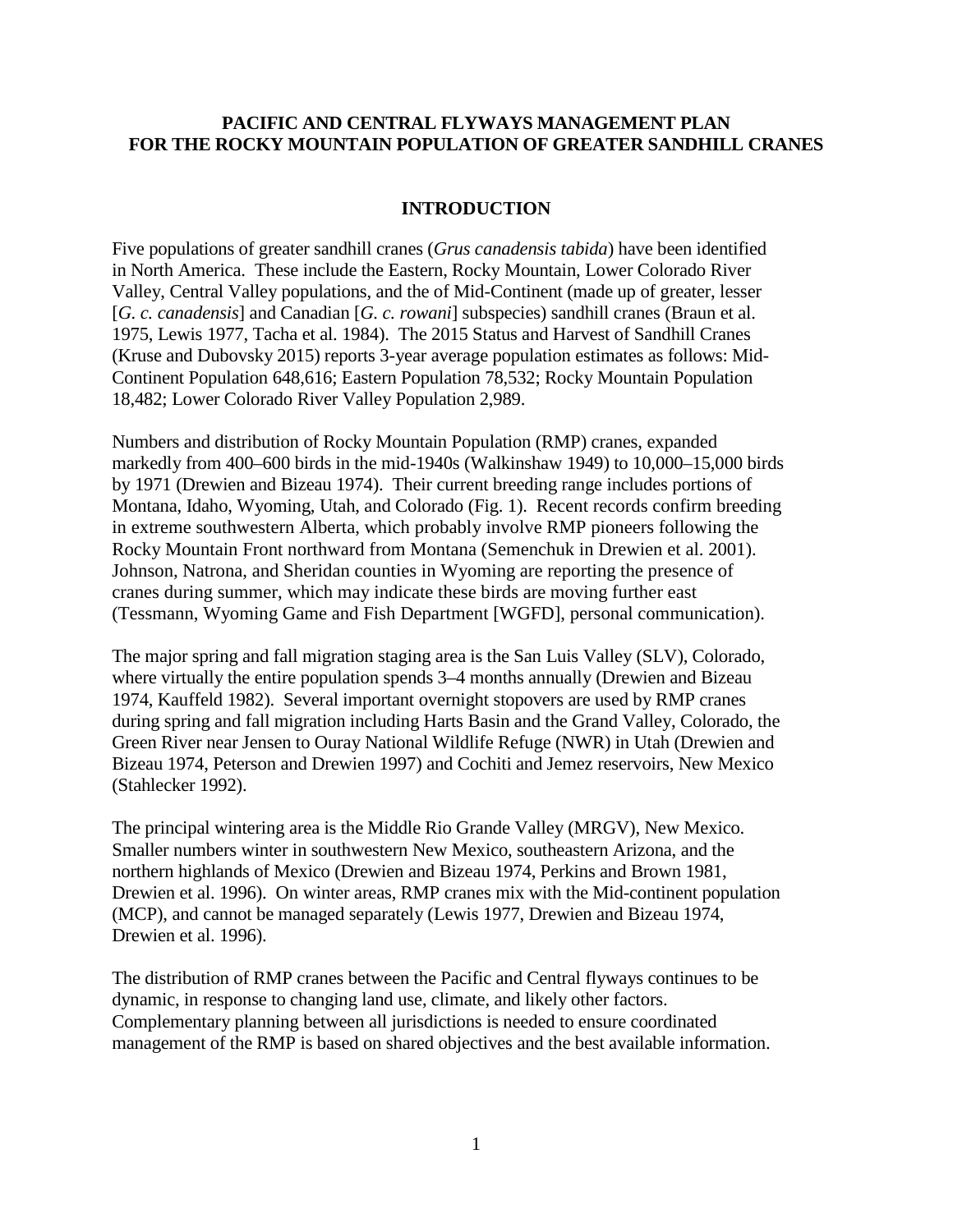**PACIFIC AND CENTRAL FLYWAYS MANAGEMENT PLAN FOR THE ROCKY MOUNTAIN POPULATION OF GREATER SANDHILL CRANES**

## INTRODUCTION

Five populations of greater sandhill cranes (*Grus canadensis tabida*) have been identified in North America. These include the Eastern, Rocky Mountain, Lower Colorado River Valley, Central Valley populations, and the of Mid-Continent (made up of greater, lesser [*G. c. canadensis*] and Canadian [*G. c. rowani*] subspecies) sandhill cranes (Braun et al. 1975, Lewis 1977, Tacha et al. 1984). The 2015 Status and Harvest of Sandhill Cranes (Kruse and Dubovsky 2015) reports 3-year average population estimates as follows: Mid-Continent Population 648,616; Eastern Population 78,532; Rocky Mountain Population 18,482; Lower Colorado River Valley Population 2,989.

Numbers and distribution of Rocky Mountain Population (RMP) cranes, expanded markedly from 400–600 birds in the mid-1940s (Walkinshaw 1949) to 10,000–15,000 birds by 1971 (Drewien and Bizeau 1974). Their current breeding range includes portions of Montana, Idaho, Wyoming, Utah, and Colorado (Fig. 1). Recent records confirm breeding in extreme southwestern Alberta, which probably involve RMP pioneers following the Rocky Mountain Front northward from Montana (Semenchuk in Drewien et al. 2001). Johnson, Natrona, and Sheridan counties in Wyoming are reporting the presence of cranes during summer, which may indicate these birds are moving further east (Tessmann, Wyoming Game and Fish Department [WGFD], personal communication).

The major spring and fall migration staging area is the San Luis Valley (SLV), Colorado, where virtually the entire population spends 3–4 months annually (Drewien and Bizeau 1974, Kauffeld 1982). Several important overnight stopovers are used by RMP cranes during spring and fall migration including Harts Basin and the Grand Valley, Colorado, the Green River near Jensen to Ouray National Wildlife Refuge (NWR) in Utah (Drewien and Bizeau 1974, Peterson and Drewien 1997) and Cochiti and Jemez reservoirs, New Mexico (Stahlecker 1992).

The principal wintering area is the Middle Rio Grande Valley (MRGV), New Mexico. Smaller numbers winter in southwestern New Mexico, southeastern Arizona, and the northern highlands of Mexico (Drewien and Bizeau 1974, Perkins and Brown 1981, Drewien et al. 1996). On winter areas, RMP cranes mix with the Mid-continent population (MCP), and cannot be managed separately (Lewis 1977, Drewien and Bizeau 1974, Drewien et al. 1996).

The distribution of RMP cranes between the Pacific and Central flyways continues to be dynamic, in response to changing land use, climate, and likely other factors. Complementary planning between all jurisdictions is needed to ensure coordinated management of the RMP is based on shared objectives and the best available information.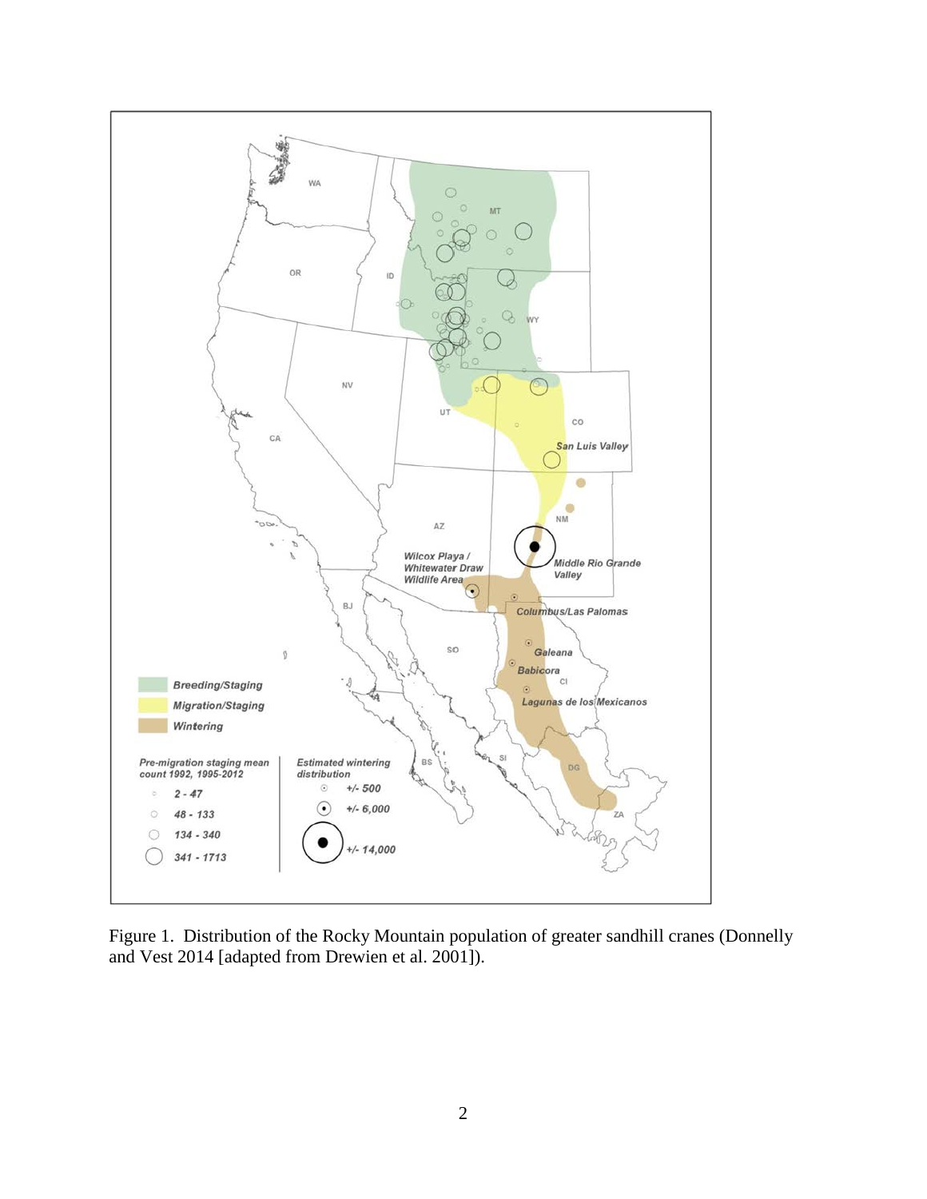Figure 1. Distribution of the Rocky Mountain population of greater sandhill cranes (Donnelly and Vest 2014 [adapted from Drewien et al. 2001]).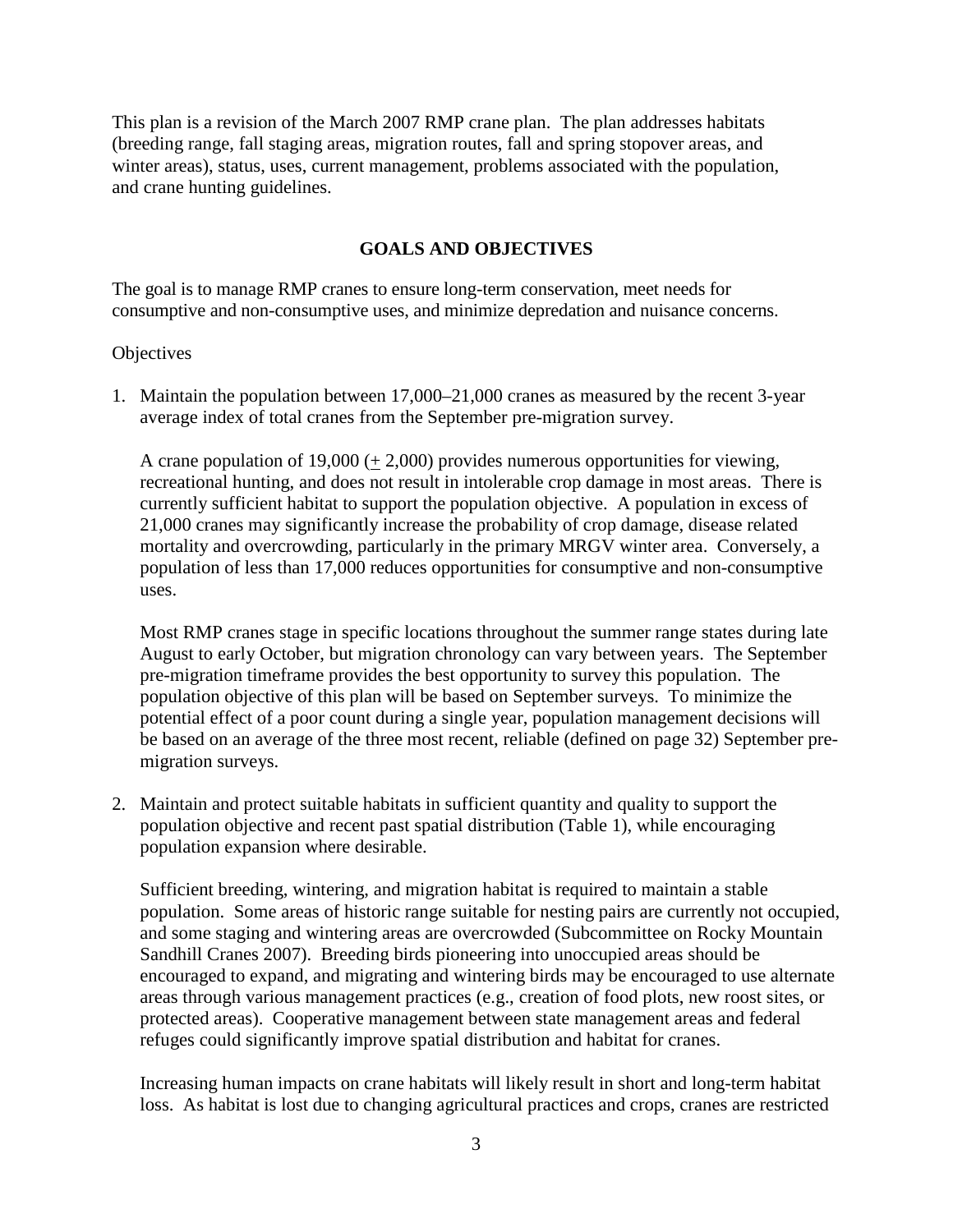This plan is a revision of the March 2007 RMP crane plan. The plan addresses habitats (breeding range, fall staging areas, migration routes, fall and spring stopover areas, and winter areas), status, uses, current management, problems associated with the population, and crane hunting guidelines.

## GOALS AND OBJECTIVES

The goal is to manage RMP cranes to ensure long-term conservation, meet needs for consumptive and non-consumptive uses, and minimize depredation and nuisance concerns.

Objectives

1. Maintain the population between 17,000–21,000 cranes as measured by the recent 3-year average index of total cranes from the September pre-migration survey.

   A crane population of 19,000 (± 2,000) provides numerous opportunities for viewing, recreational hunting, and does not result in intolerable crop damage in most areas. There is currently sufficient habitat to support the population objective. A population in excess of 21,000 cranes may significantly increase the probability of crop damage, disease related mortality and overcrowding, particularly in the primary MRGV winter area. Conversely, a population of less than 17,000 reduces opportunities for consumptive and non-consumptive uses.

   Most RMP cranes stage in specific locations throughout the summer range states during late August to early October, but migration chronology can vary between years. The September pre-migration timeframe provides the best opportunity to survey this population. The population objective of this plan will be based on September surveys. To minimize the potential effect of a poor count during a single year, population management decisions will be based on an average of the three most recent, reliable (defined on page 32) September pre-migration surveys.

2. Maintain and protect suitable habitats in sufficient quantity and quality to support the population objective and recent past spatial distribution (Table 1), while encouraging population expansion where desirable.

   Sufficient breeding, wintering, and migration habitat is required to maintain a stable population. Some areas of historic range suitable for nesting pairs are currently not occupied, and some staging and wintering areas are overcrowded (Subcommittee on Rocky Mountain Sandhill Cranes 2007). Breeding birds pioneering into unoccupied areas should be encouraged to expand, and migrating and wintering birds may be encouraged to use alternate areas through various management practices (e.g., creation of food plots, new roost sites, or protected areas). Cooperative management between state management areas and federal refuges could significantly improve spatial distribution and habitat for cranes.

   Increasing human impacts on crane habitats will likely result in short and long-term habitat loss. As habitat is lost due to changing agricultural practices and crops, cranes are restricted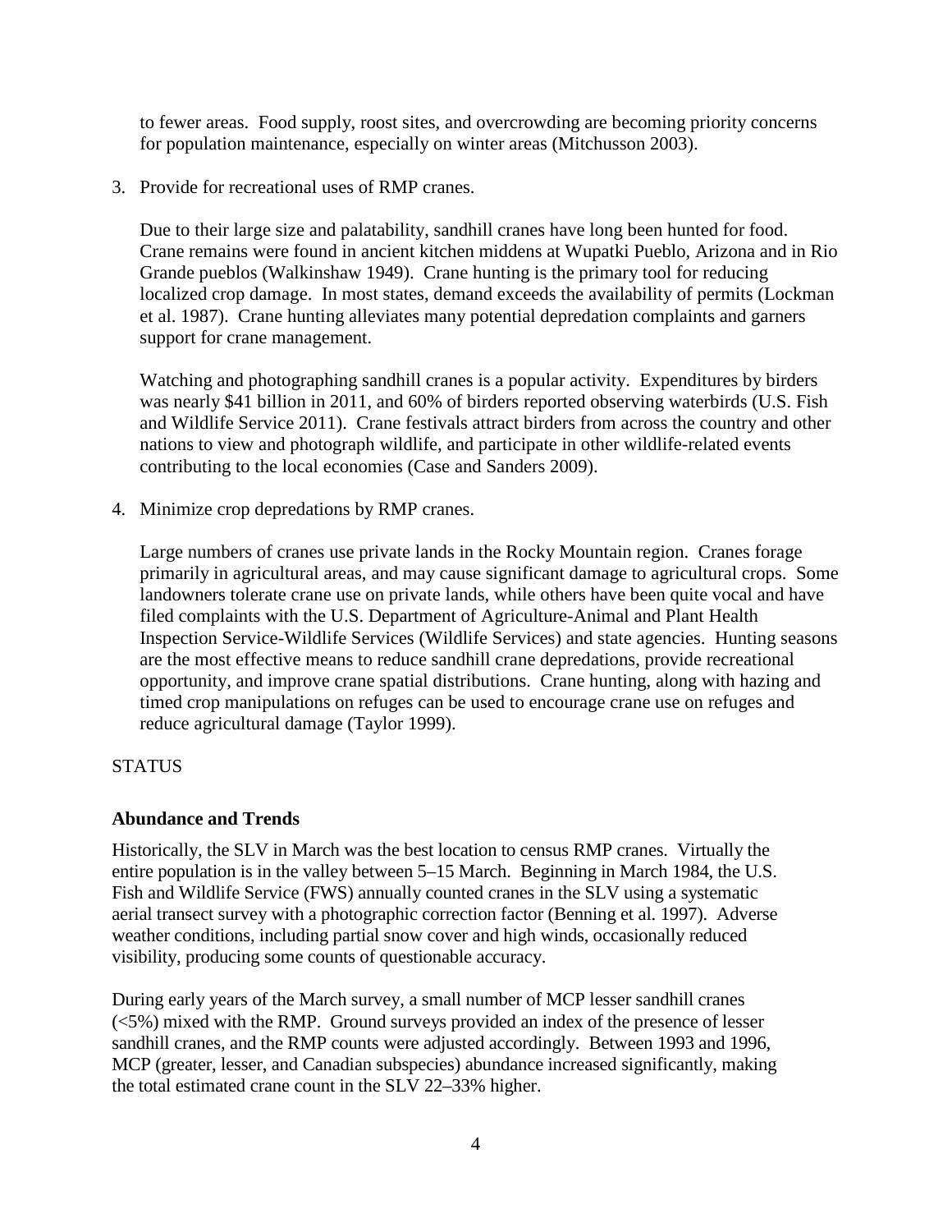to fewer areas. Food supply, roost sites, and overcrowding are becoming priority concerns for population maintenance, especially on winter areas (Mitchusson 2003).

3. Provide for recreational uses of RMP cranes.

   Due to their large size and palatability, sandhill cranes have long been hunted for food. Crane remains were found in ancient kitchen middens at Wupatki Pueblo, Arizona and in Rio Grande pueblos (Walkinshaw 1949). Crane hunting is the primary tool for reducing localized crop damage. In most states, demand exceeds the availability of permits (Lockman et al. 1987). Crane hunting alleviates many potential depredation complaints and garners support for crane management.

   Watching and photographing sandhill cranes is a popular activity. Expenditures by birders was nearly $41 billion in 2011, and 60% of birders reported observing waterbirds (U.S. Fish and Wildlife Service 2011). Crane festivals attract birders from across the country and other nations to view and photograph wildlife, and participate in other wildlife-related events contributing to the local economies (Case and Sanders 2009).

4. Minimize crop depredations by RMP cranes.

   Large numbers of cranes use private lands in the Rocky Mountain region. Cranes forage primarily in agricultural areas, and may cause significant damage to agricultural crops. Some landowners tolerate crane use on private lands, while others have been quite vocal and have filed complaints with the U.S. Department of Agriculture-Animal and Plant Health Inspection Service-Wildlife Services (Wildlife Services) and state agencies. Hunting seasons are the most effective means to reduce sandhill crane depredations, provide recreational opportunity, and improve crane spatial distributions. Crane hunting, along with hazing and timed crop manipulations on refuges can be used to encourage crane use on refuges and reduce agricultural damage (Taylor 1999).

## STATUS

### Abundance and Trends

Historically, the SLV in March was the best location to census RMP cranes. Virtually the entire population is in the valley between 5–15 March. Beginning in March 1984, the U.S. Fish and Wildlife Service (FWS) annually counted cranes in the SLV using a systematic aerial transect survey with a photographic correction factor (Benning et al. 1997). Adverse weather conditions, including partial snow cover and high winds, occasionally reduced visibility, producing some counts of questionable accuracy.

During early years of the March survey, a small number of MCP lesser sandhill cranes (<5%) mixed with the RMP. Ground surveys provided an index of the presence of lesser sandhill cranes, and the RMP counts were adjusted accordingly. Between 1993 and 1996, MCP (greater, lesser, and Canadian subspecies) abundance increased significantly, making the total estimated crane count in the SLV 22–33% higher.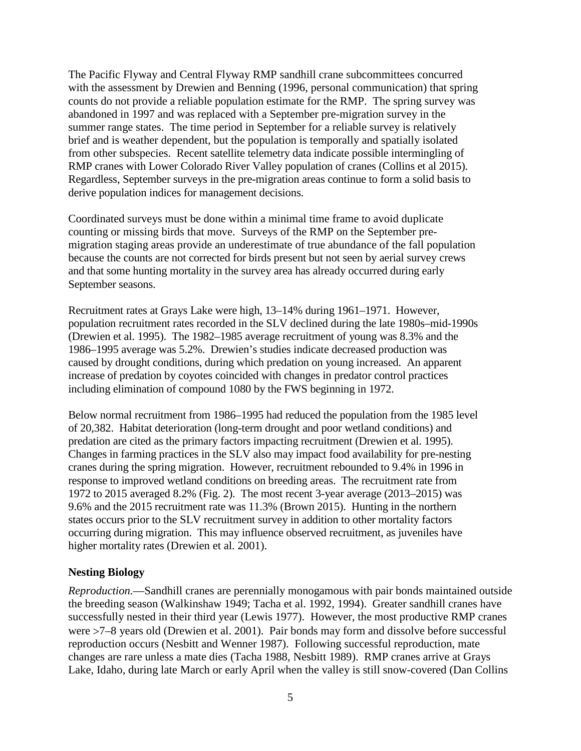The Pacific Flyway and Central Flyway RMP sandhill crane subcommittees concurred with the assessment by Drewien and Benning (1996, personal communication) that spring counts do not provide a reliable population estimate for the RMP. The spring survey was abandoned in 1997 and was replaced with a September pre-migration survey in the summer range states. The time period in September for a reliable survey is relatively brief and is weather dependent, but the population is temporally and spatially isolated from other subspecies. Recent satellite telemetry data indicate possible intermingling of RMP cranes with Lower Colorado River Valley population of cranes (Collins et al 2015). Regardless, September surveys in the pre-migration areas continue to form a solid basis to derive population indices for management decisions.

Coordinated surveys must be done within a minimal time frame to avoid duplicate counting or missing birds that move. Surveys of the RMP on the September pre-migration staging areas provide an underestimate of true abundance of the fall population because the counts are not corrected for birds present but not seen by aerial survey crews and that some hunting mortality in the survey area has already occurred during early September seasons.

Recruitment rates at Grays Lake were high, 13–14% during 1961–1971. However, population recruitment rates recorded in the SLV declined during the late 1980s–mid-1990s (Drewien et al. 1995). The 1982–1985 average recruitment of young was 8.3% and the 1986–1995 average was 5.2%. Drewien's studies indicate decreased production was caused by drought conditions, during which predation on young increased. An apparent increase of predation by coyotes coincided with changes in predator control practices including elimination of compound 1080 by the FWS beginning in 1972.

Below normal recruitment from 1986–1995 had reduced the population from the 1985 level of 20,382. Habitat deterioration (long-term drought and poor wetland conditions) and predation are cited as the primary factors impacting recruitment (Drewien et al. 1995). Changes in farming practices in the SLV also may impact food availability for pre-nesting cranes during the spring migration. However, recruitment rebounded to 9.4% in 1996 in response to improved wetland conditions on breeding areas. The recruitment rate from 1972 to 2015 averaged 8.2% (Fig. 2). The most recent 3-year average (2013–2015) was 9.6% and the 2015 recruitment rate was 11.3% (Brown 2015). Hunting in the northern states occurs prior to the SLV recruitment survey in addition to other mortality factors occurring during migration. This may influence observed recruitment, as juveniles have higher mortality rates (Drewien et al. 2001).

## Nesting Biology

*Reproduction.*—Sandhill cranes are perennially monogamous with pair bonds maintained outside the breeding season (Walkinshaw 1949; Tacha et al. 1992, 1994). Greater sandhill cranes have successfully nested in their third year (Lewis 1977). However, the most productive RMP cranes were >7–8 years old (Drewien et al. 2001). Pair bonds may form and dissolve before successful reproduction occurs (Nesbitt and Wenner 1987). Following successful reproduction, mate changes are rare unless a mate dies (Tacha 1988, Nesbitt 1989). RMP cranes arrive at Grays Lake, Idaho, during late March or early April when the valley is still snow-covered (Dan Collins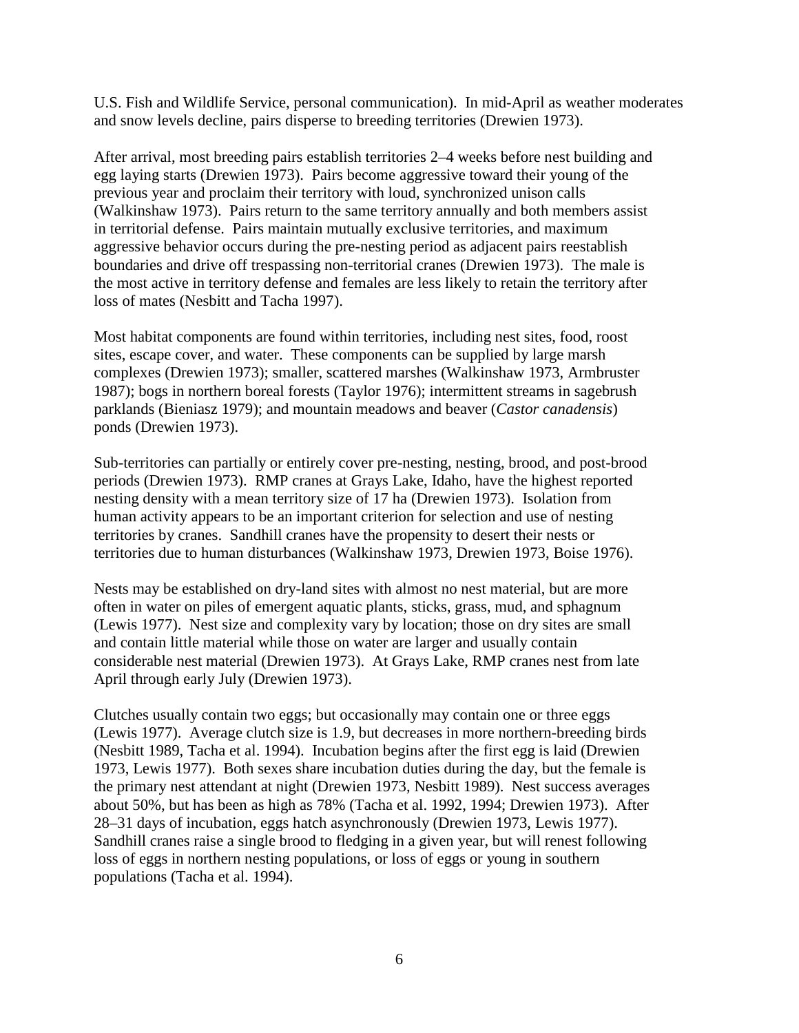U.S. Fish and Wildlife Service, personal communication). In mid-April as weather moderates and snow levels decline, pairs disperse to breeding territories (Drewien 1973).

After arrival, most breeding pairs establish territories 2–4 weeks before nest building and egg laying starts (Drewien 1973). Pairs become aggressive toward their young of the previous year and proclaim their territory with loud, synchronized unison calls (Walkinshaw 1973). Pairs return to the same territory annually and both members assist in territorial defense. Pairs maintain mutually exclusive territories, and maximum aggressive behavior occurs during the pre-nesting period as adjacent pairs reestablish boundaries and drive off trespassing non-territorial cranes (Drewien 1973). The male is the most active in territory defense and females are less likely to retain the territory after loss of mates (Nesbitt and Tacha 1997).

Most habitat components are found within territories, including nest sites, food, roost sites, escape cover, and water. These components can be supplied by large marsh complexes (Drewien 1973); smaller, scattered marshes (Walkinshaw 1973, Armbruster 1987); bogs in northern boreal forests (Taylor 1976); intermittent streams in sagebrush parklands (Bieniasz 1979); and mountain meadows and beaver (*Castor canadensis*) ponds (Drewien 1973).

Sub-territories can partially or entirely cover pre-nesting, nesting, brood, and post-brood periods (Drewien 1973). RMP cranes at Grays Lake, Idaho, have the highest reported nesting density with a mean territory size of 17 ha (Drewien 1973). Isolation from human activity appears to be an important criterion for selection and use of nesting territories by cranes. Sandhill cranes have the propensity to desert their nests or territories due to human disturbances (Walkinshaw 1973, Drewien 1973, Boise 1976).

Nests may be established on dry-land sites with almost no nest material, but are more often in water on piles of emergent aquatic plants, sticks, grass, mud, and sphagnum (Lewis 1977). Nest size and complexity vary by location; those on dry sites are small and contain little material while those on water are larger and usually contain considerable nest material (Drewien 1973). At Grays Lake, RMP cranes nest from late April through early July (Drewien 1973).

Clutches usually contain two eggs; but occasionally may contain one or three eggs (Lewis 1977). Average clutch size is 1.9, but decreases in more northern-breeding birds (Nesbitt 1989, Tacha et al. 1994). Incubation begins after the first egg is laid (Drewien 1973, Lewis 1977). Both sexes share incubation duties during the day, but the female is the primary nest attendant at night (Drewien 1973, Nesbitt 1989). Nest success averages about 50%, but has been as high as 78% (Tacha et al. 1992, 1994; Drewien 1973). After 28–31 days of incubation, eggs hatch asynchronously (Drewien 1973, Lewis 1977). Sandhill cranes raise a single brood to fledging in a given year, but will renest following loss of eggs in northern nesting populations, or loss of eggs or young in southern populations (Tacha et al. 1994).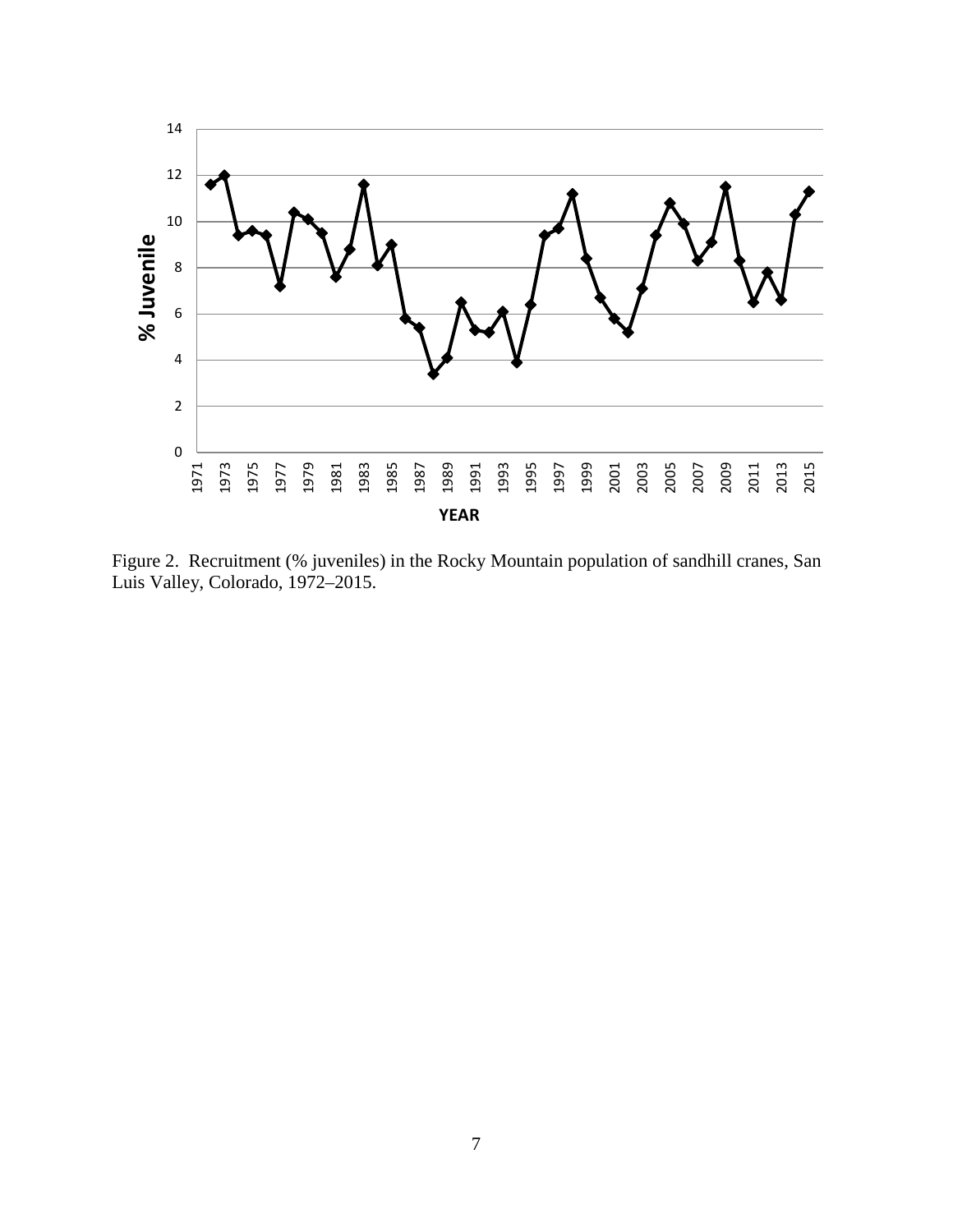Figure 2. Recruitment (% juveniles) in the Rocky Mountain population of sandhill cranes, San Luis Valley, Colorado, 1972–2015.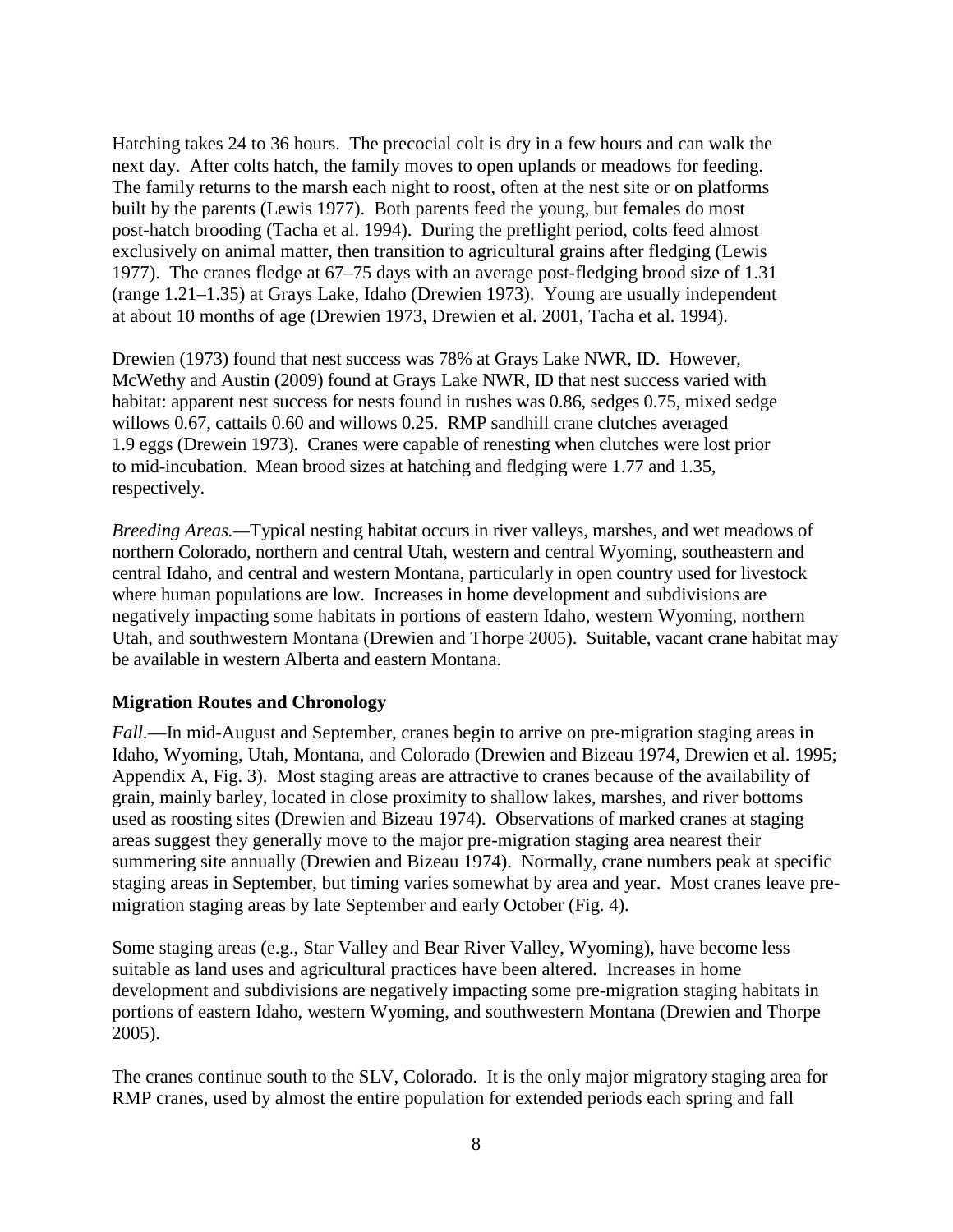Hatching takes 24 to 36 hours. The precocial colt is dry in a few hours and can walk the next day. After colts hatch, the family moves to open uplands or meadows for feeding. The family returns to the marsh each night to roost, often at the nest site or on platforms built by the parents (Lewis 1977). Both parents feed the young, but females do most post-hatch brooding (Tacha et al. 1994). During the preflight period, colts feed almost exclusively on animal matter, then transition to agricultural grains after fledging (Lewis 1977). The cranes fledge at 67–75 days with an average post-fledging brood size of 1.31 (range 1.21–1.35) at Grays Lake, Idaho (Drewien 1973). Young are usually independent at about 10 months of age (Drewien 1973, Drewien et al. 2001, Tacha et al. 1994).

Drewien (1973) found that nest success was 78% at Grays Lake NWR, ID. However, McWethy and Austin (2009) found at Grays Lake NWR, ID that nest success varied with habitat: apparent nest success for nests found in rushes was 0.86, sedges 0.75, mixed sedge willows 0.67, cattails 0.60 and willows 0.25. RMP sandhill crane clutches averaged 1.9 eggs (Drewein 1973). Cranes were capable of renesting when clutches were lost prior to mid-incubation. Mean brood sizes at hatching and fledging were 1.77 and 1.35, respectively.

*Breeding Areas.*—Typical nesting habitat occurs in river valleys, marshes, and wet meadows of northern Colorado, northern and central Utah, western and central Wyoming, southeastern and central Idaho, and central and western Montana, particularly in open country used for livestock where human populations are low. Increases in home development and subdivisions are negatively impacting some habitats in portions of eastern Idaho, western Wyoming, northern Utah, and southwestern Montana (Drewien and Thorpe 2005). Suitable, vacant crane habitat may be available in western Alberta and eastern Montana.

### Migration Routes and Chronology

*Fall.*—In mid-August and September, cranes begin to arrive on pre-migration staging areas in Idaho, Wyoming, Utah, Montana, and Colorado (Drewien and Bizeau 1974, Drewien et al. 1995; Appendix A, Fig. 3). Most staging areas are attractive to cranes because of the availability of grain, mainly barley, located in close proximity to shallow lakes, marshes, and river bottoms used as roosting sites (Drewien and Bizeau 1974). Observations of marked cranes at staging areas suggest they generally move to the major pre-migration staging area nearest their summering site annually (Drewien and Bizeau 1974). Normally, crane numbers peak at specific staging areas in September, but timing varies somewhat by area and year. Most cranes leave pre-migration staging areas by late September and early October (Fig. 4).

Some staging areas (e.g., Star Valley and Bear River Valley, Wyoming), have become less suitable as land uses and agricultural practices have been altered. Increases in home development and subdivisions are negatively impacting some pre-migration staging habitats in portions of eastern Idaho, western Wyoming, and southwestern Montana (Drewien and Thorpe 2005).

The cranes continue south to the SLV, Colorado. It is the only major migratory staging area for RMP cranes, used by almost the entire population for extended periods each spring and fall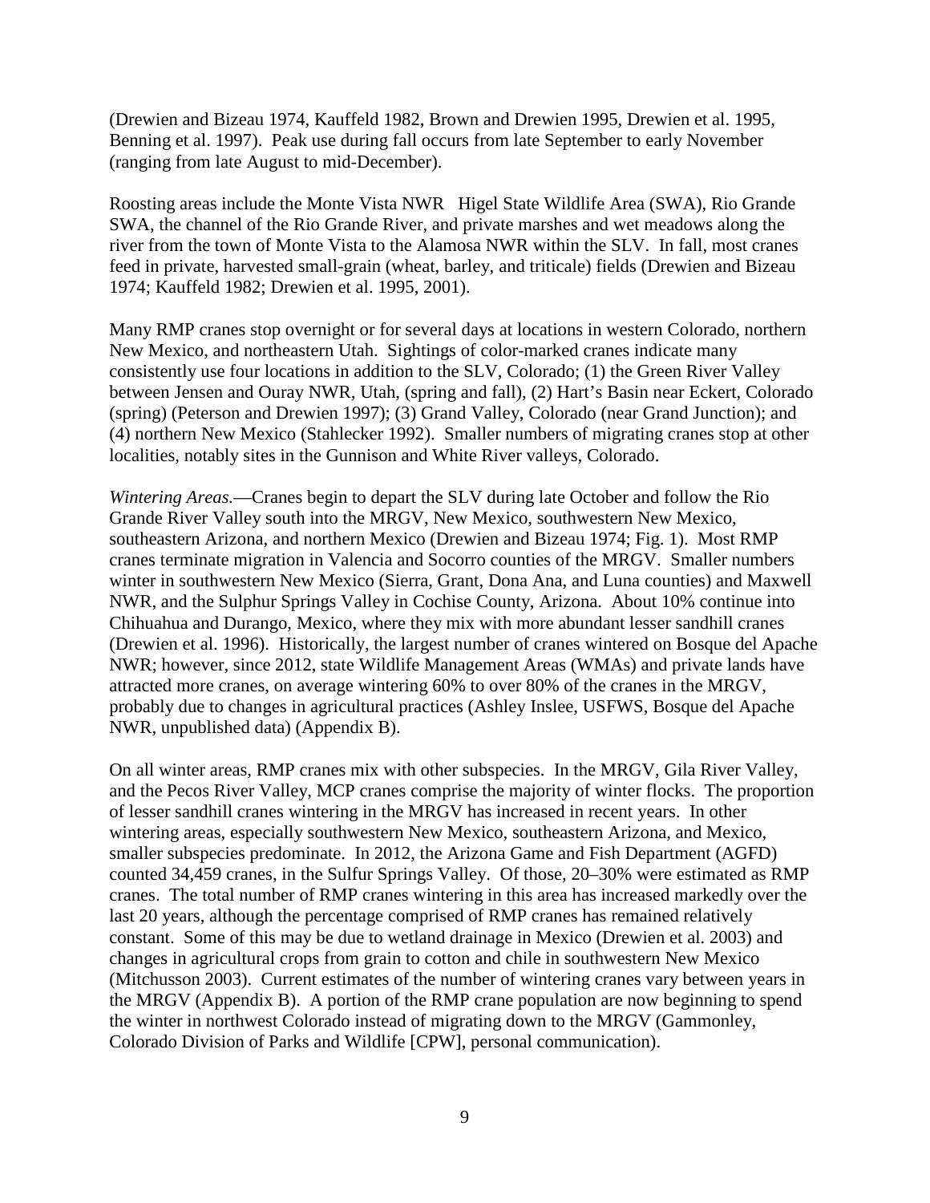(Drewien and Bizeau 1974, Kauffeld 1982, Brown and Drewien 1995, Drewien et al. 1995, Benning et al. 1997). Peak use during fall occurs from late September to early November (ranging from late August to mid-December).

Roosting areas include the Monte Vista NWR Higel State Wildlife Area (SWA), Rio Grande SWA, the channel of the Rio Grande River, and private marshes and wet meadows along the river from the town of Monte Vista to the Alamosa NWR within the SLV. In fall, most cranes feed in private, harvested small-grain (wheat, barley, and triticale) fields (Drewien and Bizeau 1974; Kauffeld 1982; Drewien et al. 1995, 2001).

Many RMP cranes stop overnight or for several days at locations in western Colorado, northern New Mexico, and northeastern Utah. Sightings of color-marked cranes indicate many consistently use four locations in addition to the SLV, Colorado; (1) the Green River Valley between Jensen and Ouray NWR, Utah, (spring and fall), (2) Hart's Basin near Eckert, Colorado (spring) (Peterson and Drewien 1997); (3) Grand Valley, Colorado (near Grand Junction); and (4) northern New Mexico (Stahlecker 1992). Smaller numbers of migrating cranes stop at other localities, notably sites in the Gunnison and White River valleys, Colorado.

*Wintering Areas.*—Cranes begin to depart the SLV during late October and follow the Rio Grande River Valley south into the MRGV, New Mexico, southwestern New Mexico, southeastern Arizona, and northern Mexico (Drewien and Bizeau 1974; Fig. 1). Most RMP cranes terminate migration in Valencia and Socorro counties of the MRGV. Smaller numbers winter in southwestern New Mexico (Sierra, Grant, Dona Ana, and Luna counties) and Maxwell NWR, and the Sulphur Springs Valley in Cochise County, Arizona. About 10% continue into Chihuahua and Durango, Mexico, where they mix with more abundant lesser sandhill cranes (Drewien et al. 1996). Historically, the largest number of cranes wintered on Bosque del Apache NWR; however, since 2012, state Wildlife Management Areas (WMAs) and private lands have attracted more cranes, on average wintering 60% to over 80% of the cranes in the MRGV, probably due to changes in agricultural practices (Ashley Inslee, USFWS, Bosque del Apache NWR, unpublished data) (Appendix B).

On all winter areas, RMP cranes mix with other subspecies. In the MRGV, Gila River Valley, and the Pecos River Valley, MCP cranes comprise the majority of winter flocks. The proportion of lesser sandhill cranes wintering in the MRGV has increased in recent years. In other wintering areas, especially southwestern New Mexico, southeastern Arizona, and Mexico, smaller subspecies predominate. In 2012, the Arizona Game and Fish Department (AGFD) counted 34,459 cranes, in the Sulfur Springs Valley. Of those, 20–30% were estimated as RMP cranes. The total number of RMP cranes wintering in this area has increased markedly over the last 20 years, although the percentage comprised of RMP cranes has remained relatively constant. Some of this may be due to wetland drainage in Mexico (Drewien et al. 2003) and changes in agricultural crops from grain to cotton and chile in southwestern New Mexico (Mitchusson 2003). Current estimates of the number of wintering cranes vary between years in the MRGV (Appendix B). A portion of the RMP crane population are now beginning to spend the winter in northwest Colorado instead of migrating down to the MRGV (Gammonley, Colorado Division of Parks and Wildlife [CPW], personal communication).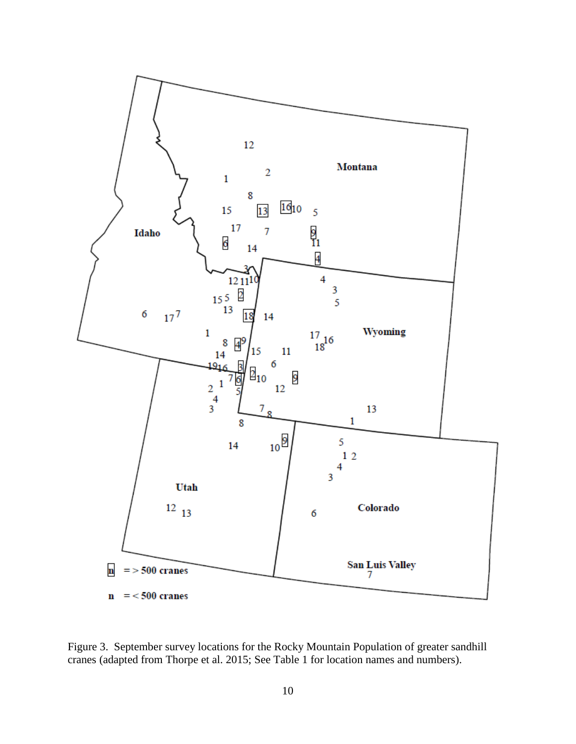Figure 3. September survey locations for the Rocky Mountain Population of greater sandhill cranes (adapted from Thorpe et al. 2015; See Table 1 for location names and numbers).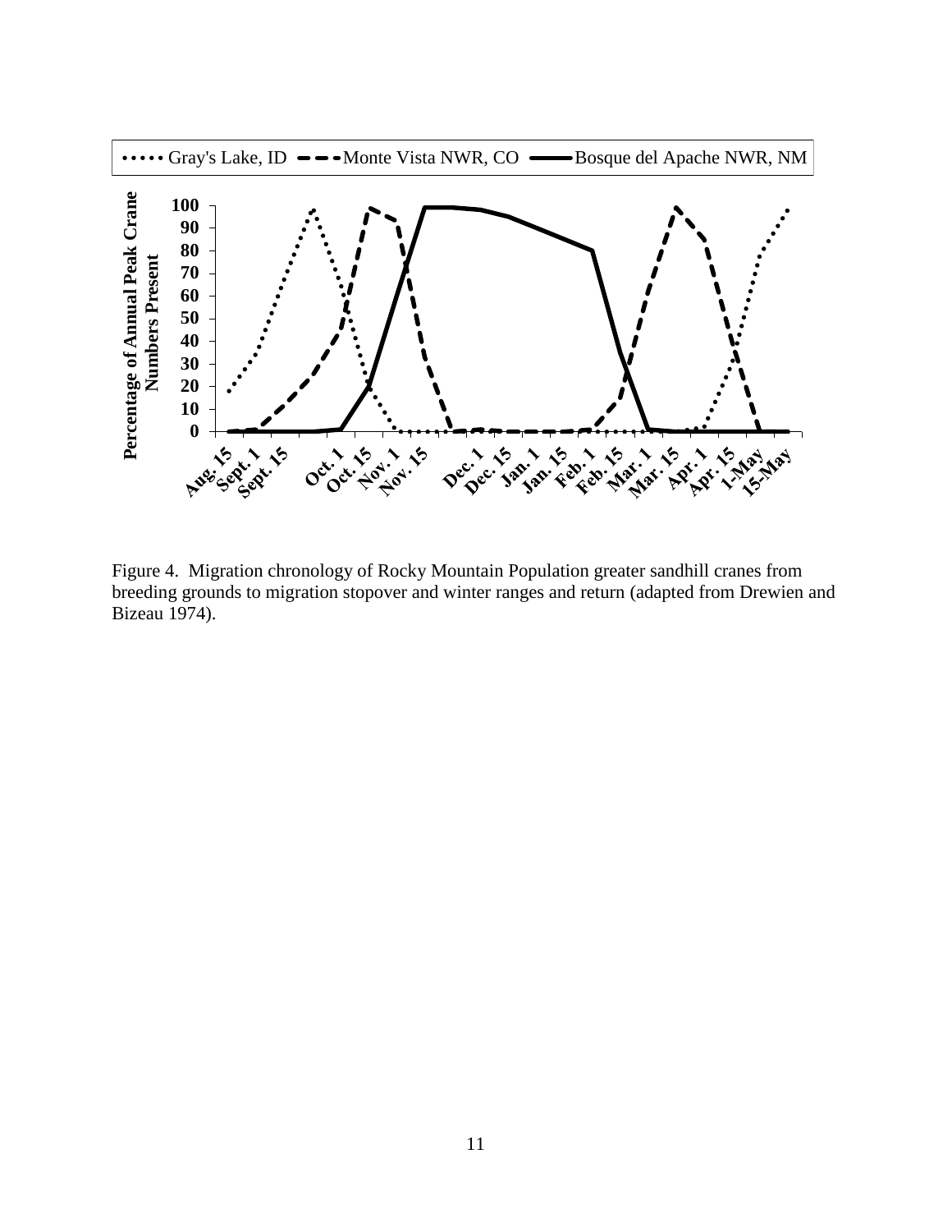Figure 4. Migration chronology of Rocky Mountain Population greater sandhill cranes from breeding grounds to migration stopover and winter ranges and return (adapted from Drewien and Bizeau 1974).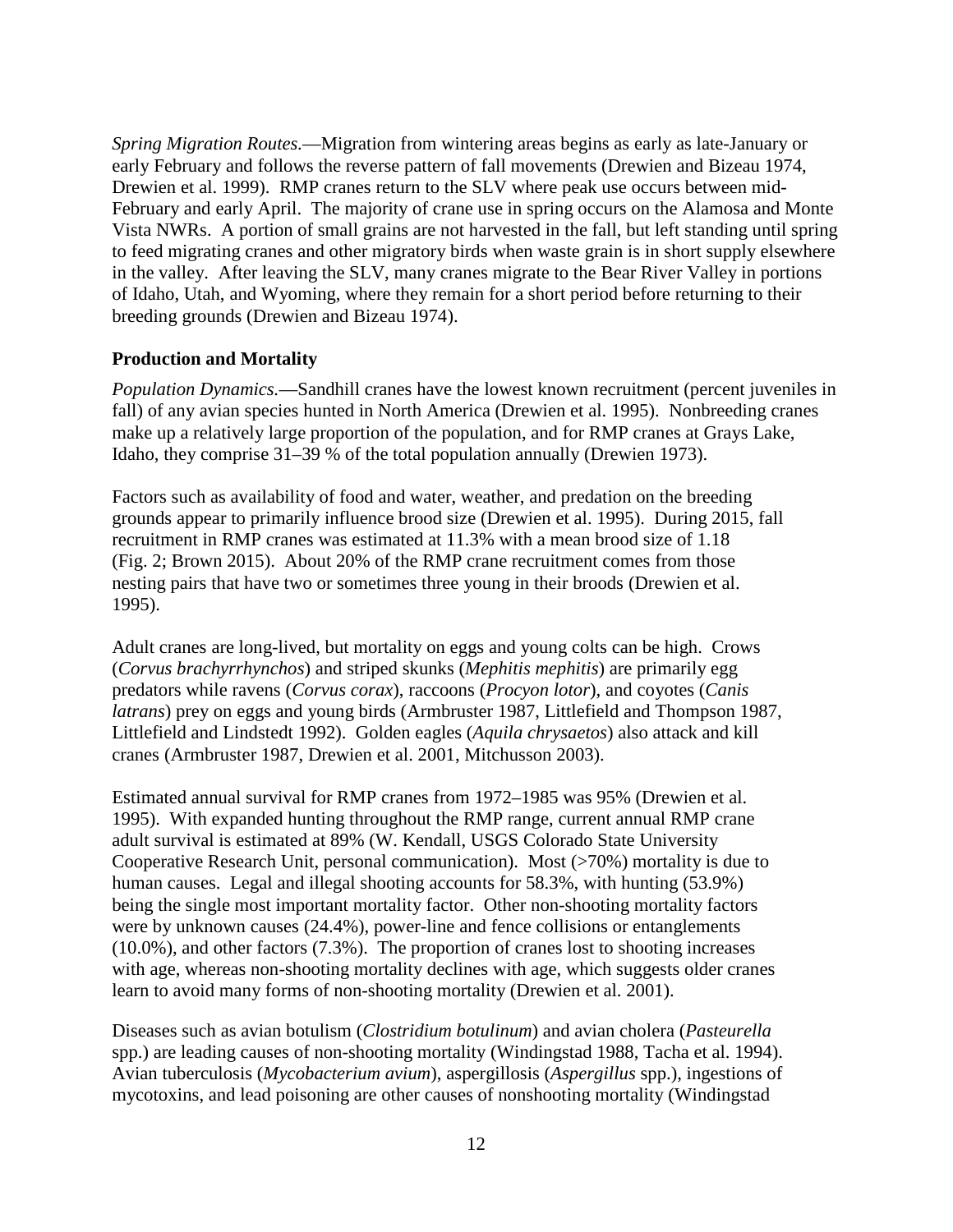*Spring Migration Routes.*—Migration from wintering areas begins as early as late-January or early February and follows the reverse pattern of fall movements (Drewien and Bizeau 1974, Drewien et al. 1999). RMP cranes return to the SLV where peak use occurs between mid-February and early April. The majority of crane use in spring occurs on the Alamosa and Monte Vista NWRs. A portion of small grains are not harvested in the fall, but left standing until spring to feed migrating cranes and other migratory birds when waste grain is in short supply elsewhere in the valley. After leaving the SLV, many cranes migrate to the Bear River Valley in portions of Idaho, Utah, and Wyoming, where they remain for a short period before returning to their breeding grounds (Drewien and Bizeau 1974).

**Production and Mortality**

*Population Dynamics.*—Sandhill cranes have the lowest known recruitment (percent juveniles in fall) of any avian species hunted in North America (Drewien et al. 1995). Nonbreeding cranes make up a relatively large proportion of the population, and for RMP cranes at Grays Lake, Idaho, they comprise 31–39 % of the total population annually (Drewien 1973).

Factors such as availability of food and water, weather, and predation on the breeding grounds appear to primarily influence brood size (Drewien et al. 1995). During 2015, fall recruitment in RMP cranes was estimated at 11.3% with a mean brood size of 1.18 (Fig. 2; Brown 2015). About 20% of the RMP crane recruitment comes from those nesting pairs that have two or sometimes three young in their broods (Drewien et al. 1995).

Adult cranes are long-lived, but mortality on eggs and young colts can be high. Crows (*Corvus brachyrrhynchos*) and striped skunks (*Mephitis mephitis*) are primarily egg predators while ravens (*Corvus corax*), raccoons (*Procyon lotor*), and coyotes (*Canis latrans*) prey on eggs and young birds (Armbruster 1987, Littlefield and Thompson 1987, Littlefield and Lindstedt 1992). Golden eagles (*Aquila chrysaetos*) also attack and kill cranes (Armbruster 1987, Drewien et al. 2001, Mitchusson 2003).

Estimated annual survival for RMP cranes from 1972–1985 was 95% (Drewien et al. 1995). With expanded hunting throughout the RMP range, current annual RMP crane adult survival is estimated at 89% (W. Kendall, USGS Colorado State University Cooperative Research Unit, personal communication). Most (>70%) mortality is due to human causes. Legal and illegal shooting accounts for 58.3%, with hunting (53.9%) being the single most important mortality factor. Other non-shooting mortality factors were by unknown causes (24.4%), power-line and fence collisions or entanglements (10.0%), and other factors (7.3%). The proportion of cranes lost to shooting increases with age, whereas non-shooting mortality declines with age, which suggests older cranes learn to avoid many forms of non-shooting mortality (Drewien et al. 2001).

Diseases such as avian botulism (*Clostridium botulinum*) and avian cholera (*Pasteurella* spp.) are leading causes of non-shooting mortality (Windingstad 1988, Tacha et al. 1994). Avian tuberculosis (*Mycobacterium avium*), aspergillosis (*Aspergillus* spp.), ingestions of mycotoxins, and lead poisoning are other causes of nonshooting mortality (Windingstad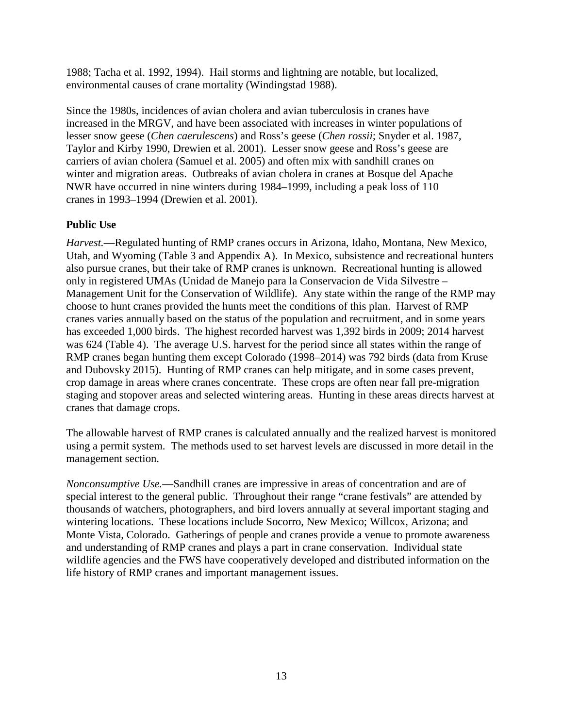1988; Tacha et al. 1992, 1994). Hail storms and lightning are notable, but localized, environmental causes of crane mortality (Windingstad 1988).

Since the 1980s, incidences of avian cholera and avian tuberculosis in cranes have increased in the MRGV, and have been associated with increases in winter populations of lesser snow geese (*Chen caerulescens*) and Ross's geese (*Chen rossii*; Snyder et al. 1987, Taylor and Kirby 1990, Drewien et al. 2001). Lesser snow geese and Ross's geese are carriers of avian cholera (Samuel et al. 2005) and often mix with sandhill cranes on winter and migration areas. Outbreaks of avian cholera in cranes at Bosque del Apache NWR have occurred in nine winters during 1984–1999, including a peak loss of 110 cranes in 1993–1994 (Drewien et al. 2001).

**Public Use**

*Harvest.*—Regulated hunting of RMP cranes occurs in Arizona, Idaho, Montana, New Mexico, Utah, and Wyoming (Table 3 and Appendix A). In Mexico, subsistence and recreational hunters also pursue cranes, but their take of RMP cranes is unknown. Recreational hunting is allowed only in registered UMAs (Unidad de Manejo para la Conservacion de Vida Silvestre – Management Unit for the Conservation of Wildlife). Any state within the range of the RMP may choose to hunt cranes provided the hunts meet the conditions of this plan. Harvest of RMP cranes varies annually based on the status of the population and recruitment, and in some years has exceeded 1,000 birds. The highest recorded harvest was 1,392 birds in 2009; 2014 harvest was 624 (Table 4). The average U.S. harvest for the period since all states within the range of RMP cranes began hunting them except Colorado (1998–2014) was 792 birds (data from Kruse and Dubovsky 2015). Hunting of RMP cranes can help mitigate, and in some cases prevent, crop damage in areas where cranes concentrate. These crops are often near fall pre-migration staging and stopover areas and selected wintering areas. Hunting in these areas directs harvest at cranes that damage crops.

The allowable harvest of RMP cranes is calculated annually and the realized harvest is monitored using a permit system. The methods used to set harvest levels are discussed in more detail in the management section.

*Nonconsumptive Use.*—Sandhill cranes are impressive in areas of concentration and are of special interest to the general public. Throughout their range "crane festivals" are attended by thousands of watchers, photographers, and bird lovers annually at several important staging and wintering locations. These locations include Socorro, New Mexico; Willcox, Arizona; and Monte Vista, Colorado. Gatherings of people and cranes provide a venue to promote awareness and understanding of RMP cranes and plays a part in crane conservation. Individual state wildlife agencies and the FWS have cooperatively developed and distributed information on the life history of RMP cranes and important management issues.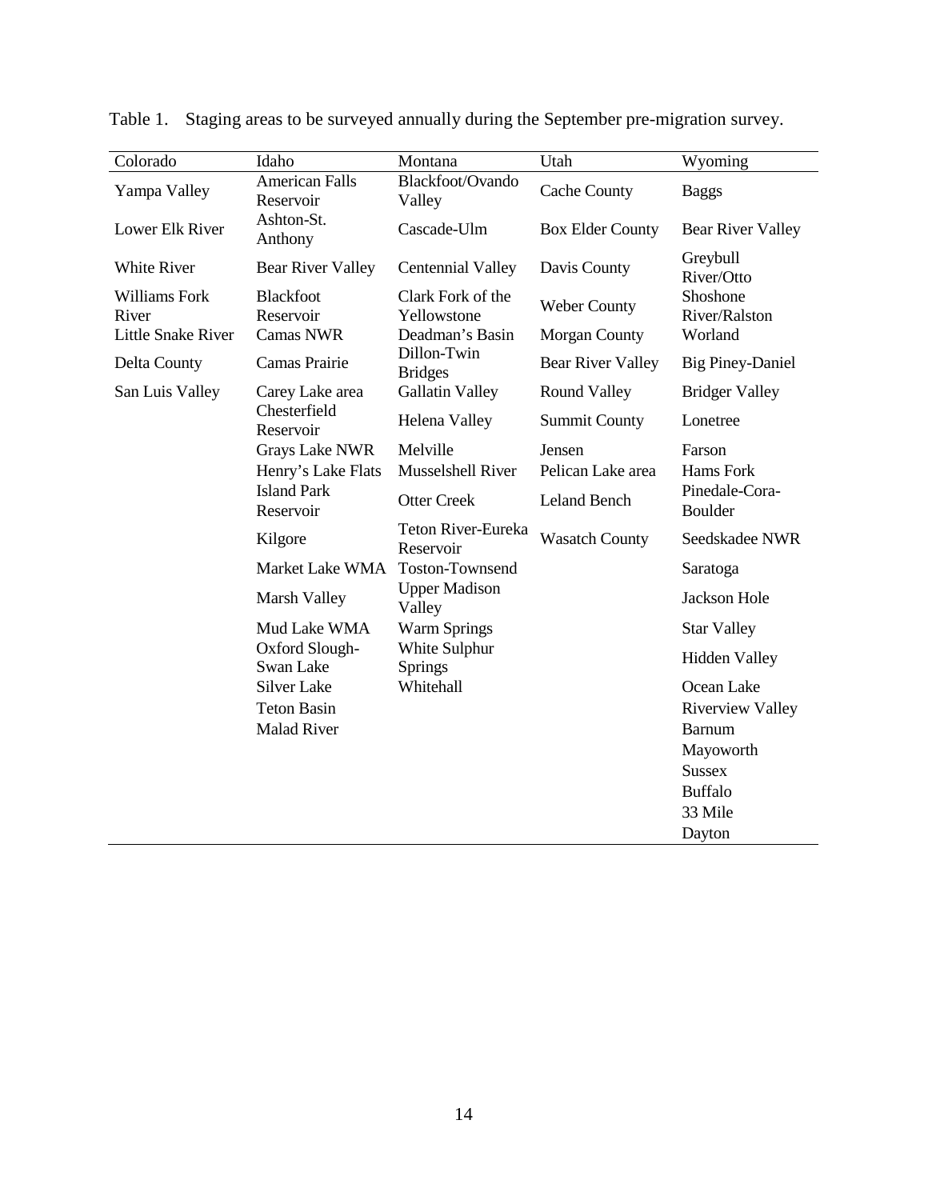Table 1. Staging areas to be surveyed annually during the September pre-migration survey.

| Colorado | Idaho | Montana | Utah | Wyoming |
|---|---|---|---|---|
| Yampa Valley | American Falls Reservoir | Blackfoot/Ovando Valley | Cache County | Baggs |
| Lower Elk River | Ashton-St. Anthony | Cascade-Ulm | Box Elder County | Bear River Valley |
| White River | Bear River Valley | Centennial Valley | Davis County | Greybull River/Otto |
| Williams Fork River | Blackfoot Reservoir | Clark Fork of the Yellowstone | Weber County | Shoshone River/Ralston |
| Little Snake River | Camas NWR | Deadman's Basin | Morgan County | Worland |
| Delta County | Camas Prairie | Dillon-Twin Bridges | Bear River Valley | Big Piney-Daniel |
| San Luis Valley | Carey Lake area | Gallatin Valley | Round Valley | Bridger Valley |
| | Chesterfield Reservoir | Helena Valley | Summit County | Lonetree |
| | Grays Lake NWR | Melville | Jensen | Farson |
| | Henry's Lake Flats | Musselshell River | Pelican Lake area | Hams Fork |
| | Island Park Reservoir | Otter Creek | Leland Bench | Pinedale-Cora-Boulder |
| | Kilgore | Teton River-Eureka Reservoir | Wasatch County | Seedskadee NWR |
| | Market Lake WMA | Toston-Townsend | | Saratoga |
| | Marsh Valley | Upper Madison Valley | | Jackson Hole |
| | Mud Lake WMA | Warm Springs | | Star Valley |
| | Oxford Slough-Swan Lake | White Sulphur Springs | | Hidden Valley |
| | Silver Lake | Whitehall | | Ocean Lake |
| | Teton Basin | | | Riverview Valley |
| | Malad River | | | Barnum |
| | | | | Mayoworth |
| | | | | Sussex |
| | | | | Buffalo |
| | | | | 33 Mile |
| | | | | Dayton |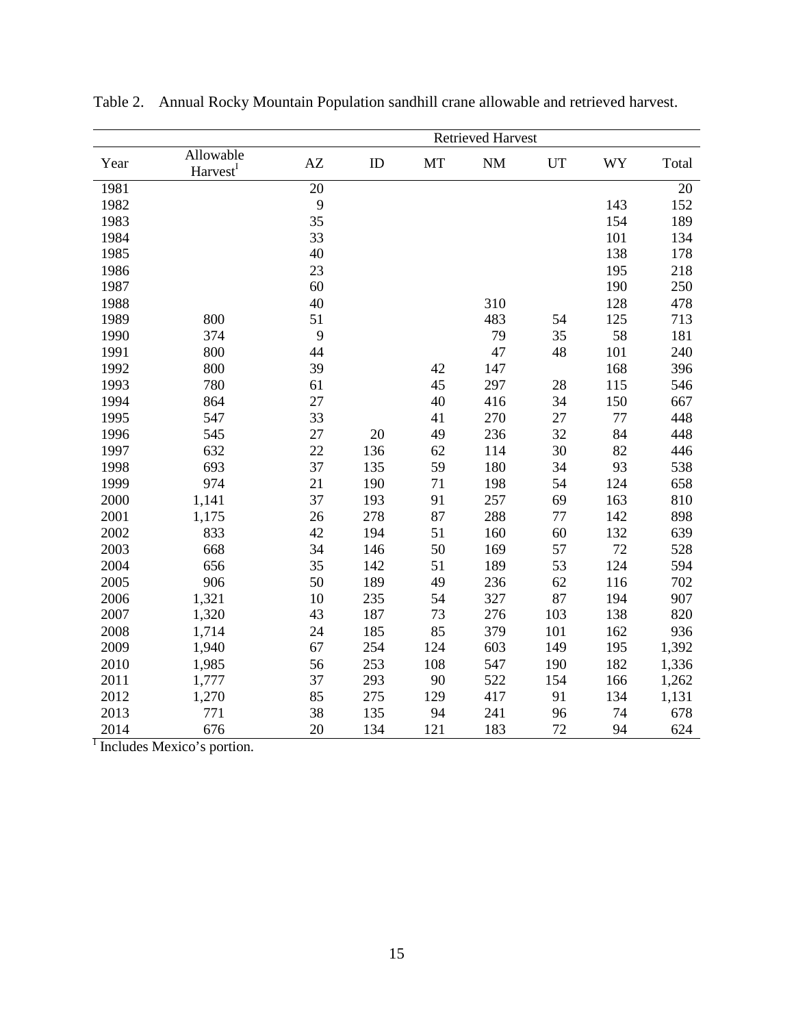Table 2. Annual Rocky Mountain Population sandhill crane allowable and retrieved harvest.

| Year | Allowable Harvest[1] | Retrieved Harvest | | | | | | |
|---|---|---|---|---|---|---|---|---|
| | | AZ | ID | MT | NM | UT | WY | Total |
| 1981 | | 20 | | | | | | 20 |
| 1982 | | 9 | | | | | 143 | 152 |
| 1983 | | 35 | | | | | 154 | 189 |
| 1984 | | 33 | | | | | 101 | 134 |
| 1985 | | 40 | | | | | 138 | 178 |
| 1986 | | 23 | | | | | 195 | 218 |
| 1987 | | 60 | | | | | 190 | 250 |
| 1988 | | 40 | | | 310 | | 128 | 478 |
| 1989 | 800 | 51 | | | 483 | 54 | 125 | 713 |
| 1990 | 374 | 9 | | | 79 | 35 | 58 | 181 |
| 1991 | 800 | 44 | | | 47 | 48 | 101 | 240 |
| 1992 | 800 | 39 | | 42 | 147 | | 168 | 396 |
| 1993 | 780 | 61 | | 45 | 297 | 28 | 115 | 546 |
| 1994 | 864 | 27 | | 40 | 416 | 34 | 150 | 667 |
| 1995 | 547 | 33 | | 41 | 270 | 27 | 77 | 448 |
| 1996 | 545 | 27 | 20 | 49 | 236 | 32 | 84 | 448 |
| 1997 | 632 | 22 | 136 | 62 | 114 | 30 | 82 | 446 |
| 1998 | 693 | 37 | 135 | 59 | 180 | 34 | 93 | 538 |
| 1999 | 974 | 21 | 190 | 71 | 198 | 54 | 124 | 658 |
| 2000 | 1,141 | 37 | 193 | 91 | 257 | 69 | 163 | 810 |
| 2001 | 1,175 | 26 | 278 | 87 | 288 | 77 | 142 | 898 |
| 2002 | 833 | 42 | 194 | 51 | 160 | 60 | 132 | 639 |
| 2003 | 668 | 34 | 146 | 50 | 169 | 57 | 72 | 528 |
| 2004 | 656 | 35 | 142 | 51 | 189 | 53 | 124 | 594 |
| 2005 | 906 | 50 | 189 | 49 | 236 | 62 | 116 | 702 |
| 2006 | 1,321 | 10 | 235 | 54 | 327 | 87 | 194 | 907 |
| 2007 | 1,320 | 43 | 187 | 73 | 276 | 103 | 138 | 820 |
| 2008 | 1,714 | 24 | 185 | 85 | 379 | 101 | 162 | 936 |
| 2009 | 1,940 | 67 | 254 | 124 | 603 | 149 | 195 | 1,392 |
| 2010 | 1,985 | 56 | 253 | 108 | 547 | 190 | 182 | 1,336 |
| 2011 | 1,777 | 37 | 293 | 90 | 522 | 154 | 166 | 1,262 |
| 2012 | 1,270 | 85 | 275 | 129 | 417 | 91 | 134 | 1,131 |
| 2013 | 771 | 38 | 135 | 94 | 241 | 96 | 74 | 678 |
| 2014 | 676 | 20 | 134 | 121 | 183 | 72 | 94 | 624 |

[1] Includes Mexico's portion.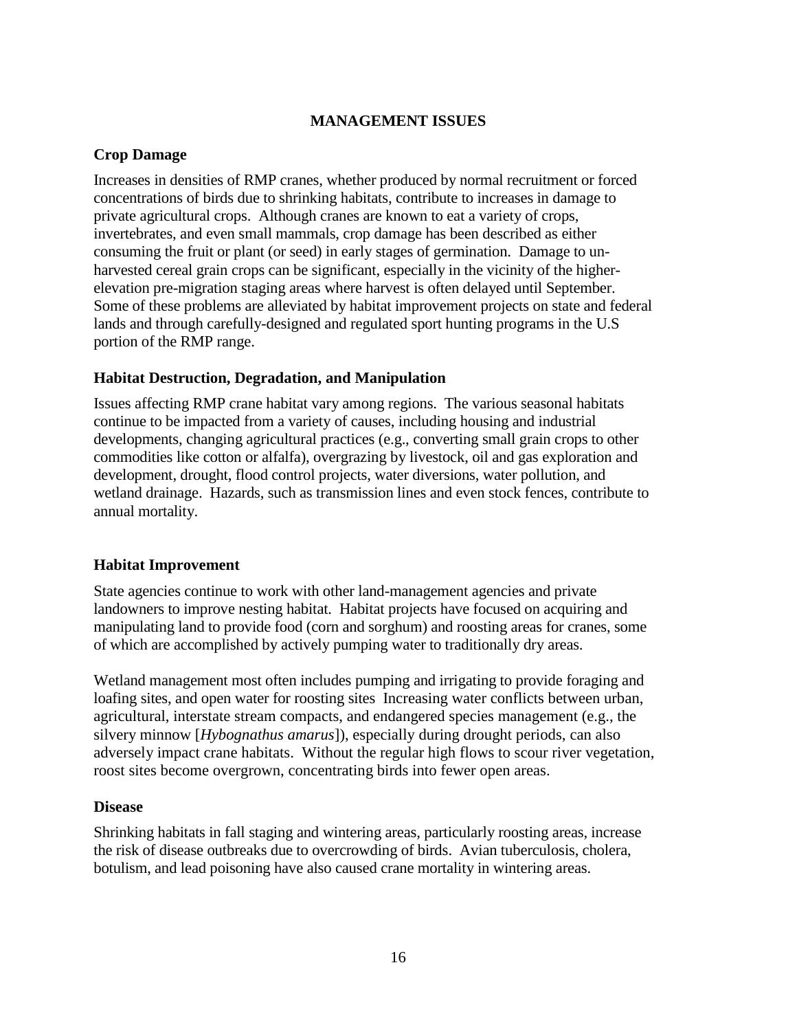## MANAGEMENT ISSUES

### Crop Damage

Increases in densities of RMP cranes, whether produced by normal recruitment or forced concentrations of birds due to shrinking habitats, contribute to increases in damage to private agricultural crops. Although cranes are known to eat a variety of crops, invertebrates, and even small mammals, crop damage has been described as either consuming the fruit or plant (or seed) in early stages of germination. Damage to un-harvested cereal grain crops can be significant, especially in the vicinity of the higher-elevation pre-migration staging areas where harvest is often delayed until September. Some of these problems are alleviated by habitat improvement projects on state and federal lands and through carefully-designed and regulated sport hunting programs in the U.S portion of the RMP range.

### Habitat Destruction, Degradation, and Manipulation

Issues affecting RMP crane habitat vary among regions. The various seasonal habitats continue to be impacted from a variety of causes, including housing and industrial developments, changing agricultural practices (e.g., converting small grain crops to other commodities like cotton or alfalfa), overgrazing by livestock, oil and gas exploration and development, drought, flood control projects, water diversions, water pollution, and wetland drainage. Hazards, such as transmission lines and even stock fences, contribute to annual mortality.

### Habitat Improvement

State agencies continue to work with other land-management agencies and private landowners to improve nesting habitat. Habitat projects have focused on acquiring and manipulating land to provide food (corn and sorghum) and roosting areas for cranes, some of which are accomplished by actively pumping water to traditionally dry areas.

Wetland management most often includes pumping and irrigating to provide foraging and loafing sites, and open water for roosting sites Increasing water conflicts between urban, agricultural, interstate stream compacts, and endangered species management (e.g., the silvery minnow [*Hybognathus amarus*]), especially during drought periods, can also adversely impact crane habitats. Without the regular high flows to scour river vegetation, roost sites become overgrown, concentrating birds into fewer open areas.

### Disease

Shrinking habitats in fall staging and wintering areas, particularly roosting areas, increase the risk of disease outbreaks due to overcrowding of birds. Avian tuberculosis, cholera, botulism, and lead poisoning have also caused crane mortality in wintering areas.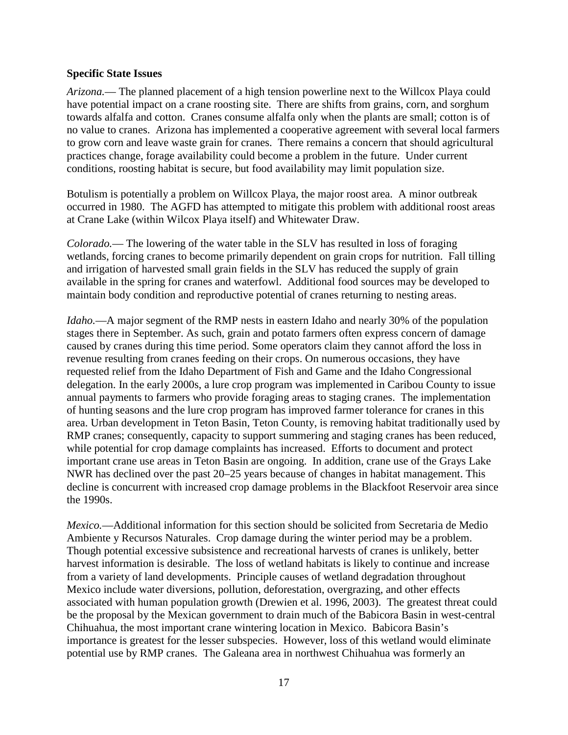**Specific State Issues**

*Arizona.*— The planned placement of a high tension powerline next to the Willcox Playa could have potential impact on a crane roosting site. There are shifts from grains, corn, and sorghum towards alfalfa and cotton. Cranes consume alfalfa only when the plants are small; cotton is of no value to cranes. Arizona has implemented a cooperative agreement with several local farmers to grow corn and leave waste grain for cranes. There remains a concern that should agricultural practices change, forage availability could become a problem in the future. Under current conditions, roosting habitat is secure, but food availability may limit population size.

Botulism is potentially a problem on Willcox Playa, the major roost area. A minor outbreak occurred in 1980. The AGFD has attempted to mitigate this problem with additional roost areas at Crane Lake (within Wilcox Playa itself) and Whitewater Draw.

*Colorado.*— The lowering of the water table in the SLV has resulted in loss of foraging wetlands, forcing cranes to become primarily dependent on grain crops for nutrition. Fall tilling and irrigation of harvested small grain fields in the SLV has reduced the supply of grain available in the spring for cranes and waterfowl. Additional food sources may be developed to maintain body condition and reproductive potential of cranes returning to nesting areas.

*Idaho.*—A major segment of the RMP nests in eastern Idaho and nearly 30% of the population stages there in September. As such, grain and potato farmers often express concern of damage caused by cranes during this time period. Some operators claim they cannot afford the loss in revenue resulting from cranes feeding on their crops. On numerous occasions, they have requested relief from the Idaho Department of Fish and Game and the Idaho Congressional delegation. In the early 2000s, a lure crop program was implemented in Caribou County to issue annual payments to farmers who provide foraging areas to staging cranes. The implementation of hunting seasons and the lure crop program has improved farmer tolerance for cranes in this area. Urban development in Teton Basin, Teton County, is removing habitat traditionally used by RMP cranes; consequently, capacity to support summering and staging cranes has been reduced, while potential for crop damage complaints has increased. Efforts to document and protect important crane use areas in Teton Basin are ongoing. In addition, crane use of the Grays Lake NWR has declined over the past 20–25 years because of changes in habitat management. This decline is concurrent with increased crop damage problems in the Blackfoot Reservoir area since the 1990s.

*Mexico.*—Additional information for this section should be solicited from Secretaria de Medio Ambiente y Recursos Naturales. Crop damage during the winter period may be a problem. Though potential excessive subsistence and recreational harvests of cranes is unlikely, better harvest information is desirable. The loss of wetland habitats is likely to continue and increase from a variety of land developments. Principle causes of wetland degradation throughout Mexico include water diversions, pollution, deforestation, overgrazing, and other effects associated with human population growth (Drewien et al. 1996, 2003). The greatest threat could be the proposal by the Mexican government to drain much of the Babicora Basin in west-central Chihuahua, the most important crane wintering location in Mexico. Babicora Basin's importance is greatest for the lesser subspecies. However, loss of this wetland would eliminate potential use by RMP cranes. The Galeana area in northwest Chihuahua was formerly an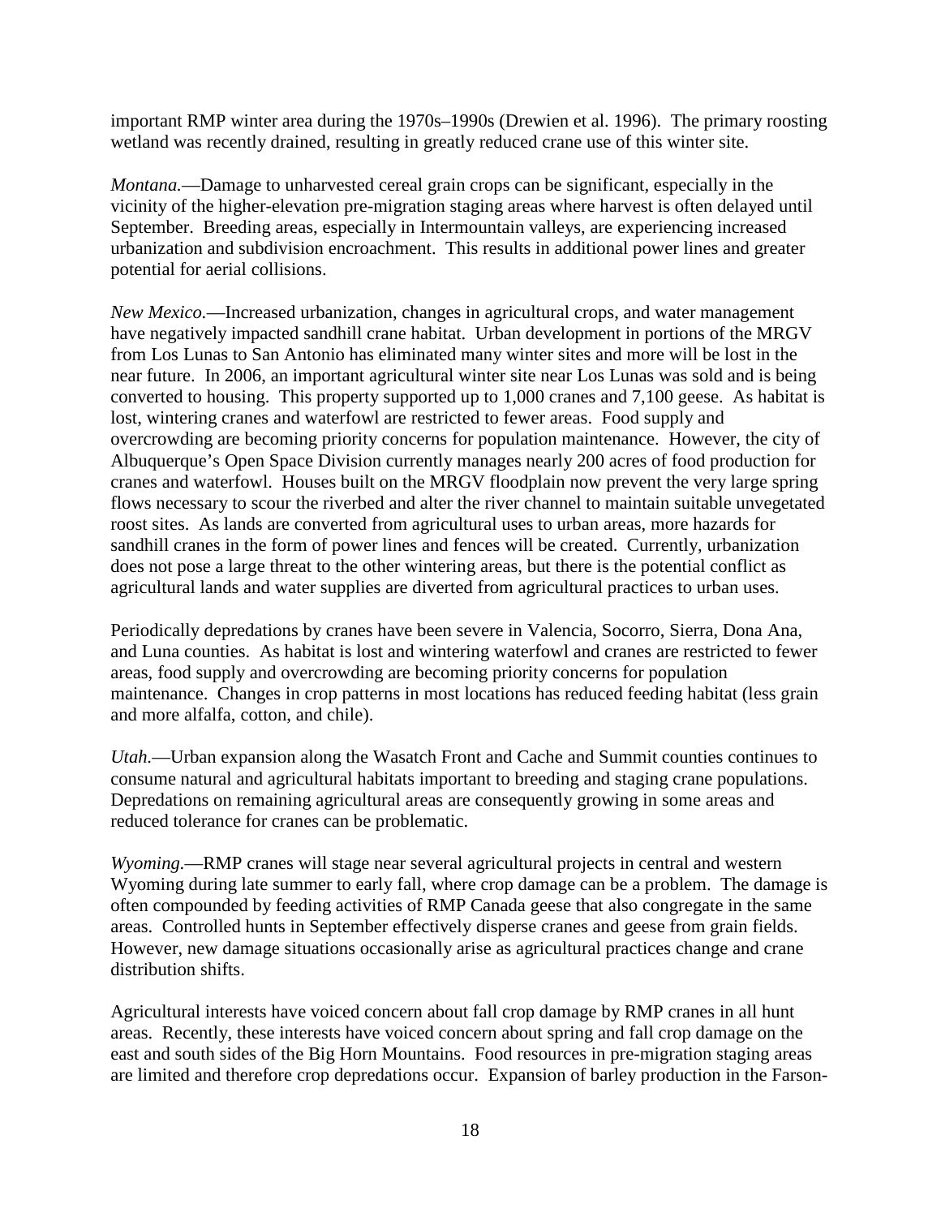important RMP winter area during the 1970s–1990s (Drewien et al. 1996). The primary roosting wetland was recently drained, resulting in greatly reduced crane use of this winter site.

*Montana.*—Damage to unharvested cereal grain crops can be significant, especially in the vicinity of the higher-elevation pre-migration staging areas where harvest is often delayed until September. Breeding areas, especially in Intermountain valleys, are experiencing increased urbanization and subdivision encroachment. This results in additional power lines and greater potential for aerial collisions.

*New Mexico.*—Increased urbanization, changes in agricultural crops, and water management have negatively impacted sandhill crane habitat. Urban development in portions of the MRGV from Los Lunas to San Antonio has eliminated many winter sites and more will be lost in the near future. In 2006, an important agricultural winter site near Los Lunas was sold and is being converted to housing. This property supported up to 1,000 cranes and 7,100 geese. As habitat is lost, wintering cranes and waterfowl are restricted to fewer areas. Food supply and overcrowding are becoming priority concerns for population maintenance. However, the city of Albuquerque's Open Space Division currently manages nearly 200 acres of food production for cranes and waterfowl. Houses built on the MRGV floodplain now prevent the very large spring flows necessary to scour the riverbed and alter the river channel to maintain suitable unvegetated roost sites. As lands are converted from agricultural uses to urban areas, more hazards for sandhill cranes in the form of power lines and fences will be created. Currently, urbanization does not pose a large threat to the other wintering areas, but there is the potential conflict as agricultural lands and water supplies are diverted from agricultural practices to urban uses.

Periodically depredations by cranes have been severe in Valencia, Socorro, Sierra, Dona Ana, and Luna counties. As habitat is lost and wintering waterfowl and cranes are restricted to fewer areas, food supply and overcrowding are becoming priority concerns for population maintenance. Changes in crop patterns in most locations has reduced feeding habitat (less grain and more alfalfa, cotton, and chile).

*Utah.*—Urban expansion along the Wasatch Front and Cache and Summit counties continues to consume natural and agricultural habitats important to breeding and staging crane populations. Depredations on remaining agricultural areas are consequently growing in some areas and reduced tolerance for cranes can be problematic.

*Wyoming.*—RMP cranes will stage near several agricultural projects in central and western Wyoming during late summer to early fall, where crop damage can be a problem. The damage is often compounded by feeding activities of RMP Canada geese that also congregate in the same areas. Controlled hunts in September effectively disperse cranes and geese from grain fields. However, new damage situations occasionally arise as agricultural practices change and crane distribution shifts.

Agricultural interests have voiced concern about fall crop damage by RMP cranes in all hunt areas. Recently, these interests have voiced concern about spring and fall crop damage on the east and south sides of the Big Horn Mountains. Food resources in pre-migration staging areas are limited and therefore crop depredations occur. Expansion of barley production in the Farson-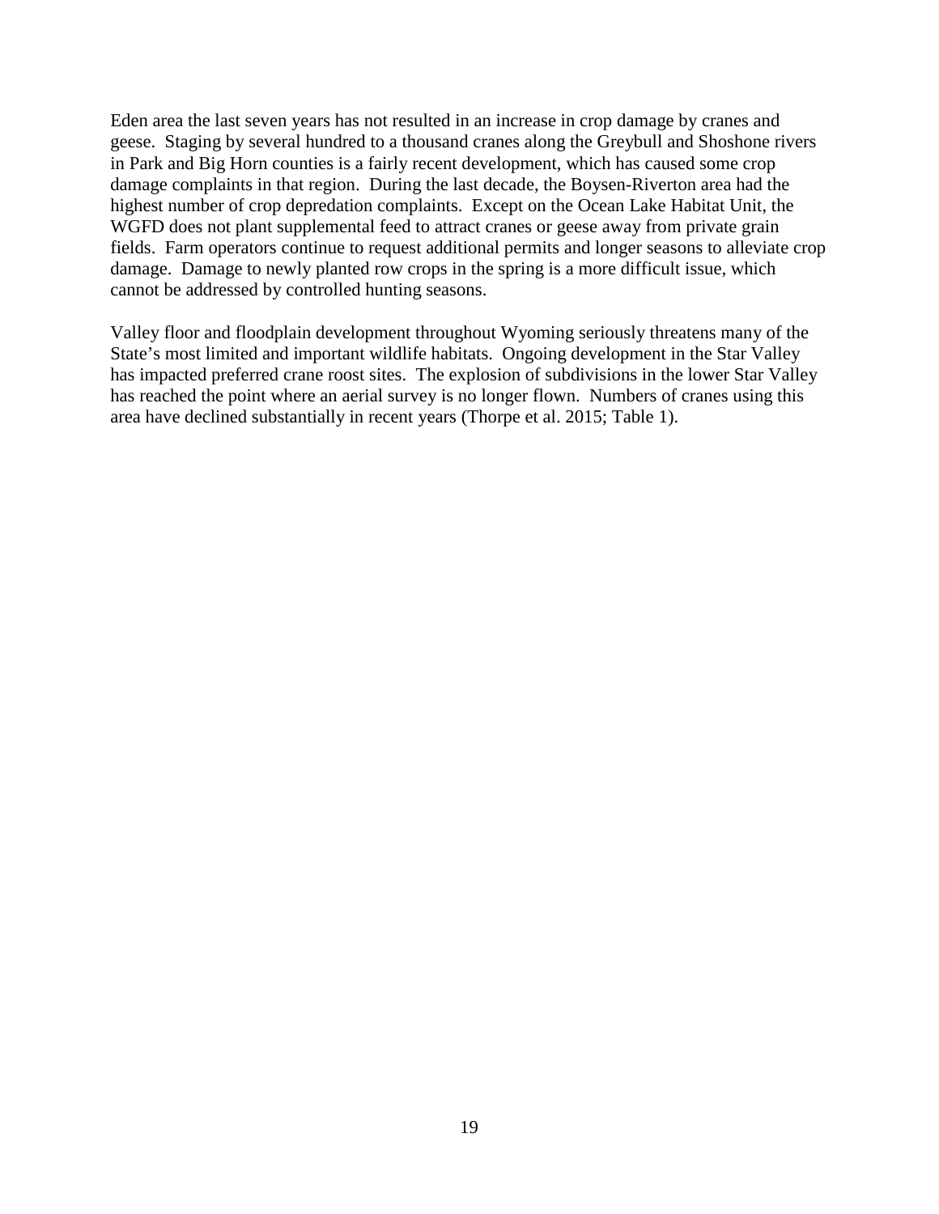Eden area the last seven years has not resulted in an increase in crop damage by cranes and geese. Staging by several hundred to a thousand cranes along the Greybull and Shoshone rivers in Park and Big Horn counties is a fairly recent development, which has caused some crop damage complaints in that region. During the last decade, the Boysen-Riverton area had the highest number of crop depredation complaints. Except on the Ocean Lake Habitat Unit, the WGFD does not plant supplemental feed to attract cranes or geese away from private grain fields. Farm operators continue to request additional permits and longer seasons to alleviate crop damage. Damage to newly planted row crops in the spring is a more difficult issue, which cannot be addressed by controlled hunting seasons.

Valley floor and floodplain development throughout Wyoming seriously threatens many of the State's most limited and important wildlife habitats. Ongoing development in the Star Valley has impacted preferred crane roost sites. The explosion of subdivisions in the lower Star Valley has reached the point where an aerial survey is no longer flown. Numbers of cranes using this area have declined substantially in recent years (Thorpe et al. 2015; Table 1).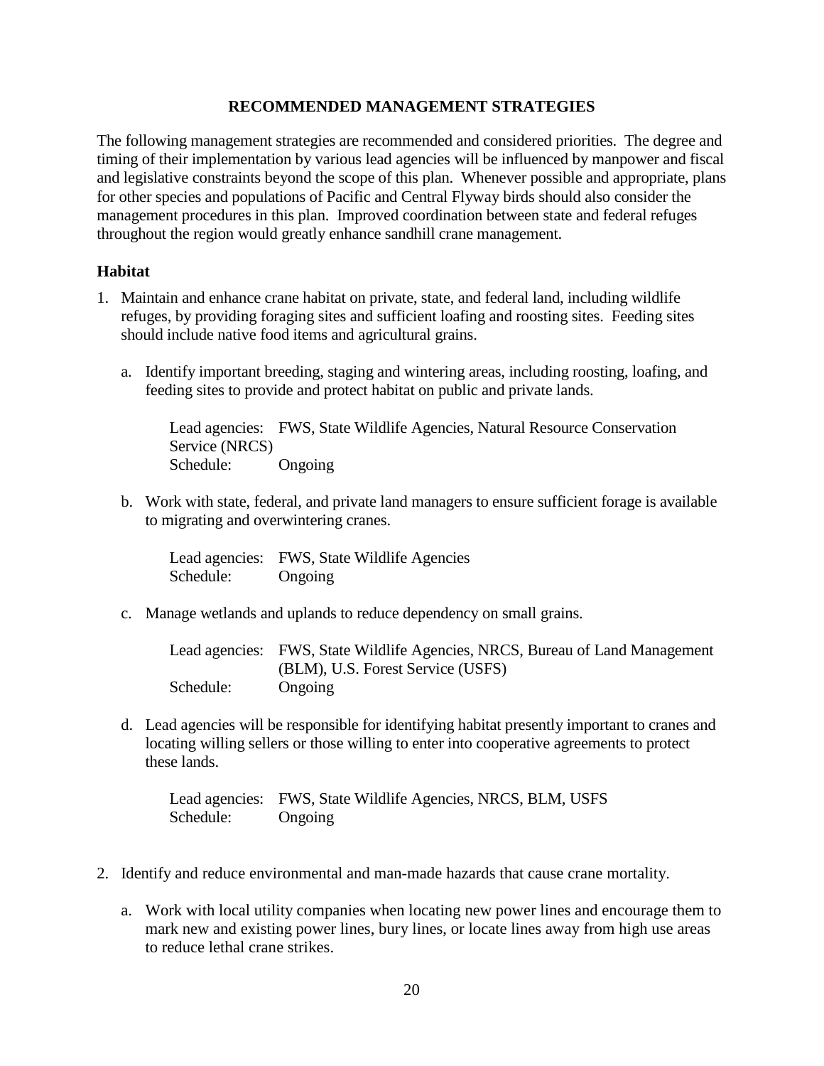## RECOMMENDED MANAGEMENT STRATEGIES

The following management strategies are recommended and considered priorities. The degree and timing of their implementation by various lead agencies will be influenced by manpower and fiscal and legislative constraints beyond the scope of this plan. Whenever possible and appropriate, plans for other species and populations of Pacific and Central Flyway birds should also consider the management procedures in this plan. Improved coordination between state and federal refuges throughout the region would greatly enhance sandhill crane management.

### Habitat

1. Maintain and enhance crane habitat on private, state, and federal land, including wildlife refuges, by providing foraging sites and sufficient loafing and roosting sites. Feeding sites should include native food items and agricultural grains.

   a. Identify important breeding, staging and wintering areas, including roosting, loafing, and feeding sites to provide and protect habitat on public and private lands.

      Lead agencies: FWS, State Wildlife Agencies, Natural Resource Conservation Service (NRCS)
      Schedule: Ongoing

   b. Work with state, federal, and private land managers to ensure sufficient forage is available to migrating and overwintering cranes.

      Lead agencies: FWS, State Wildlife Agencies
      Schedule: Ongoing

   c. Manage wetlands and uplands to reduce dependency on small grains.

      Lead agencies: FWS, State Wildlife Agencies, NRCS, Bureau of Land Management (BLM), U.S. Forest Service (USFS)
      Schedule: Ongoing

   d. Lead agencies will be responsible for identifying habitat presently important to cranes and locating willing sellers or those willing to enter into cooperative agreements to protect these lands.

      Lead agencies: FWS, State Wildlife Agencies, NRCS, BLM, USFS
      Schedule: Ongoing

2. Identify and reduce environmental and man-made hazards that cause crane mortality.

   a. Work with local utility companies when locating new power lines and encourage them to mark new and existing power lines, bury lines, or locate lines away from high use areas to reduce lethal crane strikes.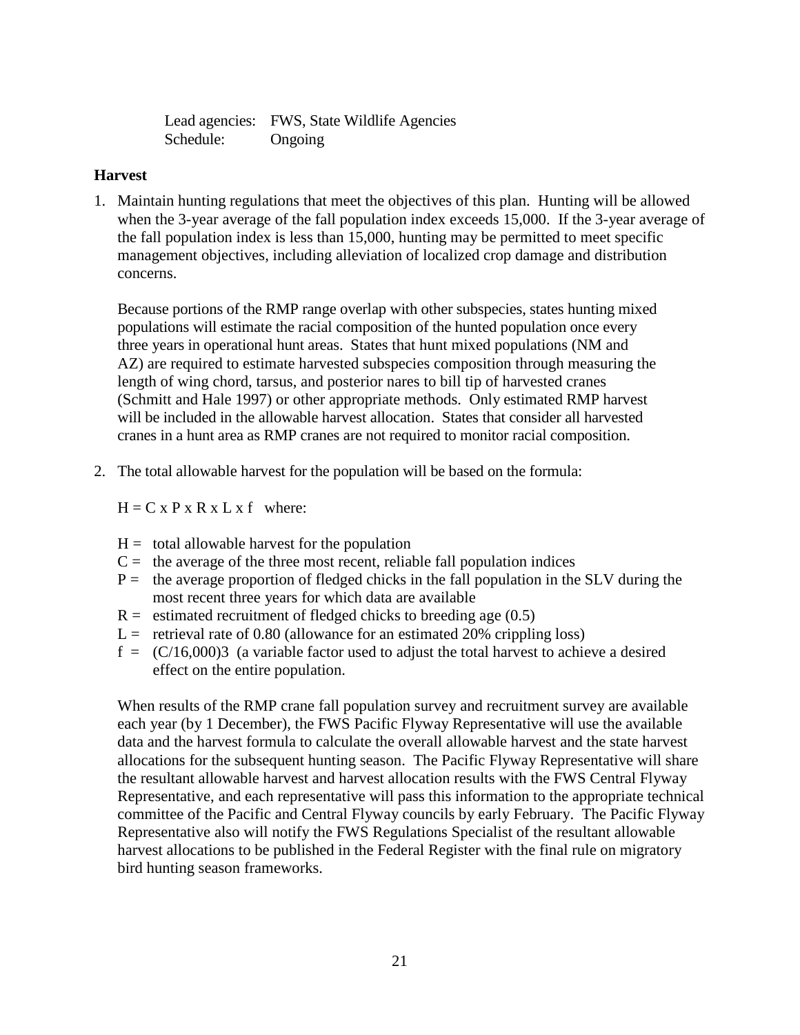Lead agencies: FWS, State Wildlife Agencies
Schedule: Ongoing

**Harvest**

1. Maintain hunting regulations that meet the objectives of this plan. Hunting will be allowed when the 3-year average of the fall population index exceeds 15,000. If the 3-year average of the fall population index is less than 15,000, hunting may be permitted to meet specific management objectives, including alleviation of localized crop damage and distribution concerns.

   Because portions of the RMP range overlap with other subspecies, states hunting mixed populations will estimate the racial composition of the hunted population once every three years in operational hunt areas. States that hunt mixed populations (NM and AZ) are required to estimate harvested subspecies composition through measuring the length of wing chord, tarsus, and posterior nares to bill tip of harvested cranes (Schmitt and Hale 1997) or other appropriate methods. Only estimated RMP harvest will be included in the allowable harvest allocation. States that consider all harvested cranes in a hunt area as RMP cranes are not required to monitor racial composition.

2. The total allowable harvest for the population will be based on the formula:

   $H = C \times P \times R \times L \times f$ where:

   $H$ = total allowable harvest for the population
   $C$ = the average of the three most recent, reliable fall population indices
   $P$ = the average proportion of fledged chicks in the fall population in the SLV during the most recent three years for which data are available
   $R$ = estimated recruitment of fledged chicks to breeding age (0.5)
   $L$ = retrieval rate of 0.80 (allowance for an estimated 20% crippling loss)
   $f$ = $(C/16{,}000)3$ (a variable factor used to adjust the total harvest to achieve a desired effect on the entire population.

   When results of the RMP crane fall population survey and recruitment survey are available each year (by 1 December), the FWS Pacific Flyway Representative will use the available data and the harvest formula to calculate the overall allowable harvest and the state harvest allocations for the subsequent hunting season. The Pacific Flyway Representative will share the resultant allowable harvest and harvest allocation results with the FWS Central Flyway Representative, and each representative will pass this information to the appropriate technical committee of the Pacific and Central Flyway councils by early February. The Pacific Flyway Representative also will notify the FWS Regulations Specialist of the resultant allowable harvest allocations to be published in the Federal Register with the final rule on migratory bird hunting season frameworks.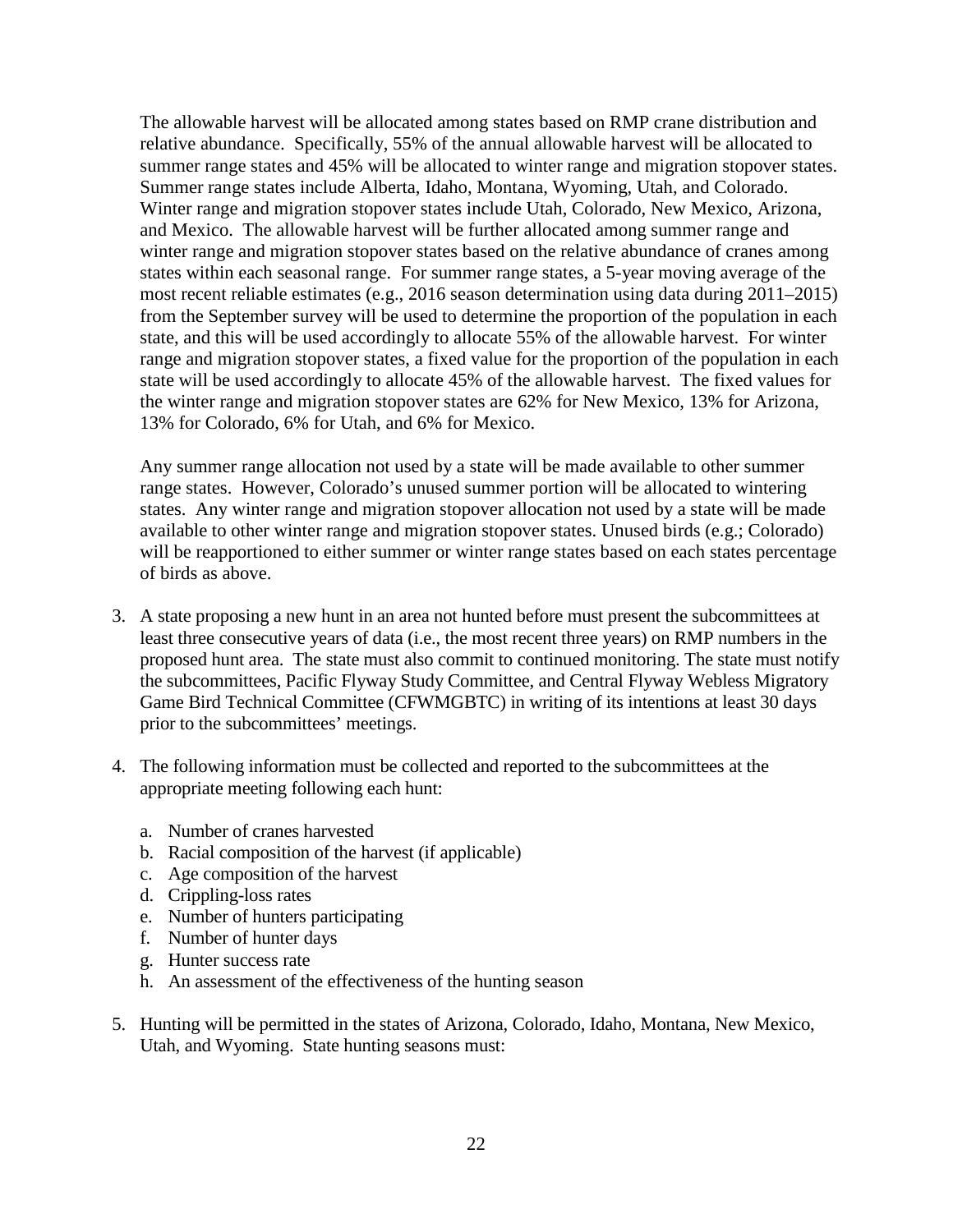The allowable harvest will be allocated among states based on RMP crane distribution and relative abundance. Specifically, 55% of the annual allowable harvest will be allocated to summer range states and 45% will be allocated to winter range and migration stopover states. Summer range states include Alberta, Idaho, Montana, Wyoming, Utah, and Colorado. Winter range and migration stopover states include Utah, Colorado, New Mexico, Arizona, and Mexico. The allowable harvest will be further allocated among summer range and winter range and migration stopover states based on the relative abundance of cranes among states within each seasonal range. For summer range states, a 5-year moving average of the most recent reliable estimates (e.g., 2016 season determination using data during 2011–2015) from the September survey will be used to determine the proportion of the population in each state, and this will be used accordingly to allocate 55% of the allowable harvest. For winter range and migration stopover states, a fixed value for the proportion of the population in each state will be used accordingly to allocate 45% of the allowable harvest. The fixed values for the winter range and migration stopover states are 62% for New Mexico, 13% for Arizona, 13% for Colorado, 6% for Utah, and 6% for Mexico.

Any summer range allocation not used by a state will be made available to other summer range states. However, Colorado's unused summer portion will be allocated to wintering states. Any winter range and migration stopover allocation not used by a state will be made available to other winter range and migration stopover states. Unused birds (e.g.; Colorado) will be reapportioned to either summer or winter range states based on each states percentage of birds as above.

3. A state proposing a new hunt in an area not hunted before must present the subcommittees at least three consecutive years of data (i.e., the most recent three years) on RMP numbers in the proposed hunt area. The state must also commit to continued monitoring. The state must notify the subcommittees, Pacific Flyway Study Committee, and Central Flyway Webless Migratory Game Bird Technical Committee (CFWMGBTC) in writing of its intentions at least 30 days prior to the subcommittees' meetings.

4. The following information must be collected and reported to the subcommittees at the appropriate meeting following each hunt:

   a. Number of cranes harvested
   b. Racial composition of the harvest (if applicable)
   c. Age composition of the harvest
   d. Crippling-loss rates
   e. Number of hunters participating
   f. Number of hunter days
   g. Hunter success rate
   h. An assessment of the effectiveness of the hunting season

5. Hunting will be permitted in the states of Arizona, Colorado, Idaho, Montana, New Mexico, Utah, and Wyoming. State hunting seasons must: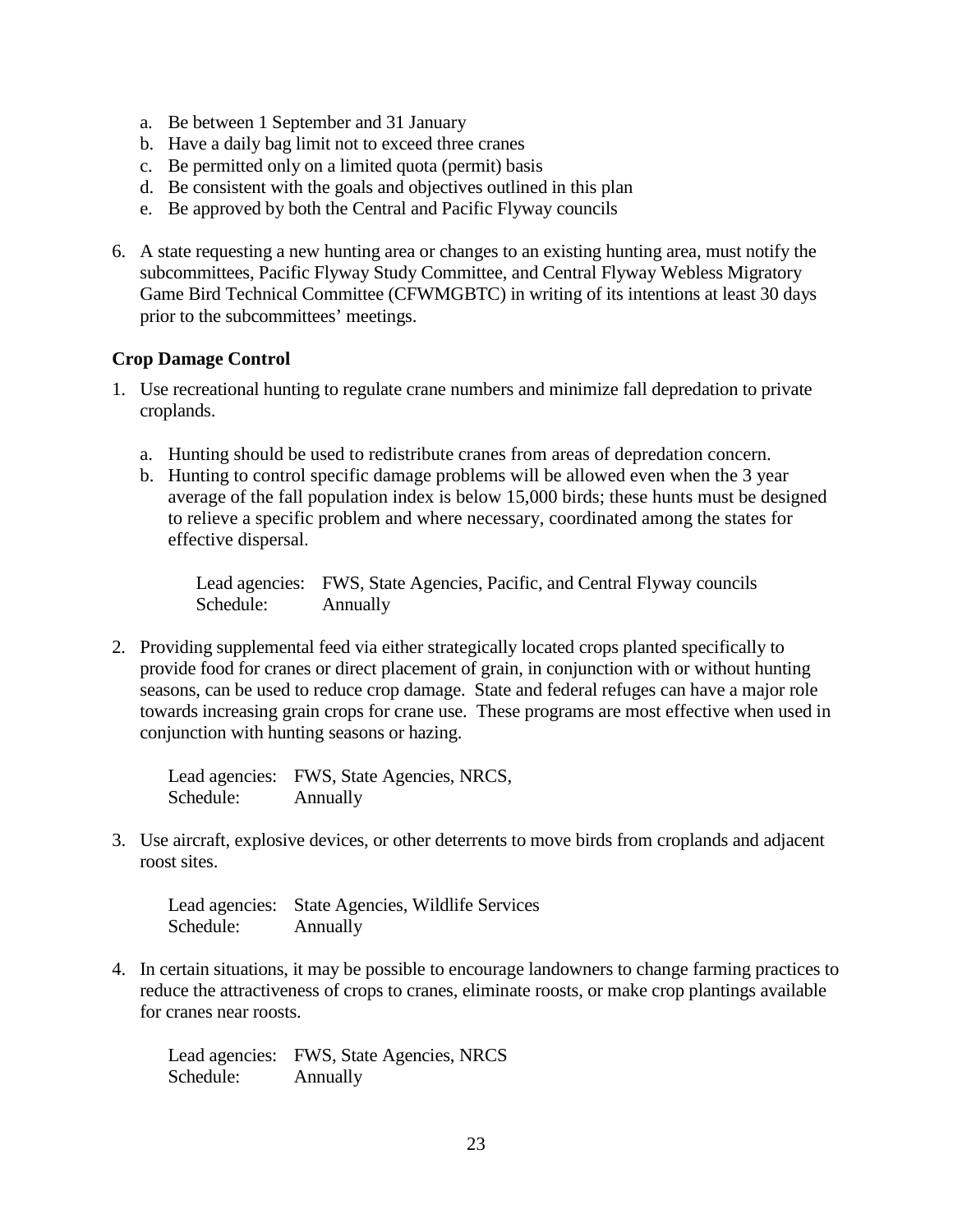a. Be between 1 September and 31 January
b. Have a daily bag limit not to exceed three cranes
c. Be permitted only on a limited quota (permit) basis
d. Be consistent with the goals and objectives outlined in this plan
e. Be approved by both the Central and Pacific Flyway councils

6. A state requesting a new hunting area or changes to an existing hunting area, must notify the subcommittees, Pacific Flyway Study Committee, and Central Flyway Webless Migratory Game Bird Technical Committee (CFWMGBTC) in writing of its intentions at least 30 days prior to the subcommittees' meetings.

**Crop Damage Control**

1. Use recreational hunting to regulate crane numbers and minimize fall depredation to private croplands.

   a. Hunting should be used to redistribute cranes from areas of depredation concern.
   b. Hunting to control specific damage problems will be allowed even when the 3 year average of the fall population index is below 15,000 birds; these hunts must be designed to relieve a specific problem and where necessary, coordinated among the states for effective dispersal.

      Lead agencies: FWS, State Agencies, Pacific, and Central Flyway councils
      Schedule: Annually

2. Providing supplemental feed via either strategically located crops planted specifically to provide food for cranes or direct placement of grain, in conjunction with or without hunting seasons, can be used to reduce crop damage. State and federal refuges can have a major role towards increasing grain crops for crane use. These programs are most effective when used in conjunction with hunting seasons or hazing.

   Lead agencies: FWS, State Agencies, NRCS,
   Schedule: Annually

3. Use aircraft, explosive devices, or other deterrents to move birds from croplands and adjacent roost sites.

   Lead agencies: State Agencies, Wildlife Services
   Schedule: Annually

4. In certain situations, it may be possible to encourage landowners to change farming practices to reduce the attractiveness of crops to cranes, eliminate roosts, or make crop plantings available for cranes near roosts.

   Lead agencies: FWS, State Agencies, NRCS
   Schedule: Annually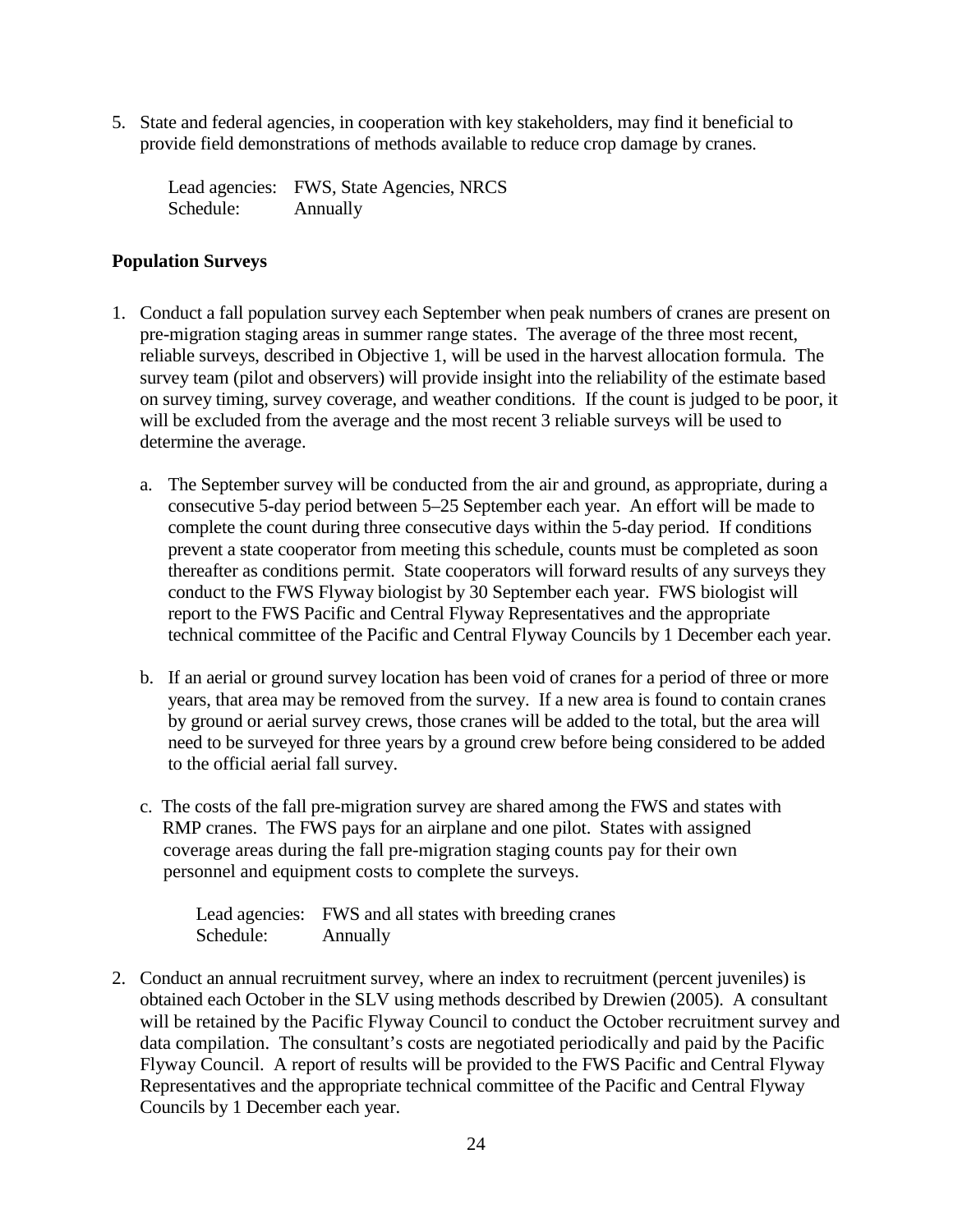5. State and federal agencies, in cooperation with key stakeholders, may find it beneficial to provide field demonstrations of methods available to reduce crop damage by cranes.

   Lead agencies: FWS, State Agencies, NRCS
   Schedule: Annually

**Population Surveys**

1. Conduct a fall population survey each September when peak numbers of cranes are present on pre-migration staging areas in summer range states. The average of the three most recent, reliable surveys, described in Objective 1, will be used in the harvest allocation formula. The survey team (pilot and observers) will provide insight into the reliability of the estimate based on survey timing, survey coverage, and weather conditions. If the count is judged to be poor, it will be excluded from the average and the most recent 3 reliable surveys will be used to determine the average.

   a. The September survey will be conducted from the air and ground, as appropriate, during a consecutive 5-day period between 5–25 September each year. An effort will be made to complete the count during three consecutive days within the 5-day period. If conditions prevent a state cooperator from meeting this schedule, counts must be completed as soon thereafter as conditions permit. State cooperators will forward results of any surveys they conduct to the FWS Flyway biologist by 30 September each year. FWS biologist will report to the FWS Pacific and Central Flyway Representatives and the appropriate technical committee of the Pacific and Central Flyway Councils by 1 December each year.

   b. If an aerial or ground survey location has been void of cranes for a period of three or more years, that area may be removed from the survey. If a new area is found to contain cranes by ground or aerial survey crews, those cranes will be added to the total, but the area will need to be surveyed for three years by a ground crew before being considered to be added to the official aerial fall survey.

   c. The costs of the fall pre-migration survey are shared among the FWS and states with RMP cranes. The FWS pays for an airplane and one pilot. States with assigned coverage areas during the fall pre-migration staging counts pay for their own personnel and equipment costs to complete the surveys.

   Lead agencies: FWS and all states with breeding cranes
   Schedule: Annually

2. Conduct an annual recruitment survey, where an index to recruitment (percent juveniles) is obtained each October in the SLV using methods described by Drewien (2005). A consultant will be retained by the Pacific Flyway Council to conduct the October recruitment survey and data compilation. The consultant's costs are negotiated periodically and paid by the Pacific Flyway Council. A report of results will be provided to the FWS Pacific and Central Flyway Representatives and the appropriate technical committee of the Pacific and Central Flyway Councils by 1 December each year.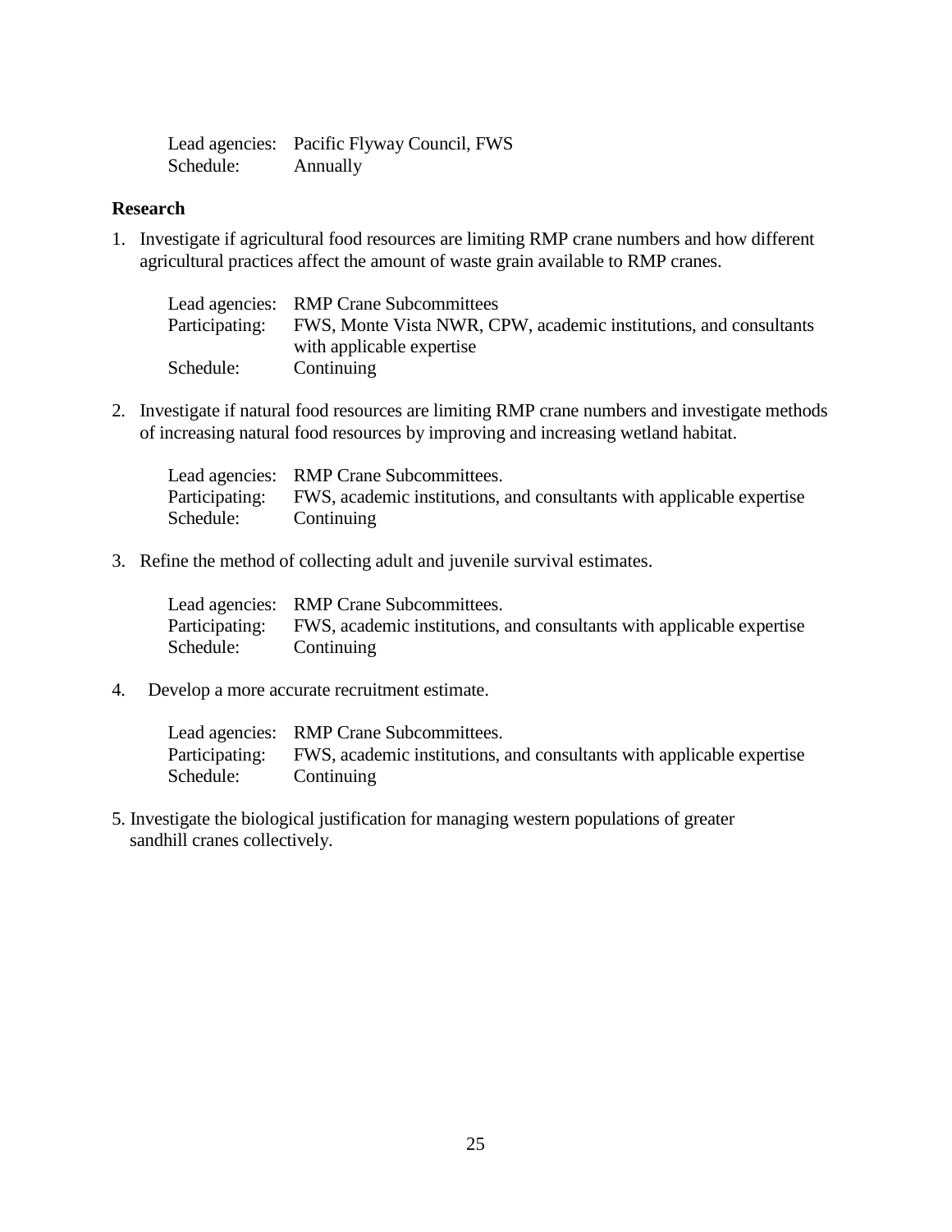Lead agencies: Pacific Flyway Council, FWS
Schedule: Annually

**Research**

1. Investigate if agricultural food resources are limiting RMP crane numbers and how different agricultural practices affect the amount of waste grain available to RMP cranes.

   Lead agencies: RMP Crane Subcommittees
   Participating: FWS, Monte Vista NWR, CPW, academic institutions, and consultants with applicable expertise
   Schedule: Continuing

2. Investigate if natural food resources are limiting RMP crane numbers and investigate methods of increasing natural food resources by improving and increasing wetland habitat.

   Lead agencies: RMP Crane Subcommittees.
   Participating: FWS, academic institutions, and consultants with applicable expertise
   Schedule: Continuing

3. Refine the method of collecting adult and juvenile survival estimates.

   Lead agencies: RMP Crane Subcommittees.
   Participating: FWS, academic institutions, and consultants with applicable expertise
   Schedule: Continuing

4. Develop a more accurate recruitment estimate.

   Lead agencies: RMP Crane Subcommittees.
   Participating: FWS, academic institutions, and consultants with applicable expertise
   Schedule: Continuing

5. Investigate the biological justification for managing western populations of greater sandhill cranes collectively.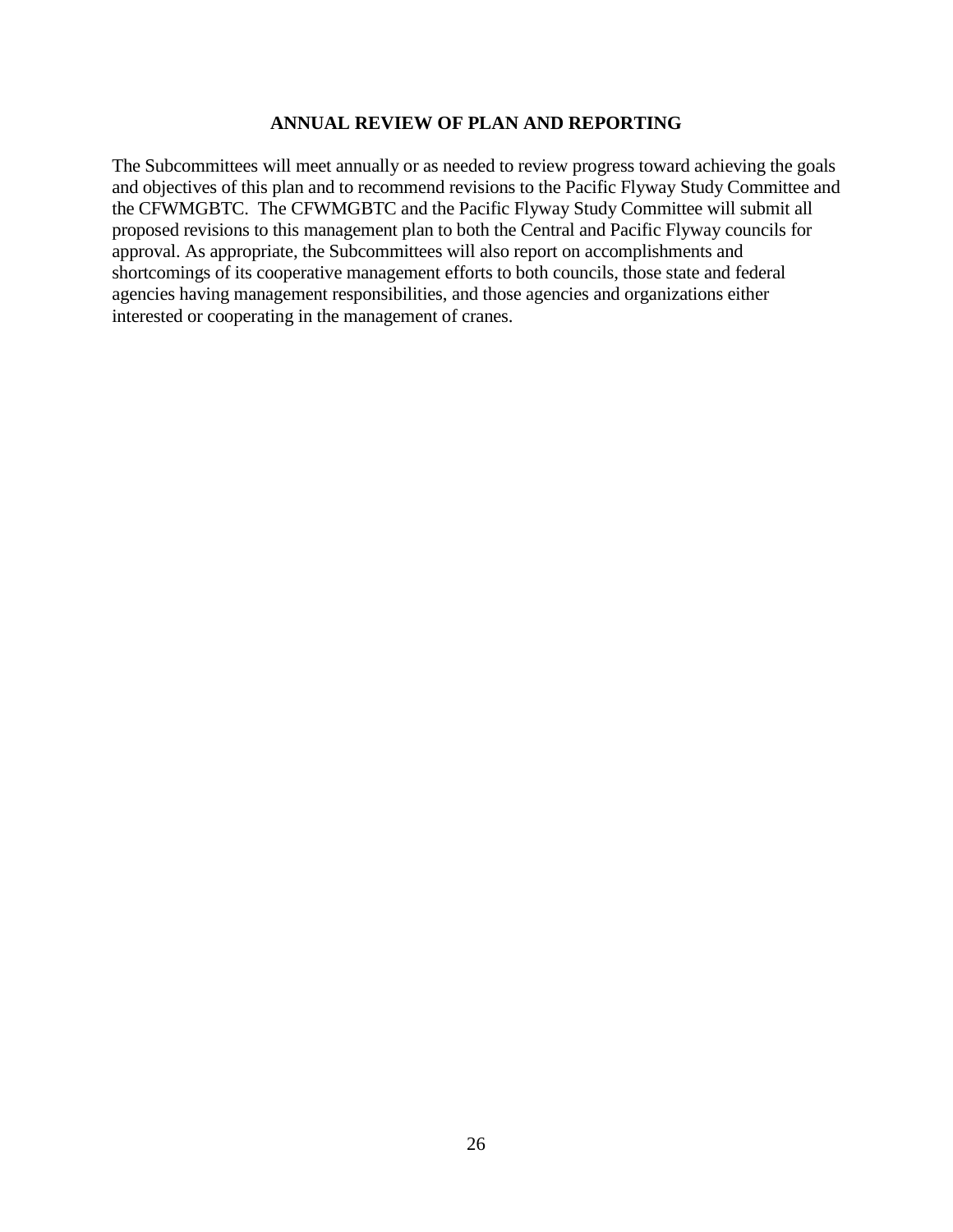## ANNUAL REVIEW OF PLAN AND REPORTING

The Subcommittees will meet annually or as needed to review progress toward achieving the goals and objectives of this plan and to recommend revisions to the Pacific Flyway Study Committee and the CFWMGBTC. The CFWMGBTC and the Pacific Flyway Study Committee will submit all proposed revisions to this management plan to both the Central and Pacific Flyway councils for approval. As appropriate, the Subcommittees will also report on accomplishments and shortcomings of its cooperative management efforts to both councils, those state and federal agencies having management responsibilities, and those agencies and organizations either interested or cooperating in the management of cranes.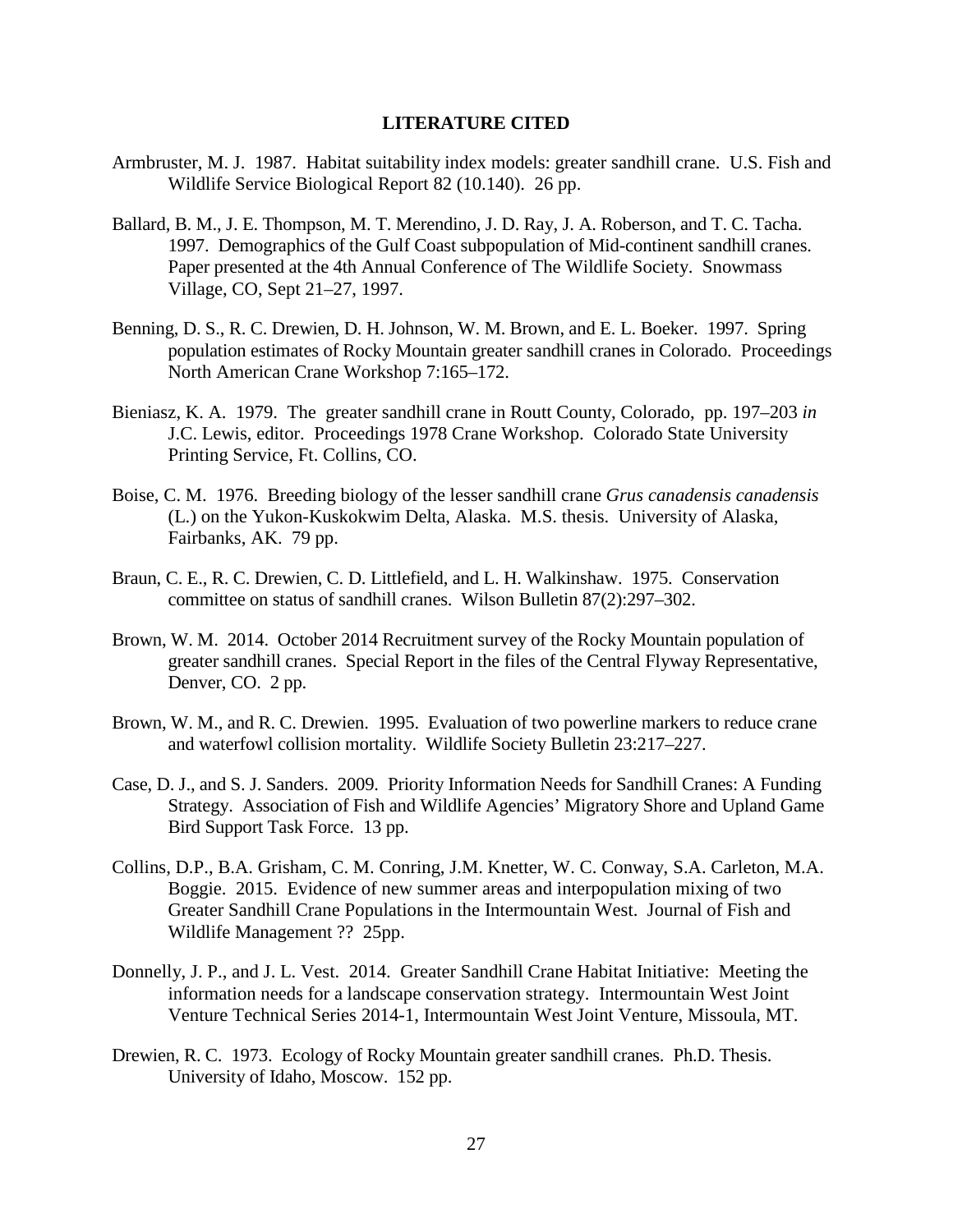## LITERATURE CITED

Armbruster, M. J. 1987. Habitat suitability index models: greater sandhill crane. U.S. Fish and Wildlife Service Biological Report 82 (10.140). 26 pp.

Ballard, B. M., J. E. Thompson, M. T. Merendino, J. D. Ray, J. A. Roberson, and T. C. Tacha. 1997. Demographics of the Gulf Coast subpopulation of Mid-continent sandhill cranes. Paper presented at the 4th Annual Conference of The Wildlife Society. Snowmass Village, CO, Sept 21–27, 1997.

Benning, D. S., R. C. Drewien, D. H. Johnson, W. M. Brown, and E. L. Boeker. 1997. Spring population estimates of Rocky Mountain greater sandhill cranes in Colorado. Proceedings North American Crane Workshop 7:165–172.

Bieniasz, K. A. 1979. The greater sandhill crane in Routt County, Colorado, pp. 197–203 *in* J.C. Lewis, editor. Proceedings 1978 Crane Workshop. Colorado State University Printing Service, Ft. Collins, CO.

Boise, C. M. 1976. Breeding biology of the lesser sandhill crane *Grus canadensis canadensis* (L.) on the Yukon-Kuskokwim Delta, Alaska. M.S. thesis. University of Alaska, Fairbanks, AK. 79 pp.

Braun, C. E., R. C. Drewien, C. D. Littlefield, and L. H. Walkinshaw. 1975. Conservation committee on status of sandhill cranes. Wilson Bulletin 87(2):297–302.

Brown, W. M. 2014. October 2014 Recruitment survey of the Rocky Mountain population of greater sandhill cranes. Special Report in the files of the Central Flyway Representative, Denver, CO. 2 pp.

Brown, W. M., and R. C. Drewien. 1995. Evaluation of two powerline markers to reduce crane and waterfowl collision mortality. Wildlife Society Bulletin 23:217–227.

Case, D. J., and S. J. Sanders. 2009. Priority Information Needs for Sandhill Cranes: A Funding Strategy. Association of Fish and Wildlife Agencies' Migratory Shore and Upland Game Bird Support Task Force. 13 pp.

Collins, D.P., B.A. Grisham, C. M. Conring, J.M. Knetter, W. C. Conway, S.A. Carleton, M.A. Boggie. 2015. Evidence of new summer areas and interpopulation mixing of two Greater Sandhill Crane Populations in the Intermountain West. Journal of Fish and Wildlife Management ?? 25pp.

Donnelly, J. P., and J. L. Vest. 2014. Greater Sandhill Crane Habitat Initiative: Meeting the information needs for a landscape conservation strategy. Intermountain West Joint Venture Technical Series 2014-1, Intermountain West Joint Venture, Missoula, MT.

Drewien, R. C. 1973. Ecology of Rocky Mountain greater sandhill cranes. Ph.D. Thesis. University of Idaho, Moscow. 152 pp.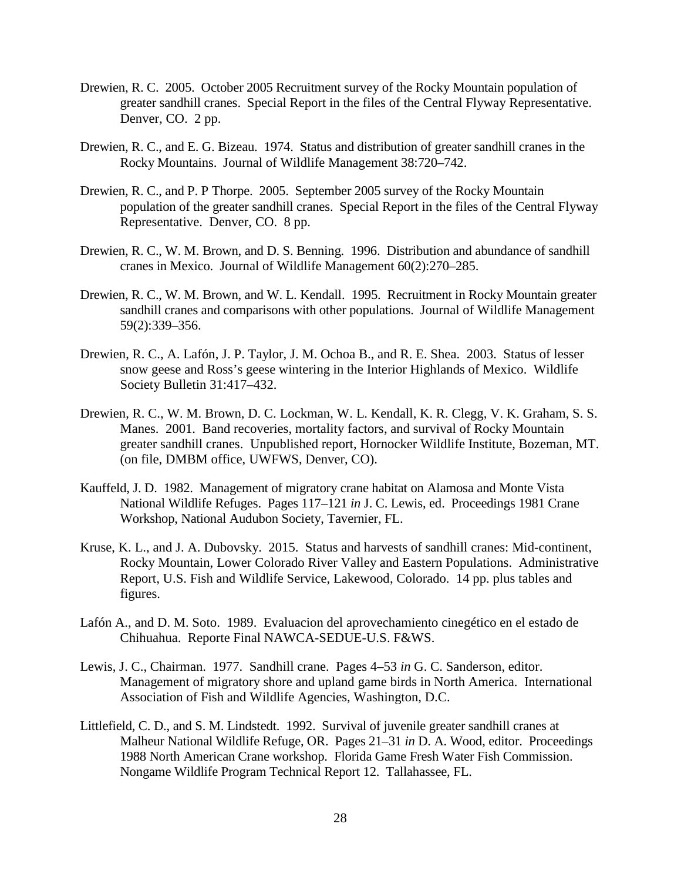Drewien, R. C. 2005. October 2005 Recruitment survey of the Rocky Mountain population of greater sandhill cranes. Special Report in the files of the Central Flyway Representative. Denver, CO. 2 pp.

Drewien, R. C., and E. G. Bizeau. 1974. Status and distribution of greater sandhill cranes in the Rocky Mountains. Journal of Wildlife Management 38:720–742.

Drewien, R. C., and P. P Thorpe. 2005. September 2005 survey of the Rocky Mountain population of the greater sandhill cranes. Special Report in the files of the Central Flyway Representative. Denver, CO. 8 pp.

Drewien, R. C., W. M. Brown, and D. S. Benning. 1996. Distribution and abundance of sandhill cranes in Mexico. Journal of Wildlife Management 60(2):270–285.

Drewien, R. C., W. M. Brown, and W. L. Kendall. 1995. Recruitment in Rocky Mountain greater sandhill cranes and comparisons with other populations. Journal of Wildlife Management 59(2):339–356.

Drewien, R. C., A. Lafón, J. P. Taylor, J. M. Ochoa B., and R. E. Shea. 2003. Status of lesser snow geese and Ross's geese wintering in the Interior Highlands of Mexico. Wildlife Society Bulletin 31:417–432.

Drewien, R. C., W. M. Brown, D. C. Lockman, W. L. Kendall, K. R. Clegg, V. K. Graham, S. S. Manes. 2001. Band recoveries, mortality factors, and survival of Rocky Mountain greater sandhill cranes. Unpublished report, Hornocker Wildlife Institute, Bozeman, MT. (on file, DMBM office, UWFWS, Denver, CO).

Kauffeld, J. D. 1982. Management of migratory crane habitat on Alamosa and Monte Vista National Wildlife Refuges. Pages 117–121 *in* J. C. Lewis, ed. Proceedings 1981 Crane Workshop, National Audubon Society, Tavernier, FL.

Kruse, K. L., and J. A. Dubovsky. 2015. Status and harvests of sandhill cranes: Mid-continent, Rocky Mountain, Lower Colorado River Valley and Eastern Populations. Administrative Report, U.S. Fish and Wildlife Service, Lakewood, Colorado. 14 pp. plus tables and figures.

Lafón A., and D. M. Soto. 1989. Evaluacion del aprovechamiento cinegético en el estado de Chihuahua. Reporte Final NAWCA-SEDUE-U.S. F&WS.

Lewis, J. C., Chairman. 1977. Sandhill crane. Pages 4–53 *in* G. C. Sanderson, editor. Management of migratory shore and upland game birds in North America. International Association of Fish and Wildlife Agencies, Washington, D.C.

Littlefield, C. D., and S. M. Lindstedt. 1992. Survival of juvenile greater sandhill cranes at Malheur National Wildlife Refuge, OR. Pages 21–31 *in* D. A. Wood, editor. Proceedings 1988 North American Crane workshop. Florida Game Fresh Water Fish Commission. Nongame Wildlife Program Technical Report 12. Tallahassee, FL.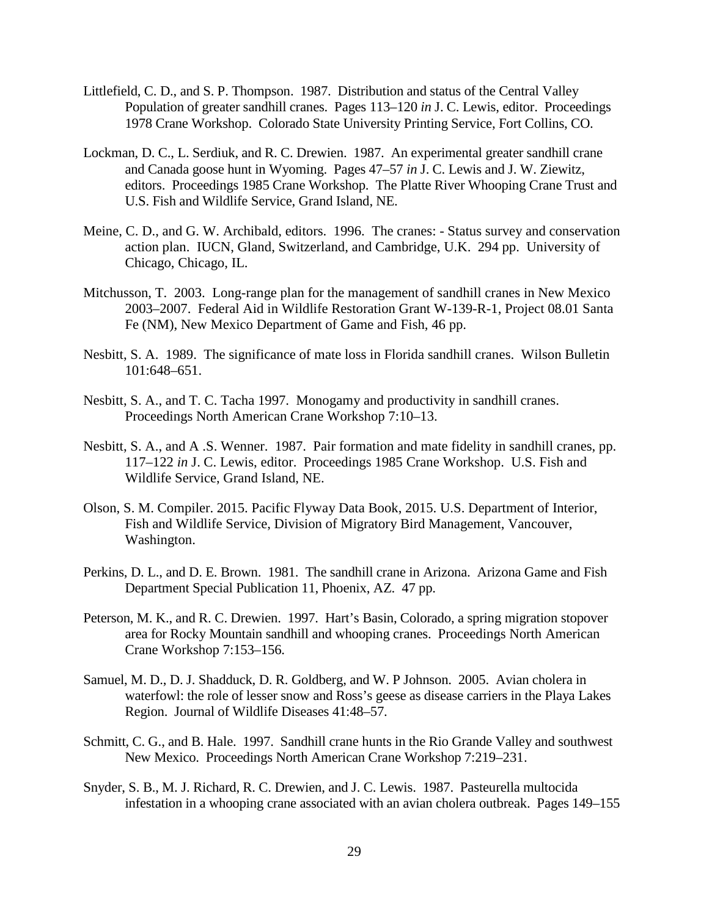Littlefield, C. D., and S. P. Thompson. 1987. Distribution and status of the Central Valley Population of greater sandhill cranes. Pages 113–120 *in* J. C. Lewis, editor. Proceedings 1978 Crane Workshop. Colorado State University Printing Service, Fort Collins, CO.

Lockman, D. C., L. Serdiuk, and R. C. Drewien. 1987. An experimental greater sandhill crane and Canada goose hunt in Wyoming. Pages 47–57 *in* J. C. Lewis and J. W. Ziewitz, editors. Proceedings 1985 Crane Workshop. The Platte River Whooping Crane Trust and U.S. Fish and Wildlife Service, Grand Island, NE.

Meine, C. D., and G. W. Archibald, editors. 1996. The cranes: - Status survey and conservation action plan. IUCN, Gland, Switzerland, and Cambridge, U.K. 294 pp. University of Chicago, Chicago, IL.

Mitchusson, T. 2003. Long-range plan for the management of sandhill cranes in New Mexico 2003–2007. Federal Aid in Wildlife Restoration Grant W-139-R-1, Project 08.01 Santa Fe (NM), New Mexico Department of Game and Fish, 46 pp.

Nesbitt, S. A. 1989. The significance of mate loss in Florida sandhill cranes. Wilson Bulletin 101:648–651.

Nesbitt, S. A., and T. C. Tacha 1997. Monogamy and productivity in sandhill cranes. Proceedings North American Crane Workshop 7:10–13.

Nesbitt, S. A., and A .S. Wenner. 1987. Pair formation and mate fidelity in sandhill cranes, pp. 117–122 *in* J. C. Lewis, editor. Proceedings 1985 Crane Workshop. U.S. Fish and Wildlife Service, Grand Island, NE.

Olson, S. M. Compiler. 2015. Pacific Flyway Data Book, 2015. U.S. Department of Interior, Fish and Wildlife Service, Division of Migratory Bird Management, Vancouver, Washington.

Perkins, D. L., and D. E. Brown. 1981. The sandhill crane in Arizona. Arizona Game and Fish Department Special Publication 11, Phoenix, AZ. 47 pp.

Peterson, M. K., and R. C. Drewien. 1997. Hart's Basin, Colorado, a spring migration stopover area for Rocky Mountain sandhill and whooping cranes. Proceedings North American Crane Workshop 7:153–156.

Samuel, M. D., D. J. Shadduck, D. R. Goldberg, and W. P Johnson. 2005. Avian cholera in waterfowl: the role of lesser snow and Ross's geese as disease carriers in the Playa Lakes Region. Journal of Wildlife Diseases 41:48–57.

Schmitt, C. G., and B. Hale. 1997. Sandhill crane hunts in the Rio Grande Valley and southwest New Mexico. Proceedings North American Crane Workshop 7:219–231.

Snyder, S. B., M. J. Richard, R. C. Drewien, and J. C. Lewis. 1987. Pasteurella multocida infestation in a whooping crane associated with an avian cholera outbreak. Pages 149–155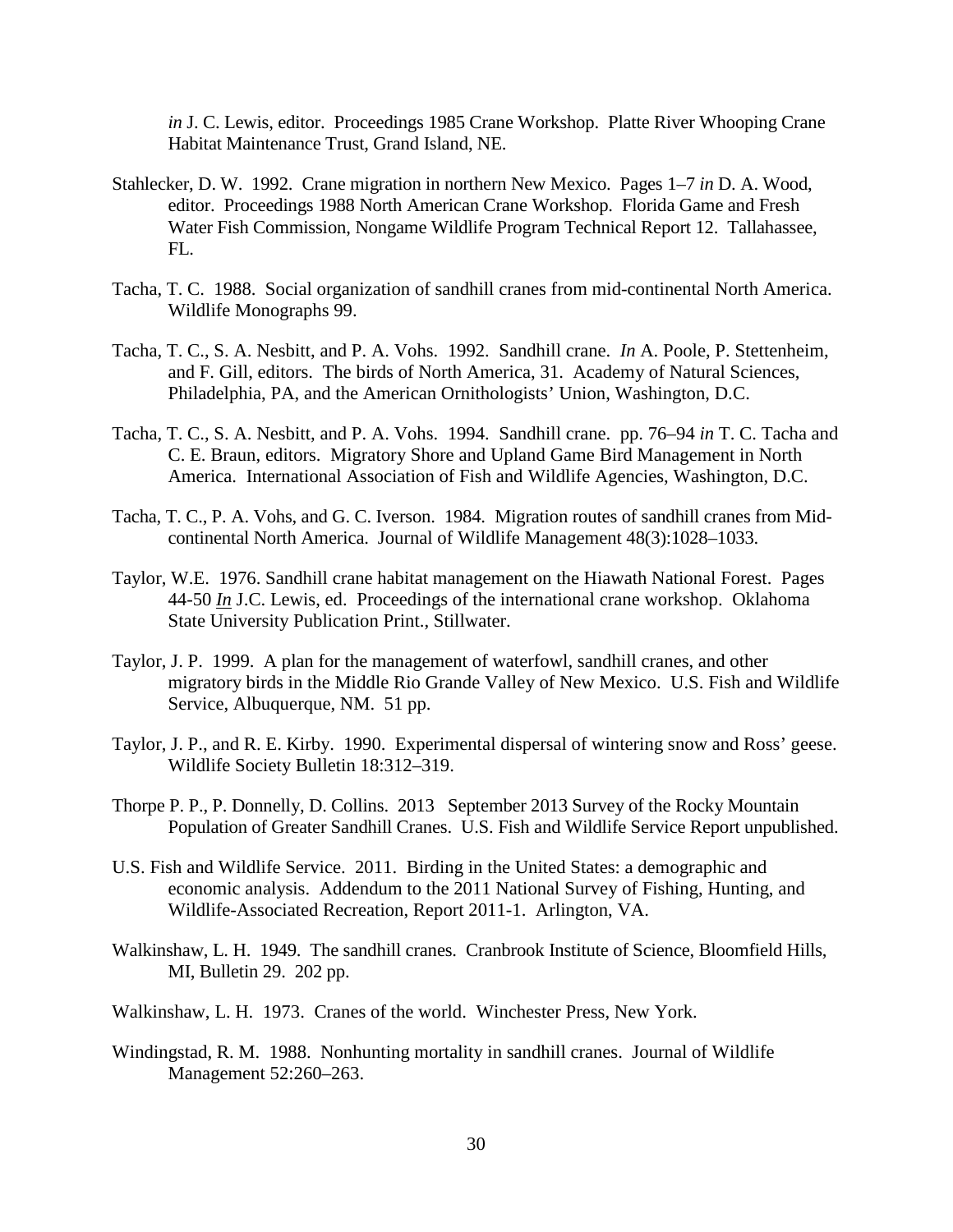*in* J. C. Lewis, editor. Proceedings 1985 Crane Workshop. Platte River Whooping Crane Habitat Maintenance Trust, Grand Island, NE.

Stahlecker, D. W. 1992. Crane migration in northern New Mexico. Pages 1–7 *in* D. A. Wood, editor. Proceedings 1988 North American Crane Workshop. Florida Game and Fresh Water Fish Commission, Nongame Wildlife Program Technical Report 12. Tallahassee, FL.

Tacha, T. C. 1988. Social organization of sandhill cranes from mid-continental North America. Wildlife Monographs 99.

Tacha, T. C., S. A. Nesbitt, and P. A. Vohs. 1992. Sandhill crane. *In* A. Poole, P. Stettenheim, and F. Gill, editors. The birds of North America, 31. Academy of Natural Sciences, Philadelphia, PA, and the American Ornithologists' Union, Washington, D.C.

Tacha, T. C., S. A. Nesbitt, and P. A. Vohs. 1994. Sandhill crane. pp. 76–94 *in* T. C. Tacha and C. E. Braun, editors. Migratory Shore and Upland Game Bird Management in North America. International Association of Fish and Wildlife Agencies, Washington, D.C.

Tacha, T. C., P. A. Vohs, and G. C. Iverson. 1984. Migration routes of sandhill cranes from Mid-continental North America. Journal of Wildlife Management 48(3):1028–1033.

Taylor, W.E. 1976. Sandhill crane habitat management on the Hiawath National Forest. Pages 44-50 ***In*** J.C. Lewis, ed. Proceedings of the international crane workshop. Oklahoma State University Publication Print., Stillwater.

Taylor, J. P. 1999. A plan for the management of waterfowl, sandhill cranes, and other migratory birds in the Middle Rio Grande Valley of New Mexico. U.S. Fish and Wildlife Service, Albuquerque, NM. 51 pp.

Taylor, J. P., and R. E. Kirby. 1990. Experimental dispersal of wintering snow and Ross' geese. Wildlife Society Bulletin 18:312–319.

Thorpe P. P., P. Donnelly, D. Collins. 2013 September 2013 Survey of the Rocky Mountain Population of Greater Sandhill Cranes. U.S. Fish and Wildlife Service Report unpublished.

U.S. Fish and Wildlife Service. 2011. Birding in the United States: a demographic and economic analysis. Addendum to the 2011 National Survey of Fishing, Hunting, and Wildlife-Associated Recreation, Report 2011-1. Arlington, VA.

Walkinshaw, L. H. 1949. The sandhill cranes. Cranbrook Institute of Science, Bloomfield Hills, MI, Bulletin 29. 202 pp.

Walkinshaw, L. H. 1973. Cranes of the world. Winchester Press, New York.

Windingstad, R. M. 1988. Nonhunting mortality in sandhill cranes. Journal of Wildlife Management 52:260–263.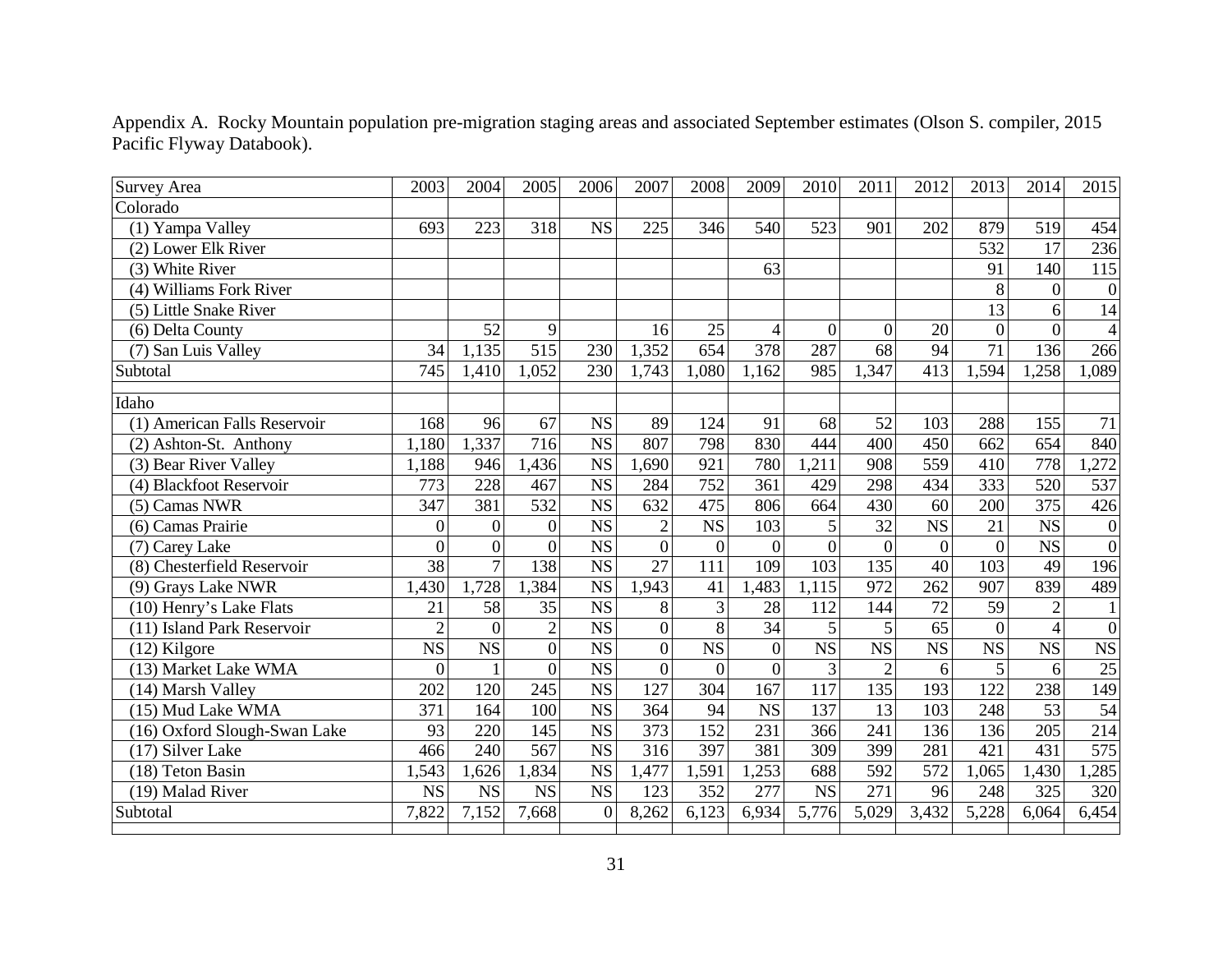Appendix A. Rocky Mountain population pre-migration staging areas and associated September estimates (Olson S. compiler, 2015 Pacific Flyway Databook).

| Survey Area | 2003 | 2004 | 2005 | 2006 | 2007 | 2008 | 2009 | 2010 | 2011 | 2012 | 2013 | 2014 | 2015 |
|---|---|---|---|---|---|---|---|---|---|---|---|---|---|
| Colorado | | | | | | | | | | | | | |
| (1) Yampa Valley | 693 | 223 | 318 | NS | 225 | 346 | 540 | 523 | 901 | 202 | 879 | 519 | 454 |
| (2) Lower Elk River | | | | | | | | | | | 532 | 17 | 236 |
| (3) White River | | | | | | | 63 | | | | 91 | 140 | 115 |
| (4) Williams Fork River | | | | | | | | | | | 8 | 0 | 0 |
| (5) Little Snake River | | | | | | | | | | | 13 | 6 | 14 |
| (6) Delta County | | 52 | 9 | | 16 | 25 | 4 | 0 | 0 | 20 | 0 | 0 | 4 |
| (7) San Luis Valley | 34 | 1,135 | 515 | 230 | 1,352 | 654 | 378 | 287 | 68 | 94 | 71 | 136 | 266 |
| Subtotal | 745 | 1,410 | 1,052 | 230 | 1,743 | 1,080 | 1,162 | 985 | 1,347 | 413 | 1,594 | 1,258 | 1,089 |
| | | | | | | | | | | | | | |
| Idaho | | | | | | | | | | | | | |
| (1) American Falls Reservoir | 168 | 96 | 67 | NS | 89 | 124 | 91 | 68 | 52 | 103 | 288 | 155 | 71 |
| (2) Ashton-St. Anthony | 1,180 | 1,337 | 716 | NS | 807 | 798 | 830 | 444 | 400 | 450 | 662 | 654 | 840 |
| (3) Bear River Valley | 1,188 | 946 | 1,436 | NS | 1,690 | 921 | 780 | 1,211 | 908 | 559 | 410 | 778 | 1,272 |
| (4) Blackfoot Reservoir | 773 | 228 | 467 | NS | 284 | 752 | 361 | 429 | 298 | 434 | 333 | 520 | 537 |
| (5) Camas NWR | 347 | 381 | 532 | NS | 632 | 475 | 806 | 664 | 430 | 60 | 200 | 375 | 426 |
| (6) Camas Prairie | 0 | 0 | 0 | NS | 2 | NS | 103 | 5 | 32 | NS | 21 | NS | 0 |
| (7) Carey Lake | 0 | 0 | 0 | NS | 0 | 0 | 0 | 0 | 0 | 0 | 0 | NS | 0 |
| (8) Chesterfield Reservoir | 38 | 7 | 138 | NS | 27 | 111 | 109 | 103 | 135 | 40 | 103 | 49 | 196 |
| (9) Grays Lake NWR | 1,430 | 1,728 | 1,384 | NS | 1,943 | 41 | 1,483 | 1,115 | 972 | 262 | 907 | 839 | 489 |
| (10) Henry's Lake Flats | 21 | 58 | 35 | NS | 8 | 3 | 28 | 112 | 144 | 72 | 59 | 2 | 1 |
| (11) Island Park Reservoir | 2 | 0 | 2 | NS | 0 | 8 | 34 | 5 | 5 | 65 | 0 | 4 | 0 |
| (12) Kilgore | NS | NS | 0 | NS | 0 | NS | 0 | NS | NS | NS | NS | NS | NS |
| (13) Market Lake WMA | 0 | 1 | 0 | NS | 0 | 0 | 0 | 3 | 2 | 6 | 5 | 6 | 25 |
| (14) Marsh Valley | 202 | 120 | 245 | NS | 127 | 304 | 167 | 117 | 135 | 193 | 122 | 238 | 149 |
| (15) Mud Lake WMA | 371 | 164 | 100 | NS | 364 | 94 | NS | 137 | 13 | 103 | 248 | 53 | 54 |
| (16) Oxford Slough-Swan Lake | 93 | 220 | 145 | NS | 373 | 152 | 231 | 366 | 241 | 136 | 136 | 205 | 214 |
| (17) Silver Lake | 466 | 240 | 567 | NS | 316 | 397 | 381 | 309 | 399 | 281 | 421 | 431 | 575 |
| (18) Teton Basin | 1,543 | 1,626 | 1,834 | NS | 1,477 | 1,591 | 1,253 | 688 | 592 | 572 | 1,065 | 1,430 | 1,285 |
| (19) Malad River | NS | NS | NS | NS | 123 | 352 | 277 | NS | 271 | 96 | 248 | 325 | 320 |
| Subtotal | 7,822 | 7,152 | 7,668 | 0 | 8,262 | 6,123 | 6,934 | 5,776 | 5,029 | 3,432 | 5,228 | 6,064 | 6,454 |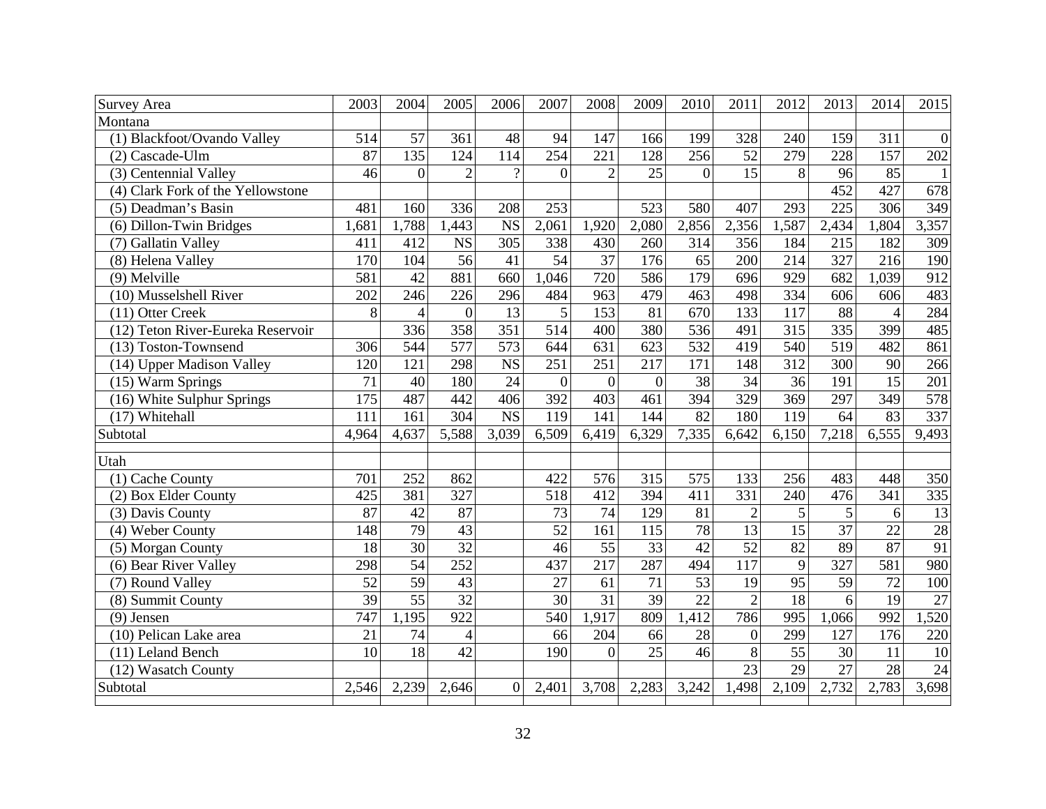| Survey Area | 2003 | 2004 | 2005 | 2006 | 2007 | 2008 | 2009 | 2010 | 2011 | 2012 | 2013 | 2014 | 2015 |
|---|---|---|---|---|---|---|---|---|---|---|---|---|---|
| Montana | | | | | | | | | | | | | |
| (1) Blackfoot/Ovando Valley | 514 | 57 | 361 | 48 | 94 | 147 | 166 | 199 | 328 | 240 | 159 | 311 | 0 |
| (2) Cascade-Ulm | 87 | 135 | 124 | 114 | 254 | 221 | 128 | 256 | 52 | 279 | 228 | 157 | 202 |
| (3) Centennial Valley | 46 | 0 | 2 | ? | 0 | 2 | 25 | 0 | 15 | 8 | 96 | 85 | 1 |
| (4) Clark Fork of the Yellowstone | | | | | | | | | | | 452 | 427 | 678 |
| (5) Deadman's Basin | 481 | 160 | 336 | 208 | 253 | | 523 | 580 | 407 | 293 | 225 | 306 | 349 |
| (6) Dillon-Twin Bridges | 1,681 | 1,788 | 1,443 | NS | 2,061 | 1,920 | 2,080 | 2,856 | 2,356 | 1,587 | 2,434 | 1,804 | 3,357 |
| (7) Gallatin Valley | 411 | 412 | NS | 305 | 338 | 430 | 260 | 314 | 356 | 184 | 215 | 182 | 309 |
| (8) Helena Valley | 170 | 104 | 56 | 41 | 54 | 37 | 176 | 65 | 200 | 214 | 327 | 216 | 190 |
| (9) Melville | 581 | 42 | 881 | 660 | 1,046 | 720 | 586 | 179 | 696 | 929 | 682 | 1,039 | 912 |
| (10) Musselshell River | 202 | 246 | 226 | 296 | 484 | 963 | 479 | 463 | 498 | 334 | 606 | 606 | 483 |
| (11) Otter Creek | 8 | 4 | 0 | 13 | 5 | 153 | 81 | 670 | 133 | 117 | 88 | 4 | 284 |
| (12) Teton River-Eureka Reservoir | | 336 | 358 | 351 | 514 | 400 | 380 | 536 | 491 | 315 | 335 | 399 | 485 |
| (13) Toston-Townsend | 306 | 544 | 577 | 573 | 644 | 631 | 623 | 532 | 419 | 540 | 519 | 482 | 861 |
| (14) Upper Madison Valley | 120 | 121 | 298 | NS | 251 | 251 | 217 | 171 | 148 | 312 | 300 | 90 | 266 |
| (15) Warm Springs | 71 | 40 | 180 | 24 | 0 | 0 | 0 | 38 | 34 | 36 | 191 | 15 | 201 |
| (16) White Sulphur Springs | 175 | 487 | 442 | 406 | 392 | 403 | 461 | 394 | 329 | 369 | 297 | 349 | 578 |
| (17) Whitehall | 111 | 161 | 304 | NS | 119 | 141 | 144 | 82 | 180 | 119 | 64 | 83 | 337 |
| Subtotal | 4,964 | 4,637 | 5,588 | 3,039 | 6,509 | 6,419 | 6,329 | 7,335 | 6,642 | 6,150 | 7,218 | 6,555 | 9,493 |
| | | | | | | | | | | | | | |
| Utah | | | | | | | | | | | | | |
| (1) Cache County | 701 | 252 | 862 | | 422 | 576 | 315 | 575 | 133 | 256 | 483 | 448 | 350 |
| (2) Box Elder County | 425 | 381 | 327 | | 518 | 412 | 394 | 411 | 331 | 240 | 476 | 341 | 335 |
| (3) Davis County | 87 | 42 | 87 | | 73 | 74 | 129 | 81 | 2 | 5 | 5 | 6 | 13 |
| (4) Weber County | 148 | 79 | 43 | | 52 | 161 | 115 | 78 | 13 | 15 | 37 | 22 | 28 |
| (5) Morgan County | 18 | 30 | 32 | | 46 | 55 | 33 | 42 | 52 | 82 | 89 | 87 | 91 |
| (6) Bear River Valley | 298 | 54 | 252 | | 437 | 217 | 287 | 494 | 117 | 9 | 327 | 581 | 980 |
| (7) Round Valley | 52 | 59 | 43 | | 27 | 61 | 71 | 53 | 19 | 95 | 59 | 72 | 100 |
| (8) Summit County | 39 | 55 | 32 | | 30 | 31 | 39 | 22 | 2 | 18 | 6 | 19 | 27 |
| (9) Jensen | 747 | 1,195 | 922 | | 540 | 1,917 | 809 | 1,412 | 786 | 995 | 1,066 | 992 | 1,520 |
| (10) Pelican Lake area | 21 | 74 | 4 | | 66 | 204 | 66 | 28 | 0 | 299 | 127 | 176 | 220 |
| (11) Leland Bench | 10 | 18 | 42 | | 190 | 0 | 25 | 46 | 8 | 55 | 30 | 11 | 10 |
| (12) Wasatch County | | | | | | | | | 23 | 29 | 27 | 28 | 24 |
| Subtotal | 2,546 | 2,239 | 2,646 | 0 | 2,401 | 3,708 | 2,283 | 3,242 | 1,498 | 2,109 | 2,732 | 2,783 | 3,698 |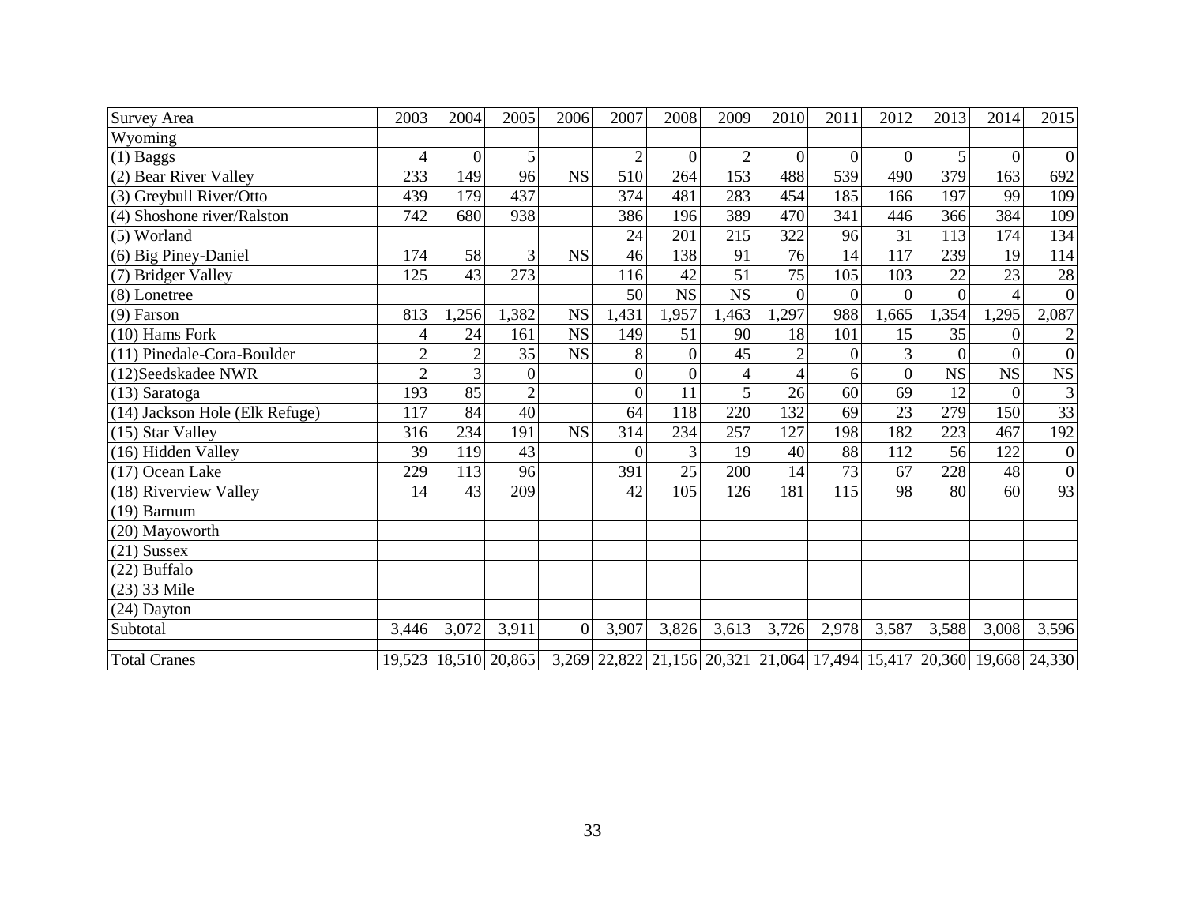| Survey Area | 2003 | 2004 | 2005 | 2006 | 2007 | 2008 | 2009 | 2010 | 2011 | 2012 | 2013 | 2014 | 2015 |
|---|---|---|---|---|---|---|---|---|---|---|---|---|---|
| Wyoming | | | | | | | | | | | | | |
| (1) Baggs | 4 | 0 | 5 | | 2 | 0 | 2 | 0 | 0 | 0 | 5 | 0 | 0 |
| (2) Bear River Valley | 233 | 149 | 96 | NS | 510 | 264 | 153 | 488 | 539 | 490 | 379 | 163 | 692 |
| (3) Greybull River/Otto | 439 | 179 | 437 | | 374 | 481 | 283 | 454 | 185 | 166 | 197 | 99 | 109 |
| (4) Shoshone river/Ralston | 742 | 680 | 938 | | 386 | 196 | 389 | 470 | 341 | 446 | 366 | 384 | 109 |
| (5) Worland | | | | | 24 | 201 | 215 | 322 | 96 | 31 | 113 | 174 | 134 |
| (6) Big Piney-Daniel | 174 | 58 | 3 | NS | 46 | 138 | 91 | 76 | 14 | 117 | 239 | 19 | 114 |
| (7) Bridger Valley | 125 | 43 | 273 | | 116 | 42 | 51 | 75 | 105 | 103 | 22 | 23 | 28 |
| (8) Lonetree | | | | | 50 | NS | NS | 0 | 0 | 0 | 0 | 4 | 0 |
| (9) Farson | 813 | 1,256 | 1,382 | NS | 1,431 | 1,957 | 1,463 | 1,297 | 988 | 1,665 | 1,354 | 1,295 | 2,087 |
| (10) Hams Fork | 4 | 24 | 161 | NS | 149 | 51 | 90 | 18 | 101 | 15 | 35 | 0 | 2 |
| (11) Pinedale-Cora-Boulder | 2 | 2 | 35 | NS | 8 | 0 | 45 | 2 | 0 | 3 | 0 | 0 | 0 |
| (12)Seedskadee NWR | 2 | 3 | 0 | | 0 | 0 | 4 | 4 | 6 | 0 | NS | NS | NS |
| (13) Saratoga | 193 | 85 | 2 | | 0 | 11 | 5 | 26 | 60 | 69 | 12 | 0 | 3 |
| (14) Jackson Hole (Elk Refuge) | 117 | 84 | 40 | | 64 | 118 | 220 | 132 | 69 | 23 | 279 | 150 | 33 |
| (15) Star Valley | 316 | 234 | 191 | NS | 314 | 234 | 257 | 127 | 198 | 182 | 223 | 467 | 192 |
| (16) Hidden Valley | 39 | 119 | 43 | | 0 | 3 | 19 | 40 | 88 | 112 | 56 | 122 | 0 |
| (17) Ocean Lake | 229 | 113 | 96 | | 391 | 25 | 200 | 14 | 73 | 67 | 228 | 48 | 0 |
| (18) Riverview Valley | 14 | 43 | 209 | | 42 | 105 | 126 | 181 | 115 | 98 | 80 | 60 | 93 |
| (19) Barnum | | | | | | | | | | | | | |
| (20) Mayoworth | | | | | | | | | | | | | |
| (21) Sussex | | | | | | | | | | | | | |
| (22) Buffalo | | | | | | | | | | | | | |
| (23) 33 Mile | | | | | | | | | | | | | |
| (24) Dayton | | | | | | | | | | | | | |
| Subtotal | 3,446 | 3,072 | 3,911 | 0 | 3,907 | 3,826 | 3,613 | 3,726 | 2,978 | 3,587 | 3,588 | 3,008 | 3,596 |
| Total Cranes | 19,523 | 18,510 | 20,865 | 3,269 | 22,822 | 21,156 | 20,321 | 21,064 | 17,494 | 15,417 | 20,360 | 19,668 | 24,330 |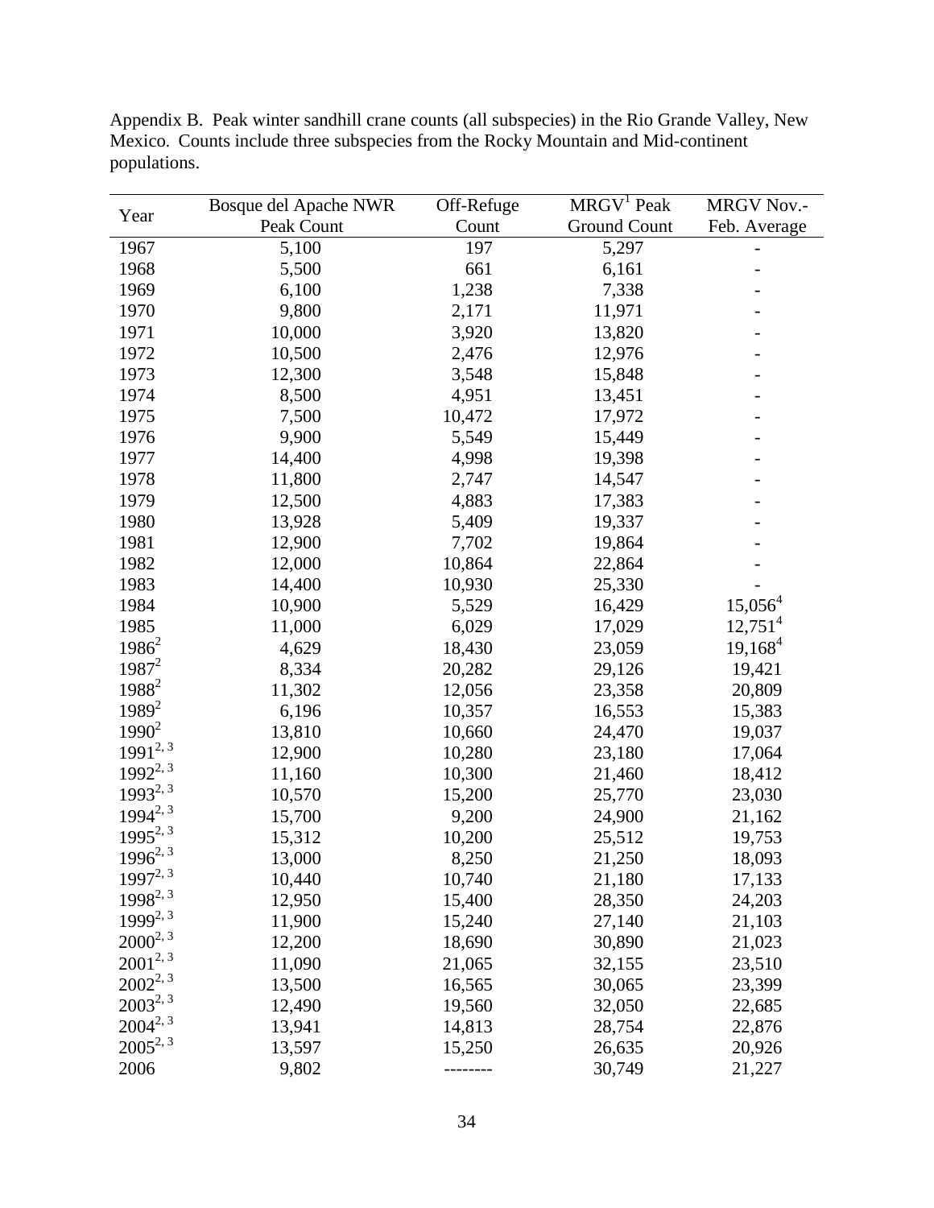Appendix B. Peak winter sandhill crane counts (all subspecies) in the Rio Grande Valley, New Mexico. Counts include three subspecies from the Rocky Mountain and Mid-continent populations.

| Year | Bosque del Apache NWR Peak Count | Off-Refuge Count | MRGV[1] Peak Ground Count | MRGV Nov.-Feb. Average |
|---|---|---|---|---|
| 1967 | 5,100 | 197 | 5,297 | - |
| 1968 | 5,500 | 661 | 6,161 | - |
| 1969 | 6,100 | 1,238 | 7,338 | - |
| 1970 | 9,800 | 2,171 | 11,971 | - |
| 1971 | 10,000 | 3,920 | 13,820 | - |
| 1972 | 10,500 | 2,476 | 12,976 | - |
| 1973 | 12,300 | 3,548 | 15,848 | - |
| 1974 | 8,500 | 4,951 | 13,451 | - |
| 1975 | 7,500 | 10,472 | 17,972 | - |
| 1976 | 9,900 | 5,549 | 15,449 | - |
| 1977 | 14,400 | 4,998 | 19,398 | - |
| 1978 | 11,800 | 2,747 | 14,547 | - |
| 1979 | 12,500 | 4,883 | 17,383 | - |
| 1980 | 13,928 | 5,409 | 19,337 | - |
| 1981 | 12,900 | 7,702 | 19,864 | - |
| 1982 | 12,000 | 10,864 | 22,864 | - |
| 1983 | 14,400 | 10,930 | 25,330 | - |
| 1984 | 10,900 | 5,529 | 16,429 | 15,056[4] |
| 1985 | 11,000 | 6,029 | 17,029 | 12,751[4] |
| 1986[2] | 4,629 | 18,430 | 23,059 | 19,168[4] |
| 1987[2] | 8,334 | 20,282 | 29,126 | 19,421 |
| 1988[2] | 11,302 | 12,056 | 23,358 | 20,809 |
| 1989[2] | 6,196 | 10,357 | 16,553 | 15,383 |
| 1990[2] | 13,810 | 10,660 | 24,470 | 19,037 |
| 1991[2, 3] | 12,900 | 10,280 | 23,180 | 17,064 |
| 1992[2, 3] | 11,160 | 10,300 | 21,460 | 18,412 |
| 1993[2, 3] | 10,570 | 15,200 | 25,770 | 23,030 |
| 1994[2, 3] | 15,700 | 9,200 | 24,900 | 21,162 |
| 1995[2, 3] | 15,312 | 10,200 | 25,512 | 19,753 |
| 1996[2, 3] | 13,000 | 8,250 | 21,250 | 18,093 |
| 1997[2, 3] | 10,440 | 10,740 | 21,180 | 17,133 |
| 1998[2, 3] | 12,950 | 15,400 | 28,350 | 24,203 |
| 1999[2, 3] | 11,900 | 15,240 | 27,140 | 21,103 |
| 2000[2, 3] | 12,200 | 18,690 | 30,890 | 21,023 |
| 2001[2, 3] | 11,090 | 21,065 | 32,155 | 23,510 |
| 2002[2, 3] | 13,500 | 16,565 | 30,065 | 23,399 |
| 2003[2, 3] | 12,490 | 19,560 | 32,050 | 22,685 |
| 2004[2, 3] | 13,941 | 14,813 | 28,754 | 22,876 |
| 2005[2, 3] | 13,597 | 15,250 | 26,635 | 20,926 |
| 2006 | 9,802 | -------- | 30,749 | 21,227 |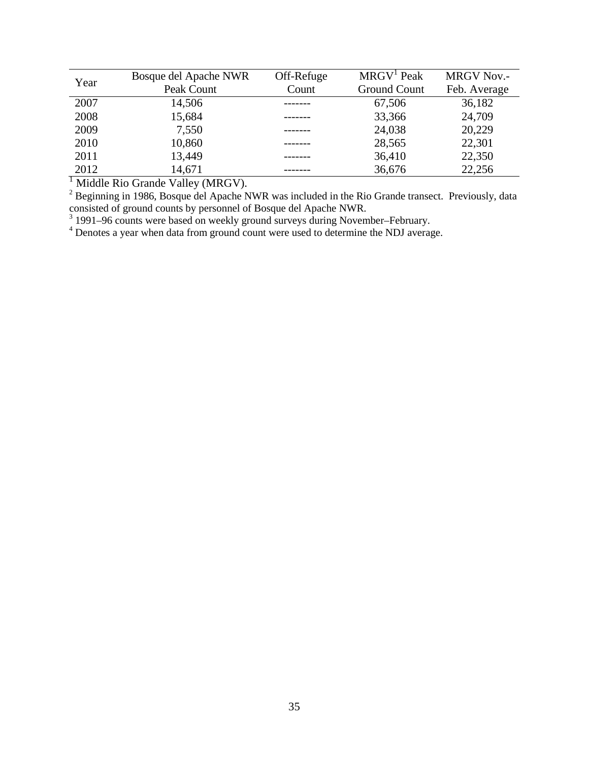| Year | Bosque del Apache NWR Peak Count | Off-Refuge Count | MRGV[1] Peak Ground Count | MRGV Nov.-Feb. Average |
|---|---|---|---|---|
| 2007 | 14,506 | ------- | 67,506 | 36,182 |
| 2008 | 15,684 | ------- | 33,366 | 24,709 |
| 2009 | 7,550 | ------- | 24,038 | 20,229 |
| 2010 | 10,860 | ------- | 28,565 | 22,301 |
| 2011 | 13,449 | ------- | 36,410 | 22,350 |
| 2012 | 14,671 | ------- | 36,676 | 22,256 |

[1] Middle Rio Grande Valley (MRGV).

[2] Beginning in 1986, Bosque del Apache NWR was included in the Rio Grande transect. Previously, data consisted of ground counts by personnel of Bosque del Apache NWR.

[3] 1991–96 counts were based on weekly ground surveys during November–February.

[4] Denotes a year when data from ground count were used to determine the NDJ average.